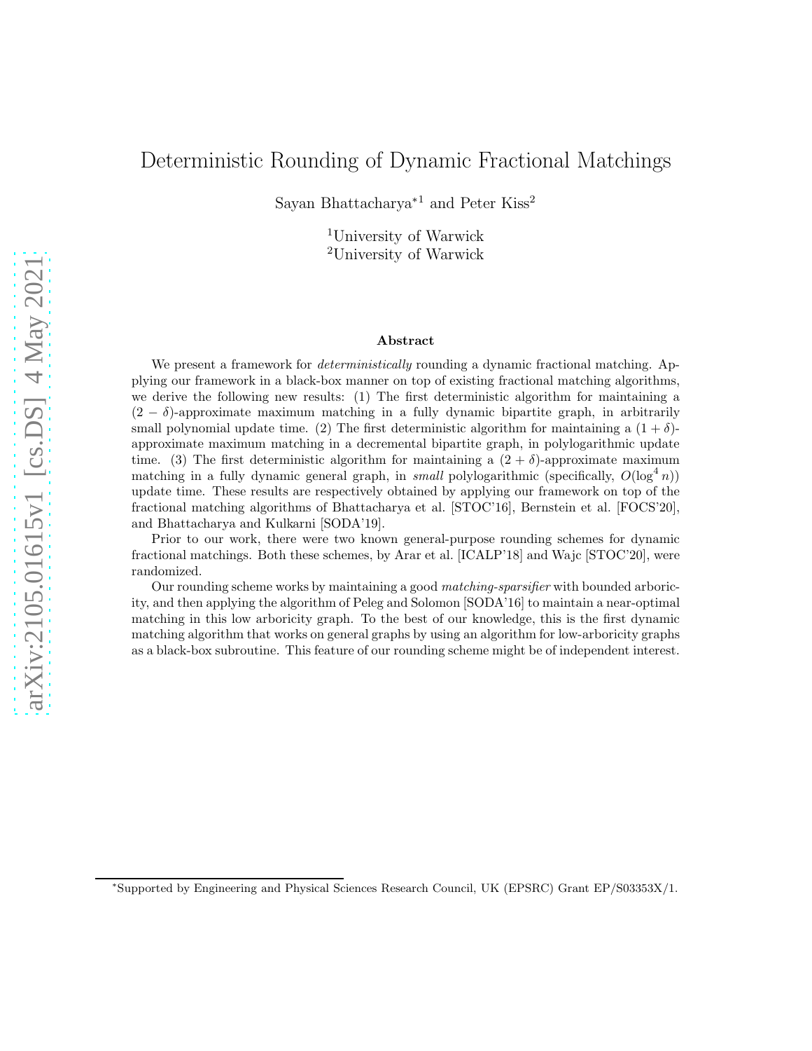# Deterministic Rounding of Dynamic Fractional Matchings

Sayan Bhattacharya*[1] and Peter Kiss[2]

[1]University of Warwick
[2]University of Warwick

## Abstract

We present a framework for *deterministically* rounding a dynamic fractional matching. Applying our framework in a black-box manner on top of existing fractional matching algorithms, we derive the following new results: (1) The first deterministic algorithm for maintaining a $(2 - \delta)$-approximate maximum matching in a fully dynamic bipartite graph, in arbitrarily small polynomial update time. (2) The first deterministic algorithm for maintaining a $(1 + \delta)$-approximate maximum matching in a decremental bipartite graph, in polylogarithmic update time. (3) The first deterministic algorithm for maintaining a $(2 + \delta)$-approximate maximum matching in a fully dynamic general graph, in *small* polylogarithmic (specifically, $O(\log^4 n)$) update time. These results are respectively obtained by applying our framework on top of the fractional matching algorithms of Bhattacharya et al. [STOC'16], Bernstein et al. [FOCS'20], and Bhattacharya and Kulkarni [SODA'19].

Prior to our work, there were two known general-purpose rounding schemes for dynamic fractional matchings. Both these schemes, by Arar et al. [ICALP'18] and Wajc [STOC'20], were randomized.

Our rounding scheme works by maintaining a good *matching-sparsifier* with bounded arboricity, and then applying the algorithm of Peleg and Solomon [SODA'16] to maintain a near-optimal matching in this low arboricity graph. To the best of our knowledge, this is the first dynamic matching algorithm that works on general graphs by using an algorithm for low-arboricity graphs as a black-box subroutine. This feature of our rounding scheme might be of independent interest.

*Supported by Engineering and Physical Sciences Research Council, UK (EPSRC) Grant EP/S03353X/1.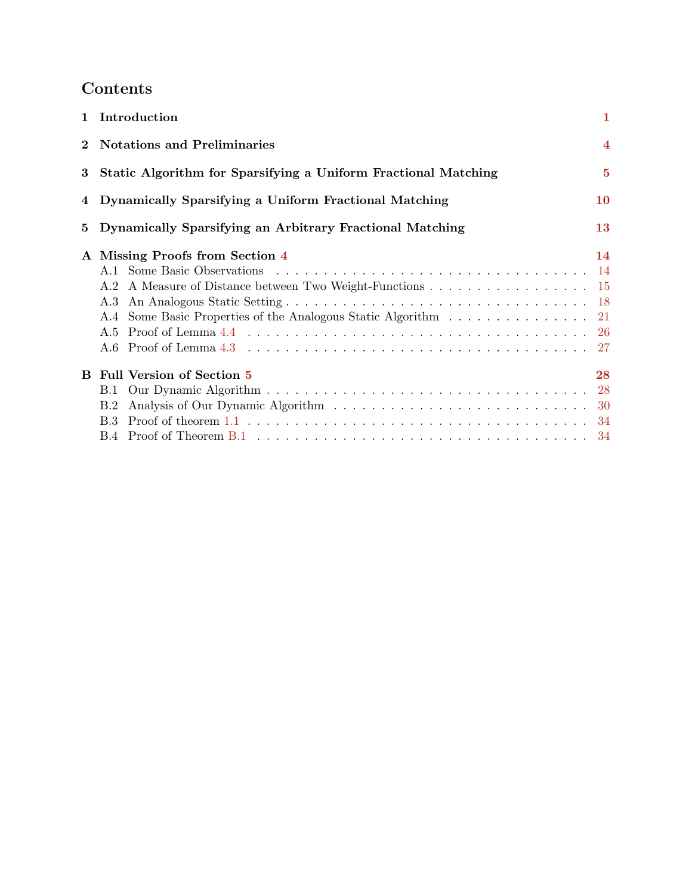# Contents

1 Introduction 1

2 Notations and Preliminaries 4

3 Static Algorithm for Sparsifying a Uniform Fractional Matching 5

4 Dynamically Sparsifying a Uniform Fractional Matching 10

5 Dynamically Sparsifying an Arbitrary Fractional Matching 13

A Missing Proofs from Section 4 14
- A.1 Some Basic Observations 14
- A.2 A Measure of Distance between Two Weight-Functions 15
- A.3 An Analogous Static Setting 18
- A.4 Some Basic Properties of the Analogous Static Algorithm 21
- A.5 Proof of Lemma 4.4 26
- A.6 Proof of Lemma 4.3 27

B Full Version of Section 5 28
- B.1 Our Dynamic Algorithm 28
- B.2 Analysis of Our Dynamic Algorithm 30
- B.3 Proof of theorem 1.1 34
- B.4 Proof of Theorem B.1 34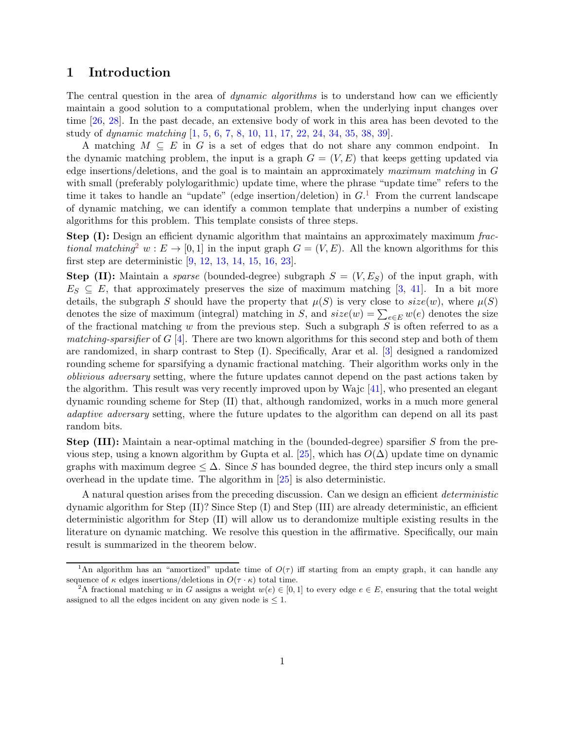# 1 Introduction

The central question in the area of *dynamic algorithms* is to understand how can we efficiently maintain a good solution to a computational problem, when the underlying input changes over time [26, 28]. In the past decade, an extensive body of work in this area has been devoted to the study of *dynamic matching* [1, 5, 6, 7, 8, 10, 11, 17, 22, 24, 34, 35, 38, 39].

A matching $M \subseteq E$ in $G$ is a set of edges that do not share any common endpoint. In the dynamic matching problem, the input is a graph $G = (V, E)$ that keeps getting updated via edge insertions/deletions, and the goal is to maintain an approximately *maximum matching* in $G$ with small (preferably polylogarithmic) update time, where the phrase "update time" refers to the time it takes to handle an "update" (edge insertion/deletion) in $G$.[1] From the current landscape of dynamic matching, we can identify a common template that underpins a number of existing algorithms for this problem. This template consists of three steps.

**Step (I):** Design an efficient dynamic algorithm that maintains an approximately maximum *fractional matching*[2] $w : E \to [0, 1]$ in the input graph $G = (V, E)$. All the known algorithms for this first step are deterministic [9, 12, 13, 14, 15, 16, 23].

**Step (II):** Maintain a *sparse* (bounded-degree) subgraph $S = (V, E_S)$ of the input graph, with $E_S \subseteq E$, that approximately preserves the size of maximum matching [3, 41]. In a bit more details, the subgraph $S$ should have the property that $\mu(S)$ is very close to $size(w)$, where $\mu(S)$ denotes the size of maximum (integral) matching in $S$, and $size(w) = \sum_{e \in E} w(e)$ denotes the size of the fractional matching $w$ from the previous step. Such a subgraph $S$ is often referred to as a *matching-sparsifier* of $G$ [4]. There are two known algorithms for this second step and both of them are randomized, in sharp contrast to Step (I). Specifically, Arar et al. [3] designed a randomized rounding scheme for sparsifying a dynamic fractional matching. Their algorithm works only in the *oblivious adversary* setting, where the future updates cannot depend on the past actions taken by the algorithm. This result was very recently improved upon by Wajc [41], who presented an elegant dynamic rounding scheme for Step (II) that, although randomized, works in a much more general *adaptive adversary* setting, where the future updates to the algorithm can depend on all its past random bits.

**Step (III):** Maintain a near-optimal matching in the (bounded-degree) sparsifier $S$ from the previous step, using a known algorithm by Gupta et al. [25], which has $O(\Delta)$ update time on dynamic graphs with maximum degree $\leq \Delta$. Since $S$ has bounded degree, the third step incurs only a small overhead in the update time. The algorithm in [25] is also deterministic.

A natural question arises from the preceding discussion. Can we design an efficient *deterministic* dynamic algorithm for Step (II)? Since Step (I) and Step (III) are already deterministic, an efficient deterministic algorithm for Step (II) will allow us to derandomize multiple existing results in the literature on dynamic matching. We resolve this question in the affirmative. Specifically, our main result is summarized in the theorem below.

---

[1] An algorithm has an "amortized" update time of $O(\tau)$ iff starting from an empty graph, it can handle any sequence of $\kappa$ edges insertions/deletions in $O(\tau \cdot \kappa)$ total time.

[2] A fractional matching $w$ in $G$ assigns a weight $w(e) \in [0, 1]$ to every edge $e \in E$, ensuring that the total weight assigned to all the edges incident on any given node is $\leq 1$.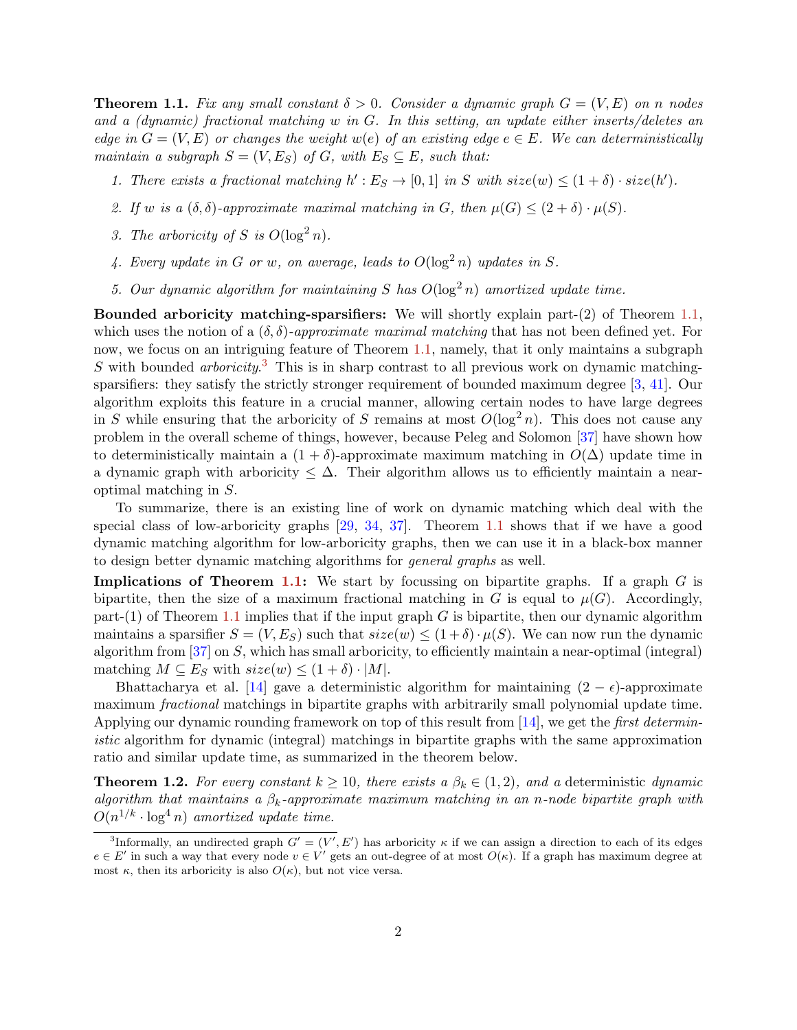**Theorem 1.1.** *Fix any small constant $\delta > 0$. Consider a dynamic graph $G = (V, E)$ on $n$ nodes and a (dynamic) fractional matching $w$ in $G$. In this setting, an update either inserts/deletes an edge in $G = (V, E)$ or changes the weight $w(e)$ of an existing edge $e \in E$. We can deterministically maintain a subgraph $S = (V, E_S)$ of $G$, with $E_S \subseteq E$, such that:*

1. *There exists a fractional matching $h' : E_S \to [0, 1]$ in $S$ with $size(w) \leq (1 + \delta) \cdot size(h')$.*
2. *If $w$ is a $(\delta, \delta)$-approximate maximal matching in $G$, then $\mu(G) \leq (2 + \delta) \cdot \mu(S)$.*
3. *The arboricity of $S$ is $O(\log^2 n)$.*
4. *Every update in $G$ or $w$, on average, leads to $O(\log^2 n)$ updates in $S$.*
5. *Our dynamic algorithm for maintaining $S$ has $O(\log^2 n)$ amortized update time.*

**Bounded arboricity matching-sparsifiers:** We will shortly explain part-(2) of Theorem 1.1, which uses the notion of a $(\delta, \delta)$-*approximate maximal matching* that has not been defined yet. For now, we focus on an intriguing feature of Theorem 1.1, namely, that it only maintains a subgraph $S$ with bounded *arboricity*.[3] This is in sharp contrast to all previous work on dynamic matching-sparsifiers: they satisfy the strictly stronger requirement of bounded maximum degree [3, 41]. Our algorithm exploits this feature in a crucial manner, allowing certain nodes to have large degrees in $S$ while ensuring that the arboricity of $S$ remains at most $O(\log^2 n)$. This does not cause any problem in the overall scheme of things, however, because Peleg and Solomon [37] have shown how to deterministically maintain a $(1 + \delta)$-approximate maximum matching in $O(\Delta)$ update time in a dynamic graph with arboricity $\leq \Delta$. Their algorithm allows us to efficiently maintain a near-optimal matching in $S$.

To summarize, there is an existing line of work on dynamic matching which deal with the special class of low-arboricity graphs [29, 34, 37]. Theorem 1.1 shows that if we have a good dynamic matching algorithm for low-arboricity graphs, then we can use it in a black-box manner to design better dynamic matching algorithms for *general graphs* as well.

**Implications of Theorem 1.1:** We start by focussing on bipartite graphs. If a graph $G$ is bipartite, then the size of a maximum fractional matching in $G$ is equal to $\mu(G)$. Accordingly, part-(1) of Theorem 1.1 implies that if the input graph $G$ is bipartite, then our dynamic algorithm maintains a sparsifier $S = (V, E_S)$ such that $size(w) \leq (1 + \delta) \cdot \mu(S)$. We can now run the dynamic algorithm from [37] on $S$, which has small arboricity, to efficiently maintain a near-optimal (integral) matching $M \subseteq E_S$ with $size(w) \leq (1 + \delta) \cdot |M|$.

Bhattacharya et al. [14] gave a deterministic algorithm for maintaining $(2 - \epsilon)$-approximate maximum *fractional* matchings in bipartite graphs with arbitrarily small polynomial update time. Applying our dynamic rounding framework on top of this result from [14], we get the *first deterministic* algorithm for dynamic (integral) matchings in bipartite graphs with the same approximation ratio and similar update time, as summarized in the theorem below.

**Theorem 1.2.** *For every constant $k \geq 10$, there exists a $\beta_k \in (1, 2)$, and a* deterministic *dynamic algorithm that maintains a $\beta_k$-approximate maximum matching in an $n$-node bipartite graph with $O(n^{1/k} \cdot \log^4 n)$ amortized update time.*

[3] Informally, an undirected graph $G' = (V', E')$ has arboricity $\kappa$ if we can assign a direction to each of its edges $e \in E'$ in such a way that every node $v \in V'$ gets an out-degree of at most $O(\kappa)$. If a graph has maximum degree at most $\kappa$, then its arboricity is also $O(\kappa)$, but not vice versa.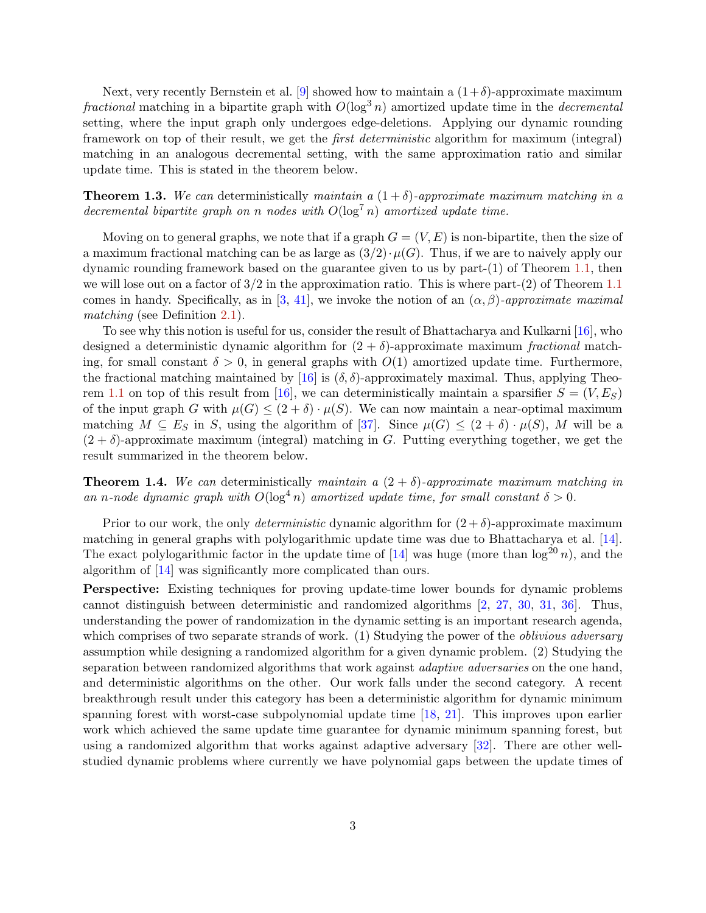Next, very recently Bernstein et al. [9] showed how to maintain a $(1+\delta)$-approximate maximum *fractional* matching in a bipartite graph with $O(\log^3 n)$ amortized update time in the *decremental* setting, where the input graph only undergoes edge-deletions. Applying our dynamic rounding framework on top of their result, we get the *first deterministic* algorithm for maximum (integral) matching in an analogous decremental setting, with the same approximation ratio and similar update time. This is stated in the theorem below.

**Theorem 1.3.** *We can* deterministically *maintain a $(1+\delta)$-approximate maximum matching in a decremental bipartite graph on $n$ nodes with $O(\log^7 n)$ amortized update time.*

Moving on to general graphs, we note that if a graph $G = (V, E)$ is non-bipartite, then the size of a maximum fractional matching can be as large as $(3/2) \cdot \mu(G)$. Thus, if we are to naively apply our dynamic rounding framework based on the guarantee given to us by part-(1) of Theorem 1.1, then we will lose out on a factor of $3/2$ in the approximation ratio. This is where part-(2) of Theorem 1.1 comes in handy. Specifically, as in [3, 41], we invoke the notion of an $(\alpha, \beta)$-*approximate maximal matching* (see Definition 2.1).

To see why this notion is useful for us, consider the result of Bhattacharya and Kulkarni [16], who designed a deterministic dynamic algorithm for $(2+\delta)$-approximate maximum *fractional* matching, for small constant $\delta > 0$, in general graphs with $O(1)$ amortized update time. Furthermore, the fractional matching maintained by [16] is $(\delta, \delta)$-approximately maximal. Thus, applying Theorem 1.1 on top of this result from [16], we can deterministically maintain a sparsifier $S = (V, E_S)$ of the input graph $G$ with $\mu(G) \leq (2+\delta) \cdot \mu(S)$. We can now maintain a near-optimal maximum matching $M \subseteq E_S$ in $S$, using the algorithm of [37]. Since $\mu(G) \leq (2+\delta) \cdot \mu(S)$, $M$ will be a $(2+\delta)$-approximate maximum (integral) matching in $G$. Putting everything together, we get the result summarized in the theorem below.

**Theorem 1.4.** *We can* deterministically *maintain a $(2+\delta)$-approximate maximum matching in an $n$-node dynamic graph with $O(\log^4 n)$ amortized update time, for small constant $\delta > 0$.*

Prior to our work, the only *deterministic* dynamic algorithm for $(2+\delta)$-approximate maximum matching in general graphs with polylogarithmic update time was due to Bhattacharya et al. [14]. The exact polylogarithmic factor in the update time of [14] was huge (more than $\log^{20} n$), and the algorithm of [14] was significantly more complicated than ours.

**Perspective:** Existing techniques for proving update-time lower bounds for dynamic problems cannot distinguish between deterministic and randomized algorithms [2, 27, 30, 31, 36]. Thus, understanding the power of randomization in the dynamic setting is an important research agenda, which comprises of two separate strands of work. (1) Studying the power of the *oblivious adversary* assumption while designing a randomized algorithm for a given dynamic problem. (2) Studying the separation between randomized algorithms that work against *adaptive adversaries* on the one hand, and deterministic algorithms on the other. Our work falls under the second category. A recent breakthrough result under this category has been a deterministic algorithm for dynamic minimum spanning forest with worst-case subpolynomial update time [18, 21]. This improves upon earlier work which achieved the same update time guarantee for dynamic minimum spanning forest, but using a randomized algorithm that works against adaptive adversary [32]. There are other well-studied dynamic problems where currently we have polynomial gaps between the update times of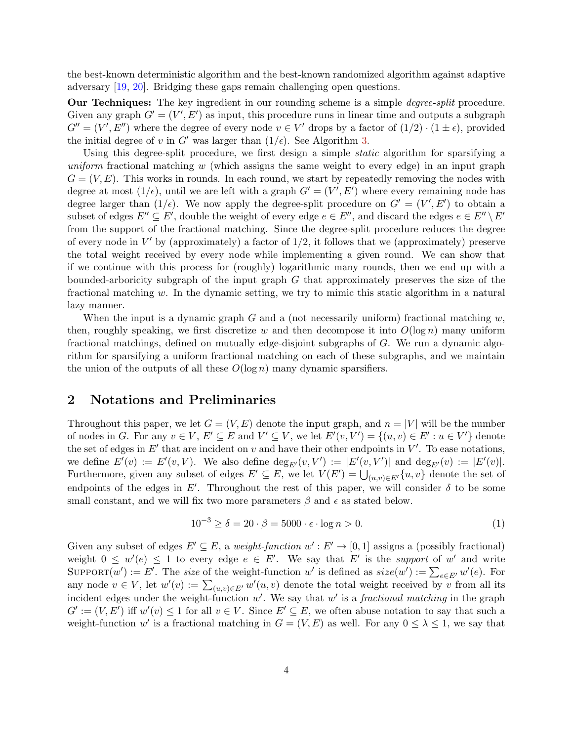the best-known deterministic algorithm and the best-known randomized algorithm against adaptive adversary [19, 20]. Bridging these gaps remain challenging open questions.

**Our Techniques:** The key ingredient in our rounding scheme is a simple *degree-split* procedure. Given any graph $G' = (V', E')$ as input, this procedure runs in linear time and outputs a subgraph $G'' = (V', E'')$ where the degree of every node $v \in V'$ drops by a factor of $(1/2) \cdot (1 \pm \epsilon)$, provided the initial degree of $v$ in $G'$ was larger than $(1/\epsilon)$. See Algorithm 3.

Using this degree-split procedure, we first design a simple *static* algorithm for sparsifying a *uniform* fractional matching $w$ (which assigns the same weight to every edge) in an input graph $G = (V, E)$. This works in rounds. In each round, we start by repeatedly removing the nodes with degree at most $(1/\epsilon)$, until we are left with a graph $G' = (V', E')$ where every remaining node has degree larger than $(1/\epsilon)$. We now apply the degree-split procedure on $G' = (V', E')$ to obtain a subset of edges $E'' \subseteq E'$, double the weight of every edge $e \in E''$, and discard the edges $e \in E'' \setminus E'$ from the support of the fractional matching. Since the degree-split procedure reduces the degree of every node in $V'$ by (approximately) a factor of $1/2$, it follows that we (approximately) preserve the total weight received by every node while implementing a given round. We can show that if we continue with this process for (roughly) logarithmic many rounds, then we end up with a bounded-arboricity subgraph of the input graph $G$ that approximately preserves the size of the fractional matching $w$. In the dynamic setting, we try to mimic this static algorithm in a natural lazy manner.

When the input is a dynamic graph $G$ and a (not necessarily uniform) fractional matching $w$, then, roughly speaking, we first discretize $w$ and then decompose it into $O(\log n)$ many uniform fractional matchings, defined on mutually edge-disjoint subgraphs of $G$. We run a dynamic algorithm for sparsifying a uniform fractional matching on each of these subgraphs, and we maintain the union of the outputs of all these $O(\log n)$ many dynamic sparsifiers.

## 2 Notations and Preliminaries

Throughout this paper, we let $G = (V, E)$ denote the input graph, and $n = |V|$ will be the number of nodes in $G$. For any $v \in V$, $E' \subseteq E$ and $V' \subseteq V$, we let $E'(v, V') = \{(u, v) \in E' : u \in V'\}$ denote the set of edges in $E'$ that are incident on $v$ and have their other endpoints in $V'$. To ease notations, we define $E'(v) := E'(v, V)$. We also define $\deg_{E'}(v, V') := |E'(v, V')|$ and $\deg_{E'}(v) := |E'(v)|$. Furthermore, given any subset of edges $E' \subseteq E$, we let $V(E') = \bigcup_{(u,v) \in E'} \{u, v\}$ denote the set of endpoints of the edges in $E'$. Throughout the rest of this paper, we will consider $\delta$ to be some small constant, and we will fix two more parameters $\beta$ and $\epsilon$ as stated below.

$$10^{-3} \geq \delta = 20 \cdot \beta = 5000 \cdot \epsilon \cdot \log n > 0. \tag{1}$$

Given any subset of edges $E' \subseteq E$, a *weight-function* $w' : E' \to [0, 1]$ assigns a (possibly fractional) weight $0 \leq w'(e) \leq 1$ to every edge $e \in E'$. We say that $E'$ is the *support* of $w'$ and write $\text{SUPPORT}(w') := E'$. The *size* of the weight-function $w'$ is defined as $size(w') := \sum_{e \in E'} w'(e)$. For any node $v \in V$, let $w'(v) := \sum_{(u,v) \in E'} w'(u, v)$ denote the total weight received by $v$ from all its incident edges under the weight-function $w'$. We say that $w'$ is a *fractional matching* in the graph $G' := (V, E')$ iff $w'(v) \leq 1$ for all $v \in V$. Since $E' \subseteq E$, we often abuse notation to say that such a weight-function $w'$ is a fractional matching in $G = (V, E)$ as well. For any $0 \leq \lambda \leq 1$, we say that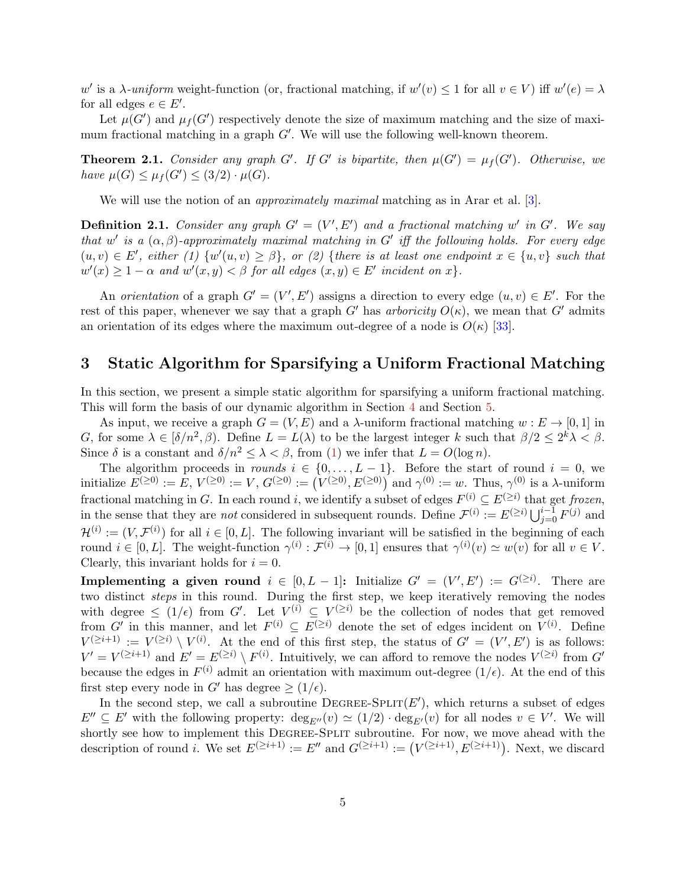$w'$ is a $\lambda$-*uniform* weight-function (or, fractional matching, if $w'(v) \leq 1$ for all $v \in V$) iff $w'(e) = \lambda$ for all edges $e \in E'$.

Let $\mu(G')$ and $\mu_f(G')$ respectively denote the size of maximum matching and the size of maximum fractional matching in a graph $G'$. We will use the following well-known theorem.

**Theorem 2.1.** *Consider any graph $G'$. If $G'$ is bipartite, then $\mu(G') = \mu_f(G')$. Otherwise, we have $\mu(G) \leq \mu_f(G') \leq (3/2) \cdot \mu(G)$.*

We will use the notion of an *approximately maximal* matching as in Arar et al. [3].

**Definition 2.1.** *Consider any graph $G' = (V', E')$ and a fractional matching $w'$ in $G'$. We say that $w'$ is a $(\alpha, \beta)$-approximately maximal matching in $G'$ iff the following holds. For every edge $(u, v) \in E'$, either (1) $\{w'(u, v) \geq \beta\}$, or (2) {there is at least one endpoint $x \in \{u, v\}$ such that $w'(x) \geq 1 - \alpha$ and $w'(x, y) < \beta$ for all edges $(x, y) \in E'$ incident on $x$}.*

An *orientation* of a graph $G' = (V', E')$ assigns a direction to every edge $(u, v) \in E'$. For the rest of this paper, whenever we say that a graph $G'$ has *arboricity* $O(\kappa)$, we mean that $G'$ admits an orientation of its edges where the maximum out-degree of a node is $O(\kappa)$ [33].

## 3 Static Algorithm for Sparsifying a Uniform Fractional Matching

In this section, we present a simple static algorithm for sparsifying a uniform fractional matching. This will form the basis of our dynamic algorithm in Section 4 and Section 5.

As input, we receive a graph $G = (V, E)$ and a $\lambda$-uniform fractional matching $w : E \to [0, 1]$ in $G$, for some $\lambda \in [\delta/n^2, \beta)$. Define $L = L(\lambda)$ to be the largest integer $k$ such that $\beta/2 \leq 2^k \lambda < \beta$. Since $\delta$ is a constant and $\delta/n^2 \leq \lambda < \beta$, from (1) we infer that $L = O(\log n)$.

The algorithm proceeds in *rounds* $i \in \{0, \ldots, L - 1\}$. Before the start of round $i = 0$, we initialize $E^{(\geq 0)} := E$, $V^{(\geq 0)} := V$, $G^{(\geq 0)} := \left(V^{(\geq 0)}, E^{(\geq 0)}\right)$ and $\gamma^{(0)} := w$. Thus, $\gamma^{(0)}$ is a $\lambda$-uniform fractional matching in $G$. In each round $i$, we identify a subset of edges $F^{(i)} \subseteq E^{(\geq i)}$ that get *frozen*, in the sense that they are *not* considered in subsequent rounds. Define $\mathcal{F}^{(i)} := E^{(\geq i)} \bigcup_{j=0}^{i-1} F^{(j)}$ and $\mathcal{H}^{(i)} := (V, \mathcal{F}^{(i)})$ for all $i \in [0, L]$. The following invariant will be satisfied in the beginning of each round $i \in [0, L]$. The weight-function $\gamma^{(i)} : \mathcal{F}^{(i)} \to [0, 1]$ ensures that $\gamma^{(i)}(v) \simeq w(v)$ for all $v \in V$. Clearly, this invariant holds for $i = 0$.

**Implementing a given round $i \in [0, L-1]$:** Initialize $G' = (V', E') := G^{(\geq i)}$. There are two distinct *steps* in this round. During the first step, we keep iteratively removing the nodes with degree $\leq (1/\epsilon)$ from $G'$. Let $V^{(i)} \subseteq V^{(\geq i)}$ be the collection of nodes that get removed from $G'$ in this manner, and let $F^{(i)} \subseteq E^{(\geq i)}$ denote the set of edges incident on $V^{(i)}$. Define $V^{(\geq i+1)} := V^{(\geq i)} \setminus V^{(i)}$. At the end of this first step, the status of $G' = (V', E')$ is as follows: $V' = V^{(\geq i+1)}$ and $E' = E^{(\geq i)} \setminus F^{(i)}$. Intuitively, we can afford to remove the nodes $V^{(\geq i)}$ from $G'$ because the edges in $F^{(i)}$ admit an orientation with maximum out-degree $(1/\epsilon)$. At the end of this first step every node in $G'$ has degree $\geq (1/\epsilon)$.

In the second step, we call a subroutine DEGREE-SPLIT$(E')$, which returns a subset of edges $E'' \subseteq E'$ with the following property: $\deg_{E''}(v) \simeq (1/2) \cdot \deg_{E'}(v)$ for all nodes $v \in V'$. We will shortly see how to implement this DEGREE-SPLIT subroutine. For now, we move ahead with the description of round $i$. We set $E^{(\geq i+1)} := E''$ and $G^{(\geq i+1)} := \left(V^{(\geq i+1)}, E^{(\geq i+1)}\right)$. Next, we discard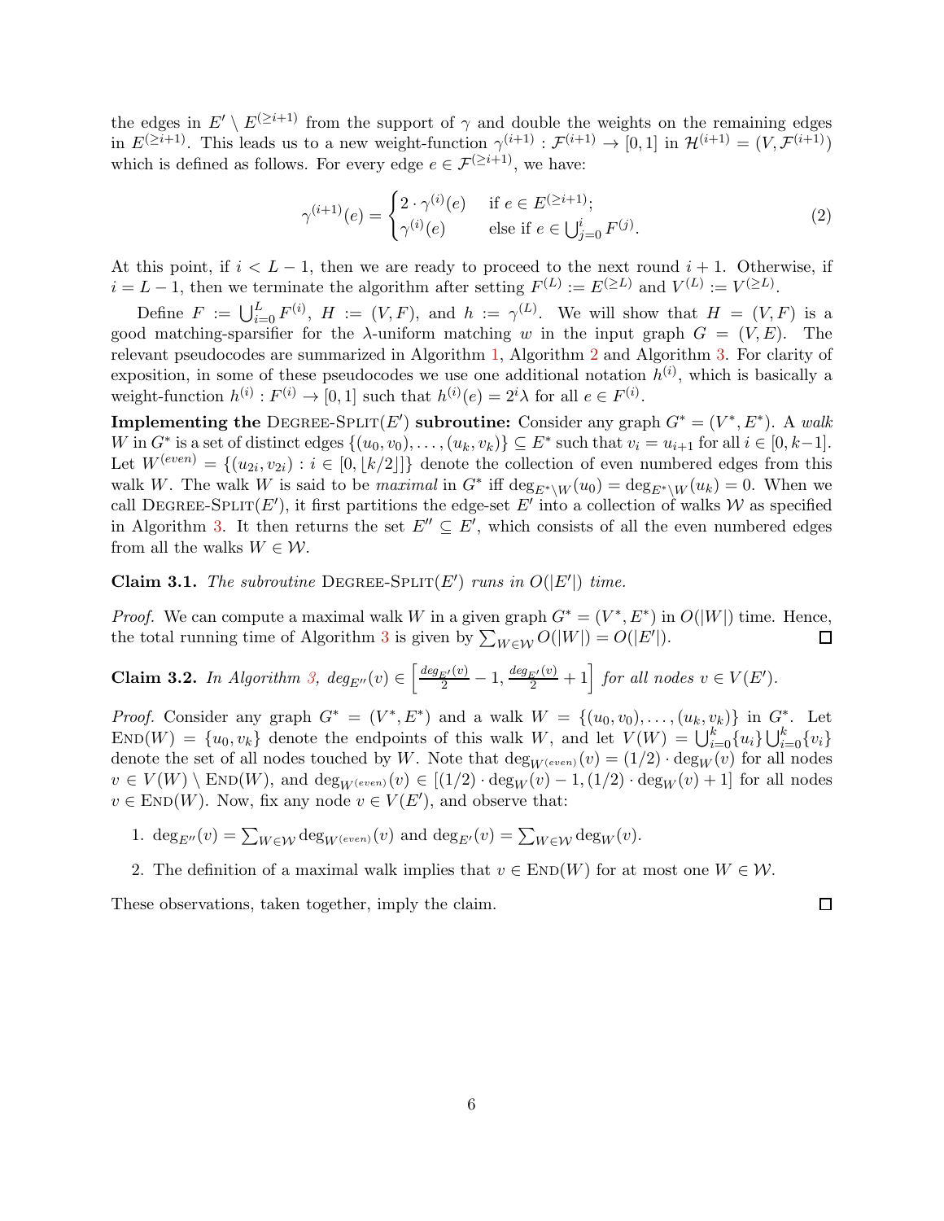the edges in $E' \setminus E^{(\geq i+1)}$ from the support of $\gamma$ and double the weights on the remaining edges in $E^{(\geq i+1)}$. This leads us to a new weight-function $\gamma^{(i+1)} : \mathcal{F}^{(i+1)} \rightarrow [0, 1]$ in $\mathcal{H}^{(i+1)} = (V, \mathcal{F}^{(i+1)})$ which is defined as follows. For every edge $e \in \mathcal{F}^{(\geq i+1)}$, we have:

$$\gamma^{(i+1)}(e) = \begin{cases} 2 \cdot \gamma^{(i)}(e) & \text{if } e \in E^{(\geq i+1)}; \\ \gamma^{(i)}(e) & \text{else if } e \in \bigcup_{j=0}^{i} F^{(j)}. \end{cases} \tag{2}$$

At this point, if $i < L - 1$, then we are ready to proceed to the next round $i + 1$. Otherwise, if $i = L - 1$, then we terminate the algorithm after setting $F^{(L)} := E^{(\geq L)}$ and $V^{(L)} := V^{(\geq L)}$.

Define $F := \bigcup_{i=0}^{L} F^{(i)}$, $H := (V, F)$, and $h := \gamma^{(L)}$. We will show that $H = (V, F)$ is a good matching-sparsifier for the $\lambda$-uniform matching $w$ in the input graph $G = (V, E)$. The relevant pseudocodes are summarized in Algorithm 1, Algorithm 2 and Algorithm 3. For clarity of exposition, in some of these pseudocodes we use one additional notation $h^{(i)}$, which is basically a weight-function $h^{(i)} : F^{(i)} \rightarrow [0, 1]$ such that $h^{(i)}(e) = 2^i \lambda$ for all $e \in F^{(i)}$.

**Implementing the** DEGREE-SPLIT($E'$) **subroutine:** Consider any graph $G^* = (V^*, E^*)$. A *walk* $W$ in $G^*$ is a set of distinct edges $\{(u_0, v_0), \ldots, (u_k, v_k)\} \subseteq E^*$ such that $v_i = u_{i+1}$ for all $i \in [0, k-1]$. Let $W^{(even)} = \{(u_{2i}, v_{2i}) : i \in [0, \lfloor k/2 \rfloor]\}$ denote the collection of even numbered edges from this walk $W$. The walk $W$ is said to be *maximal* in $G^*$ iff $\deg_{E^* \setminus W}(u_0) = \deg_{E^* \setminus W}(u_k) = 0$. When we call DEGREE-SPLIT($E'$), it first partitions the edge-set $E'$ into a collection of walks $\mathcal{W}$ as specified in Algorithm 3. It then returns the set $E'' \subseteq E'$, which consists of all the even numbered edges from all the walks $W \in \mathcal{W}$.

**Claim 3.1.** *The subroutine* DEGREE-SPLIT($E'$) *runs in* $O(|E'|)$ *time.*

*Proof.* We can compute a maximal walk $W$ in a given graph $G^* = (V^*, E^*)$ in $O(|W|)$ time. Hence, the total running time of Algorithm 3 is given by $\sum_{W \in \mathcal{W}} O(|W|) = O(|E'|)$. □

**Claim 3.2.** *In Algorithm 3,* $deg_{E''}(v) \in \left[\frac{deg_{E'}(v)}{2} - 1, \frac{deg_{E'}(v)}{2} + 1\right]$ *for all nodes* $v \in V(E')$.

*Proof.* Consider any graph $G^* = (V^*, E^*)$ and a walk $W = \{(u_0, v_0), \ldots, (u_k, v_k)\}$ in $G^*$. Let $\text{END}(W) = \{u_0, v_k\}$ denote the endpoints of this walk $W$, and let $V(W) = \bigcup_{i=0}^{k}\{u_i\} \bigcup_{i=0}^{k}\{v_i\}$ denote the set of all nodes touched by $W$. Note that $\deg_{W^{(even)}}(v) = (1/2) \cdot \deg_W(v)$ for all nodes $v \in V(W) \setminus \text{END}(W)$, and $\deg_{W^{(even)}}(v) \in [(1/2) \cdot \deg_W(v) - 1, (1/2) \cdot \deg_W(v) + 1]$ for all nodes $v \in \text{END}(W)$. Now, fix any node $v \in V(E')$, and observe that:

1. $\deg_{E''}(v) = \sum_{W \in \mathcal{W}} \deg_{W^{(even)}}(v)$ and $\deg_{E'}(v) = \sum_{W \in \mathcal{W}} \deg_W(v)$.
2. The definition of a maximal walk implies that $v \in \text{END}(W)$ for at most one $W \in \mathcal{W}$.

These observations, taken together, imply the claim. □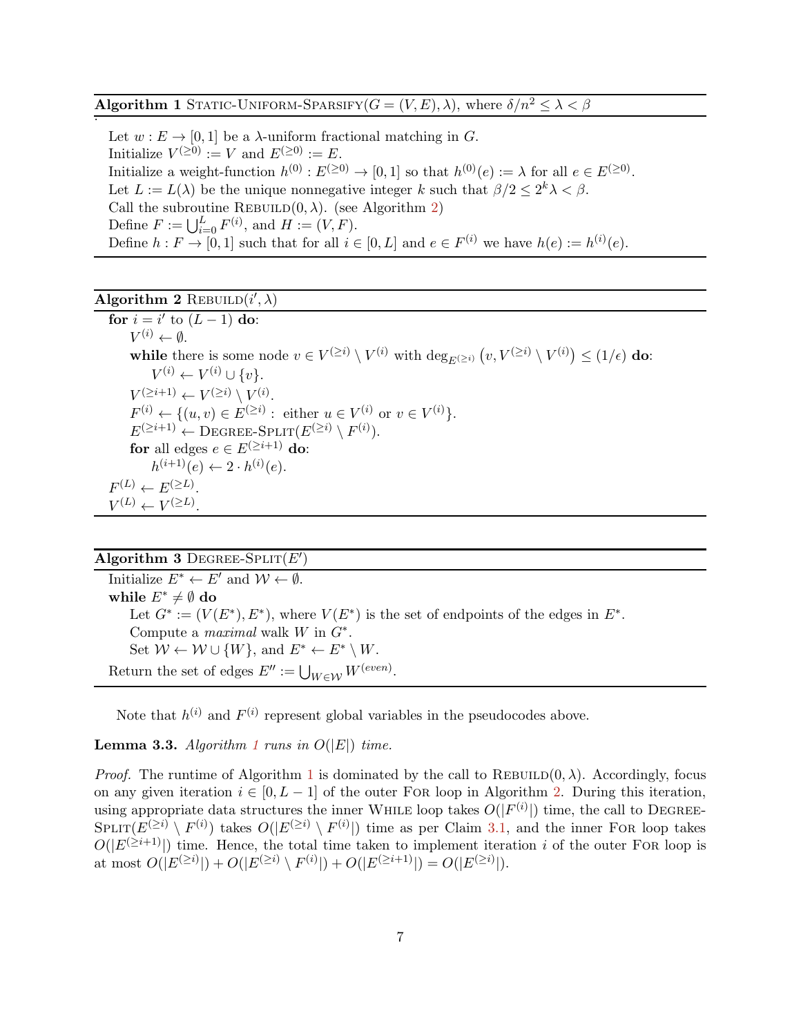**Algorithm 1** Static-Uniform-Sparsify($G = (V, E), \lambda$), where $\delta/n^2 \leq \lambda < \beta$

```
Let w : E → [0,1] be a λ-uniform fractional matching in G.
Initialize V^(≥0) := V and E^(≥0) := E.
Initialize a weight-function h^(0) : E^(≥0) → [0,1] so that h^(0)(e) := λ for all e ∈ E^(≥0).
Let L := L(λ) be the unique nonnegative integer k such that β/2 ≤ 2^k λ < β.
Call the subroutine Rebuild(0, λ). (see Algorithm 2)
Define F := ⋃_{i=0}^{L} F^(i), and H := (V, F).
Define h : F → [0,1] such that for all i ∈ [0, L] and e ∈ F^(i) we have h(e) := h^(i)(e).
```

**Algorithm 2** Rebuild($i', \lambda$)

```
for i = i' to (L − 1) do:
    V^(i) ← ∅.
    while there is some node v ∈ V^(≥i) \ V^(i) with deg_{E^(≥i)}(v, V^(≥i) \ V^(i)) ≤ (1/ε) do:
        V^(i) ← V^(i) ∪ {v}.
    V^(≥i+1) ← V^(≥i) \ V^(i).
    F^(i) ← {(u, v) ∈ E^(≥i) : either u ∈ V^(i) or v ∈ V^(i)}.
    E^(≥i+1) ← Degree-Split(E^(≥i) \ F^(i)).
    for all edges e ∈ E^(≥i+1) do:
        h^(i+1)(e) ← 2 · h^(i)(e).
F^(L) ← E^(≥L).
V^(L) ← V^(≥L).
```

**Algorithm 3** Degree-Split($E'$)

```
Initialize E* ← E' and W ← ∅.
while E* ≠ ∅ do
    Let G* := (V(E*), E*), where V(E*) is the set of endpoints of the edges in E*.
    Compute a maximal walk W in G*.
    Set W ← W ∪ {W}, and E* ← E* \ W.
Return the set of edges E'' := ⋃_{W ∈ W} W^(even).
```

Note that $h^{(i)}$ and $F^{(i)}$ represent global variables in the pseudocodes above.

**Lemma 3.3.** *Algorithm 1 runs in $O(|E|)$ time.*

*Proof.* The runtime of Algorithm 1 is dominated by the call to Rebuild$(0, \lambda)$. Accordingly, focus on any given iteration $i \in [0, L-1]$ of the outer For loop in Algorithm 2. During this iteration, using appropriate data structures the inner While loop takes $O(|F^{(i)}|)$ time, the call to Degree-Split$(E^{(\geq i)} \setminus F^{(i)})$ takes $O(|E^{(\geq i)} \setminus F^{(i)}|)$ time as per Claim 3.1, and the inner For loop takes $O(|E^{(\geq i+1)}|)$ time. Hence, the total time taken to implement iteration $i$ of the outer For loop is at most $O(|E^{(\geq i)}|) + O(|E^{(\geq i)} \setminus F^{(i)}|) + O(|E^{(\geq i+1)}|) = O(|E^{(\geq i)}|)$.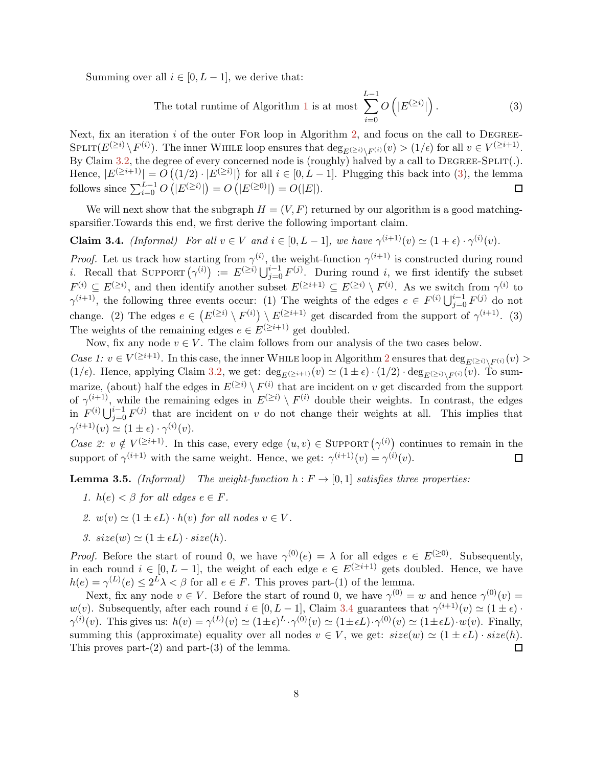Summing over all $i \in [0, L-1]$, we derive that:

$$\text{The total runtime of Algorithm 1 is at most } \sum_{i=0}^{L-1} O\left(|E^{(\geq i)}|\right). \tag{3}$$

Next, fix an iteration $i$ of the outer For loop in Algorithm 2, and focus on the call to Degree-Split$(E^{(\geq i)} \setminus F^{(i)})$. The inner While loop ensures that $\deg_{E^{(\geq i)} \setminus F^{(i)}}(v) > (1/\epsilon)$ for all $v \in V^{(\geq i+1)}$. By Claim 3.2, the degree of every concerned node is (roughly) halved by a call to Degree-Split(.). Hence, $|E^{(\geq i+1)}| = O\left((1/2) \cdot |E^{(\geq i)}|\right)$ for all $i \in [0, L-1]$. Plugging this back into (3), the lemma follows since $\sum_{i=0}^{L-1} O\left(|E^{(\geq i)}|\right) = O\left(|E^{(\geq 0)}|\right) = O(|E|)$. ◻

We will next show that the subgraph $H = (V, F)$ returned by our algorithm is a good matching-sparsifier.Towards this end, we first derive the following important claim.

**Claim 3.4.** *(Informal) For all $v \in V$ and $i \in [0, L-1]$, we have $\gamma^{(i+1)}(v) \simeq (1+\epsilon) \cdot \gamma^{(i)}(v)$.*

*Proof.* Let us track how starting from $\gamma^{(i)}$, the weight-function $\gamma^{(i+1)}$ is constructed during round $i$. Recall that $\text{Support}\left(\gamma^{(i)}\right) := E^{(\geq i)} \bigcup_{j=0}^{i-1} F^{(j)}$. During round $i$, we first identify the subset $F^{(i)} \subseteq E^{(\geq i)}$, and then identify another subset $E^{(\geq i+1)} \subseteq E^{(\geq i)} \setminus F^{(i)}$. As we switch from $\gamma^{(i)}$ to $\gamma^{(i+1)}$, the following three events occur: (1) The weights of the edges $e \in F^{(i)} \bigcup_{j=0}^{i-1} F^{(j)}$ do not change. (2) The edges $e \in \left(E^{(\geq i)} \setminus F^{(i)}\right) \setminus E^{(\geq i+1)}$ get discarded from the support of $\gamma^{(i+1)}$. (3) The weights of the remaining edges $e \in E^{(\geq i+1)}$ get doubled.

Now, fix any node $v \in V$. The claim follows from our analysis of the two cases below.

*Case 1: $v \in V^{(\geq i+1)}$.* In this case, the inner While loop in Algorithm 2 ensures that $\deg_{E^{(\geq i)} \setminus F^{(i)}}(v) > (1/\epsilon)$. Hence, applying Claim 3.2, we get: $\deg_{E^{(\geq i+1)}}(v) \simeq (1 \pm \epsilon) \cdot (1/2) \cdot \deg_{E^{(\geq i)} \setminus F^{(i)}}(v)$. To summarize, (about) half the edges in $E^{(\geq i)} \setminus F^{(i)}$ that are incident on $v$ get discarded from the support of $\gamma^{(i+1)}$, while the remaining edges in $E^{(\geq i)} \setminus F^{(i)}$ double their weights. In contrast, the edges in $F^{(i)} \bigcup_{j=0}^{i-1} F^{(j)}$ that are incident on $v$ do not change their weights at all. This implies that $\gamma^{(i+1)}(v) \simeq (1 \pm \epsilon) \cdot \gamma^{(i)}(v)$.

*Case 2: $v \notin V^{(\geq i+1)}$.* In this case, every edge $(u, v) \in \text{Support}\left(\gamma^{(i)}\right)$ continues to remain in the support of $\gamma^{(i+1)}$ with the same weight. Hence, we get: $\gamma^{(i+1)}(v) = \gamma^{(i)}(v)$. ◻

**Lemma 3.5.** *(Informal) The weight-function $h : F \to [0, 1]$ satisfies three properties:*

1. *$h(e) < \beta$ for all edges $e \in F$.*
2. *$w(v) \simeq (1 \pm \epsilon L) \cdot h(v)$ for all nodes $v \in V$.*
3. *$size(w) \simeq (1 \pm \epsilon L) \cdot size(h)$.*

*Proof.* Before the start of round 0, we have $\gamma^{(0)}(e) = \lambda$ for all edges $e \in E^{(\geq 0)}$. Subsequently, in each round $i \in [0, L-1]$, the weight of each edge $e \in E^{(\geq i+1)}$ gets doubled. Hence, we have $h(e) = \gamma^{(L)}(e) \leq 2^L \lambda < \beta$ for all $e \in F$. This proves part-(1) of the lemma.

Next, fix any node $v \in V$. Before the start of round 0, we have $\gamma^{(0)} = w$ and hence $\gamma^{(0)}(v) = w(v)$. Subsequently, after each round $i \in [0, L-1]$, Claim 3.4 guarantees that $\gamma^{(i+1)}(v) \simeq (1 \pm \epsilon) \cdot \gamma^{(i)}(v)$. This gives us: $h(v) = \gamma^{(L)}(v) \simeq (1 \pm \epsilon)^L \cdot \gamma^{(0)}(v) \simeq (1 \pm \epsilon L) \cdot \gamma^{(0)}(v) \simeq (1 \pm \epsilon L) \cdot w(v)$. Finally, summing this (approximate) equality over all nodes $v \in V$, we get: $size(w) \simeq (1 \pm \epsilon L) \cdot size(h)$. This proves part-(2) and part-(3) of the lemma. ◻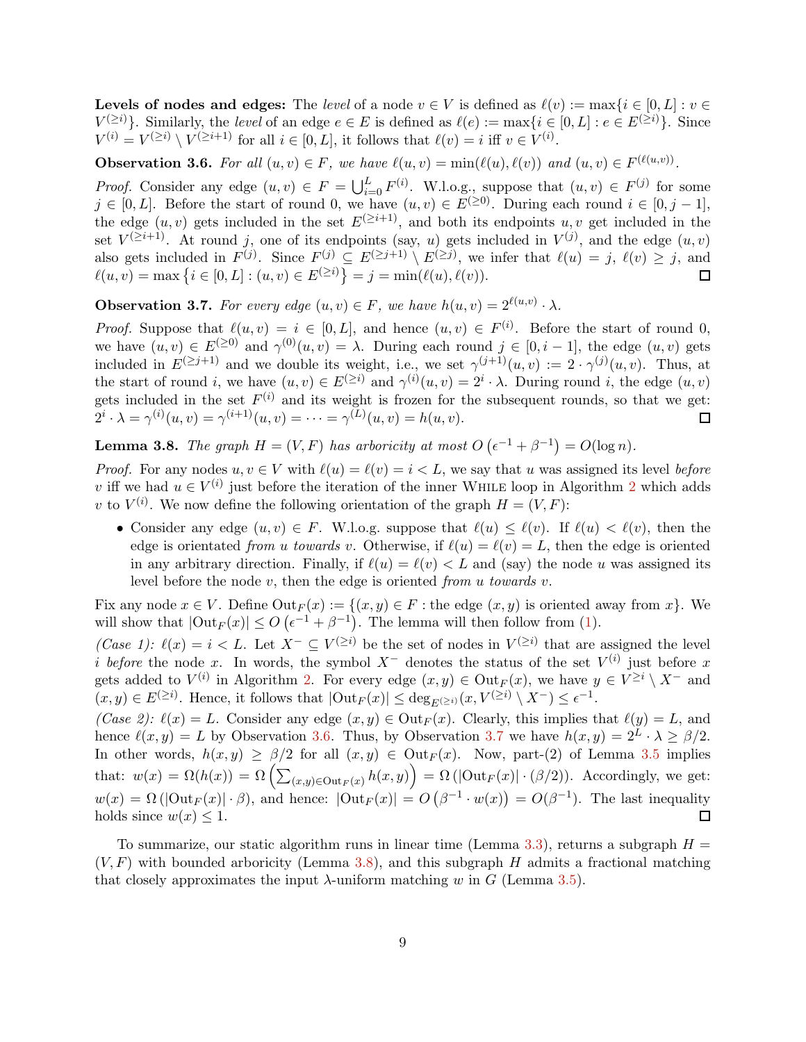**Levels of nodes and edges:** The *level* of a node $v \in V$ is defined as $\ell(v) := \max\{i \in [0, L] : v \in V^{(\geq i)}\}$. Similarly, the *level* of an edge $e \in E$ is defined as $\ell(e) := \max\{i \in [0, L] : e \in E^{(\geq i)}\}$. Since $V^{(i)} = V^{(\geq i)} \setminus V^{(\geq i+1)}$ for all $i \in [0, L]$, it follows that $\ell(v) = i$ iff $v \in V^{(i)}$.

**Observation 3.6.** *For all $(u, v) \in F$, we have $\ell(u, v) = \min(\ell(u), \ell(v))$ and $(u, v) \in F^{(\ell(u,v))}$.*

*Proof.* Consider any edge $(u, v) \in F = \bigcup_{i=0}^{L} F^{(i)}$. W.l.o.g., suppose that $(u, v) \in F^{(j)}$ for some $j \in [0, L]$. Before the start of round 0, we have $(u, v) \in E^{(\geq 0)}$. During each round $i \in [0, j-1]$, the edge $(u, v)$ gets included in the set $E^{(\geq i+1)}$, and both its endpoints $u, v$ get included in the set $V^{(\geq i+1)}$. At round $j$, one of its endpoints (say, $u$) gets included in $V^{(j)}$, and the edge $(u, v)$ also gets included in $F^{(j)}$. Since $F^{(j)} \subseteq E^{(\geq j+1)} \setminus E^{(\geq j)}$, we infer that $\ell(u) = j$, $\ell(v) \geq j$, and $\ell(u, v) = \max\left\{i \in [0, L] : (u, v) \in E^{(\geq i)}\right\} = j = \min(\ell(u), \ell(v))$. $\square$

**Observation 3.7.** *For every edge $(u, v) \in F$, we have $h(u, v) = 2^{\ell(u,v)} \cdot \lambda$.*

*Proof.* Suppose that $\ell(u, v) = i \in [0, L]$, and hence $(u, v) \in F^{(i)}$. Before the start of round 0, we have $(u, v) \in E^{(\geq 0)}$ and $\gamma^{(0)}(u, v) = \lambda$. During each round $j \in [0, i-1]$, the edge $(u, v)$ gets included in $E^{(\geq j+1)}$ and we double its weight, i.e., we set $\gamma^{(j+1)}(u, v) := 2 \cdot \gamma^{(j)}(u, v)$. Thus, at the start of round $i$, we have $(u, v) \in E^{(\geq i)}$ and $\gamma^{(i)}(u, v) = 2^i \cdot \lambda$. During round $i$, the edge $(u, v)$ gets included in the set $F^{(i)}$ and its weight is frozen for the subsequent rounds, so that we get: $2^i \cdot \lambda = \gamma^{(i)}(u, v) = \gamma^{(i+1)}(u, v) = \cdots = \gamma^{(L)}(u, v) = h(u, v)$. $\square$

**Lemma 3.8.** *The graph $H = (V, F)$ has arboricity at most $O\left(\epsilon^{-1} + \beta^{-1}\right) = O(\log n)$.*

*Proof.* For any nodes $u, v \in V$ with $\ell(u) = \ell(v) = i < L$, we say that $u$ was assigned its level *before* $v$ iff we had $u \in V^{(i)}$ just before the iteration of the inner WHILE loop in Algorithm 2 which adds $v$ to $V^{(i)}$. We now define the following orientation of the graph $H = (V, F)$:

- Consider any edge $(u, v) \in F$. W.l.o.g. suppose that $\ell(u) \leq \ell(v)$. If $\ell(u) < \ell(v)$, then the edge is orientated *from $u$ towards $v$*. Otherwise, if $\ell(u) = \ell(v) = L$, then the edge is oriented in any arbitrary direction. Finally, if $\ell(u) = \ell(v) < L$ and (say) the node $u$ was assigned its level before the node $v$, then the edge is oriented *from $u$ towards $v$*.

Fix any node $x \in V$. Define $\text{Out}_F(x) := \{(x, y) \in F : \text{the edge } (x, y) \text{ is oriented away from } x\}$. We will show that $|\text{Out}_F(x)| \leq O\left(\epsilon^{-1} + \beta^{-1}\right)$. The lemma will then follow from (1).

*(Case 1): $\ell(x) = i < L$.* Let $X^- \subseteq V^{(\geq i)}$ be the set of nodes in $V^{(\geq i)}$ that are assigned the level $i$ *before* the node $x$. In words, the symbol $X^-$ denotes the status of the set $V^{(i)}$ just before $x$ gets added to $V^{(i)}$ in Algorithm 2. For every edge $(x, y) \in \text{Out}_F(x)$, we have $y \in V^{\geq i} \setminus X^-$ and $(x, y) \in E^{(\geq i)}$. Hence, it follows that $|\text{Out}_F(x)| \leq \deg_{E^{(\geq i)}}(x, V^{(\geq i)} \setminus X^-) \leq \epsilon^{-1}$.

*(Case 2): $\ell(x) = L$.* Consider any edge $(x, y) \in \text{Out}_F(x)$. Clearly, this implies that $\ell(y) = L$, and hence $\ell(x, y) = L$ by Observation 3.6. Thus, by Observation 3.7 we have $h(x, y) = 2^L \cdot \lambda \geq \beta/2$. In other words, $h(x, y) \geq \beta/2$ for all $(x, y) \in \text{Out}_F(x)$. Now, part-(2) of Lemma 3.5 implies that: $w(x) = \Omega(h(x)) = \Omega\left(\sum_{(x,y)\in\text{Out}_F(x)} h(x, y)\right) = \Omega\left(|\text{Out}_F(x)| \cdot (\beta/2)\right)$. Accordingly, we get: $w(x) = \Omega\left(|\text{Out}_F(x)| \cdot \beta\right)$, and hence: $|\text{Out}_F(x)| = O\left(\beta^{-1} \cdot w(x)\right) = O(\beta^{-1})$. The last inequality holds since $w(x) \leq 1$. $\square$

To summarize, our static algorithm runs in linear time (Lemma 3.3), returns a subgraph $H = (V, F)$ with bounded arboricity (Lemma 3.8), and this subgraph $H$ admits a fractional matching that closely approximates the input $\lambda$-uniform matching $w$ in $G$ (Lemma 3.5).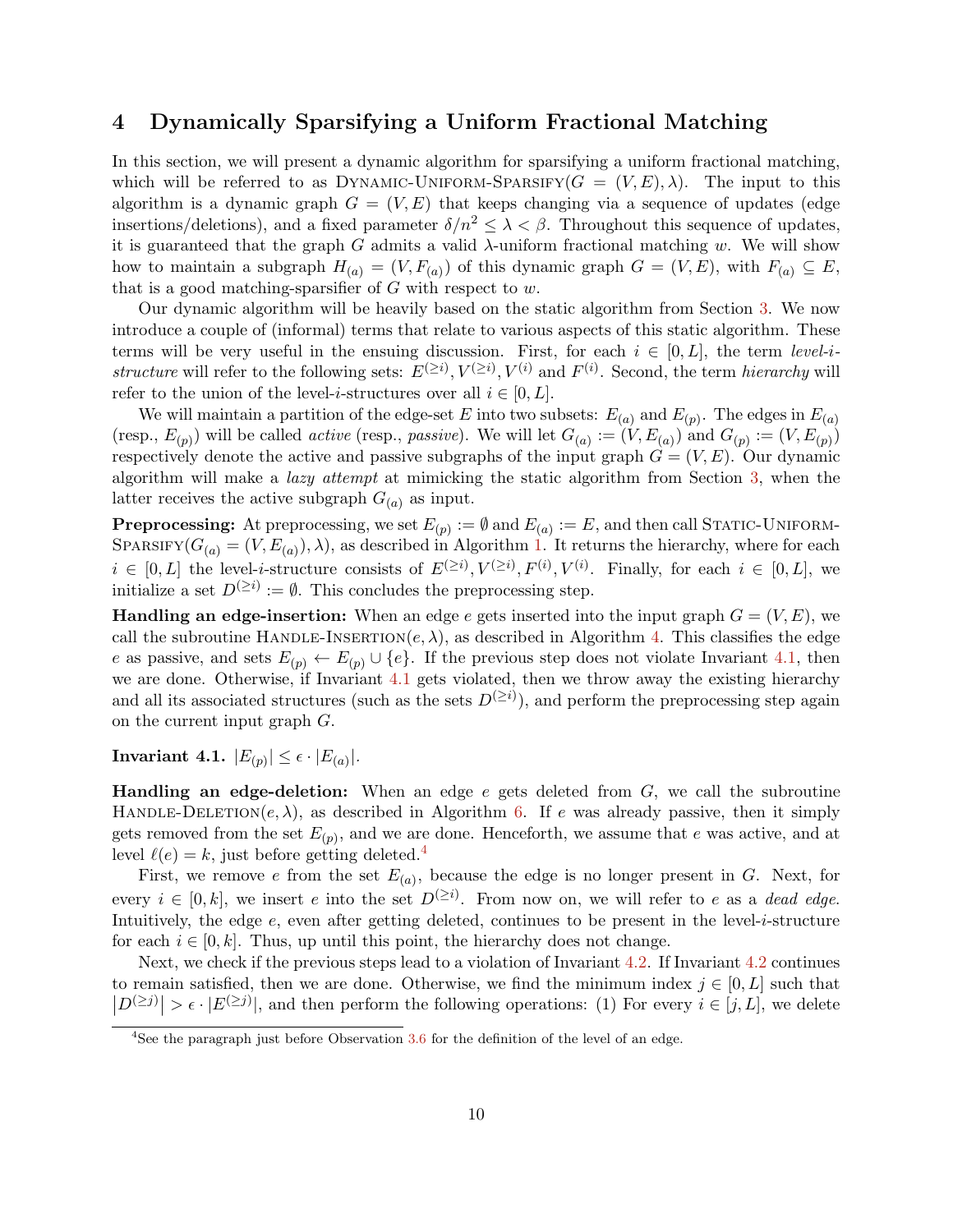## 4 Dynamically Sparsifying a Uniform Fractional Matching

In this section, we will present a dynamic algorithm for sparsifying a uniform fractional matching, which will be referred to as Dynamic-Uniform-Sparsify($G = (V, E), \lambda$). The input to this algorithm is a dynamic graph $G = (V, E)$ that keeps changing via a sequence of updates (edge insertions/deletions), and a fixed parameter $\delta/n^2 \leq \lambda < \beta$. Throughout this sequence of updates, it is guaranteed that the graph $G$ admits a valid $\lambda$-uniform fractional matching $w$. We will show how to maintain a subgraph $H_{(a)} = (V, F_{(a)})$ of this dynamic graph $G = (V, E)$, with $F_{(a)} \subseteq E$, that is a good matching-sparsifier of $G$ with respect to $w$.

Our dynamic algorithm will be heavily based on the static algorithm from Section 3. We now introduce a couple of (informal) terms that relate to various aspects of this static algorithm. These terms will be very useful in the ensuing discussion. First, for each $i \in [0, L]$, the term *level-$i$-structure* will refer to the following sets: $E^{(\geq i)}, V^{(\geq i)}, V^{(i)}$ and $F^{(i)}$. Second, the term *hierarchy* will refer to the union of the level-$i$-structures over all $i \in [0, L]$.

We will maintain a partition of the edge-set $E$ into two subsets: $E_{(a)}$ and $E_{(p)}$. The edges in $E_{(a)}$ (resp., $E_{(p)}$) will be called *active* (resp., *passive*). We will let $G_{(a)} := (V, E_{(a)})$ and $G_{(p)} := (V, E_{(p)})$ respectively denote the active and passive subgraphs of the input graph $G = (V, E)$. Our dynamic algorithm will make a *lazy attempt* at mimicking the static algorithm from Section 3, when the latter receives the active subgraph $G_{(a)}$ as input.

**Preprocessing:** At preprocessing, we set $E_{(p)} := \emptyset$ and $E_{(a)} := E$, and then call Static-Uniform-Sparsify($G_{(a)} = (V, E_{(a)}), \lambda$), as described in Algorithm 1. It returns the hierarchy, where for each $i \in [0, L]$ the level-$i$-structure consists of $E^{(\geq i)}, V^{(\geq i)}, F^{(i)}, V^{(i)}$. Finally, for each $i \in [0, L]$, we initialize a set $D^{(\geq i)} := \emptyset$. This concludes the preprocessing step.

**Handling an edge-insertion:** When an edge $e$ gets inserted into the input graph $G = (V, E)$, we call the subroutine Handle-Insertion($e, \lambda$), as described in Algorithm 4. This classifies the edge $e$ as passive, and sets $E_{(p)} \leftarrow E_{(p)} \cup \{e\}$. If the previous step does not violate Invariant 4.1, then we are done. Otherwise, if Invariant 4.1 gets violated, then we throw away the existing hierarchy and all its associated structures (such as the sets $D^{(\geq i)}$), and perform the preprocessing step again on the current input graph $G$.

**Invariant 4.1.** $|E_{(p)}| \leq \epsilon \cdot |E_{(a)}|$.

**Handling an edge-deletion:** When an edge $e$ gets deleted from $G$, we call the subroutine Handle-Deletion($e, \lambda$), as described in Algorithm 6. If $e$ was already passive, then it simply gets removed from the set $E_{(p)}$, and we are done. Henceforth, we assume that $e$ was active, and at level $\ell(e) = k$, just before getting deleted.[4]

First, we remove $e$ from the set $E_{(a)}$, because the edge is no longer present in $G$. Next, for every $i \in [0, k]$, we insert $e$ into the set $D^{(\geq i)}$. From now on, we will refer to $e$ as a *dead edge*. Intuitively, the edge $e$, even after getting deleted, continues to be present in the level-$i$-structure for each $i \in [0, k]$. Thus, up until this point, the hierarchy does not change.

Next, we check if the previous steps lead to a violation of Invariant 4.2. If Invariant 4.2 continues to remain satisfied, then we are done. Otherwise, we find the minimum index $j \in [0, L]$ such that $\left|D^{(\geq j)}\right| > \epsilon \cdot |E^{(\geq j)}|$, and then perform the following operations: (1) For every $i \in [j, L]$, we delete

[4] See the paragraph just before Observation 3.6 for the definition of the level of an edge.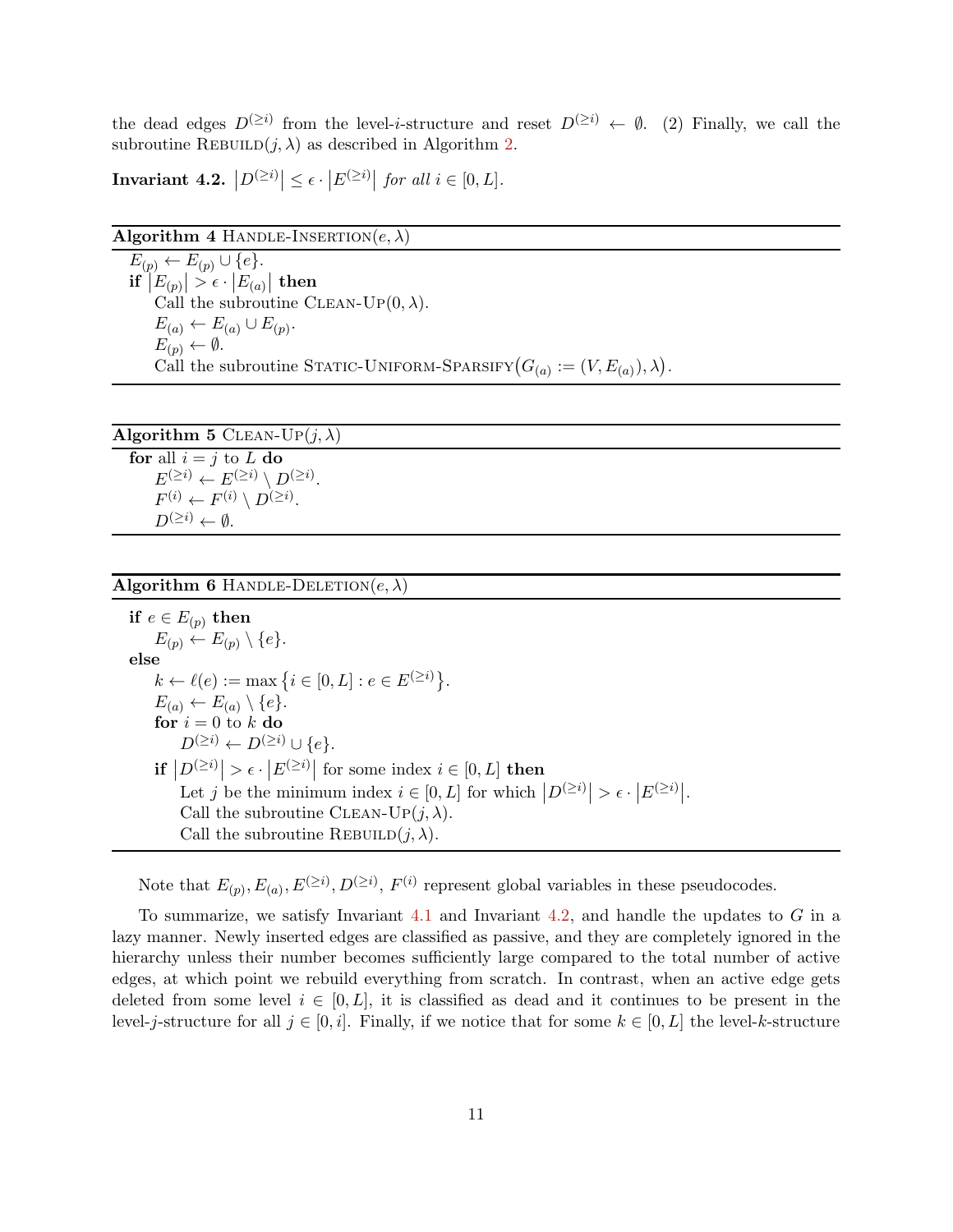the dead edges $D^{(\geq i)}$ from the level-$i$-structure and reset $D^{(\geq i)} \leftarrow \emptyset$. (2) Finally, we call the subroutine REBUILD$(j, \lambda)$ as described in Algorithm 2.

**Invariant 4.2.** $\left|D^{(\geq i)}\right| \leq \epsilon \cdot \left|E^{(\geq i)}\right|$ *for all* $i \in [0, L]$.

---

**Algorithm 4** HANDLE-INSERTION$(e, \lambda)$

---

$E_{(p)} \leftarrow E_{(p)} \cup \{e\}$.
**if** $\left|E_{(p)}\right| > \epsilon \cdot \left|E_{(a)}\right|$ **then**
  Call the subroutine CLEAN-UP$(0, \lambda)$.
  $E_{(a)} \leftarrow E_{(a)} \cup E_{(p)}$.
  $E_{(p)} \leftarrow \emptyset$.
  Call the subroutine STATIC-UNIFORM-SPARSIFY$\big(G_{(a)} := (V, E_{(a)}), \lambda\big)$.

---

---

**Algorithm 5** CLEAN-UP$(j, \lambda)$

---

**for** all $i = j$ to $L$ **do**
  $E^{(\geq i)} \leftarrow E^{(\geq i)} \setminus D^{(\geq i)}$.
  $F^{(i)} \leftarrow F^{(i)} \setminus D^{(\geq i)}$.
  $D^{(\geq i)} \leftarrow \emptyset$.

---

---

**Algorithm 6** HANDLE-DELETION$(e, \lambda)$

---

**if** $e \in E_{(p)}$ **then**
  $E_{(p)} \leftarrow E_{(p)} \setminus \{e\}$.
**else**
  $k \leftarrow \ell(e) := \max\left\{i \in [0, L] : e \in E^{(\geq i)}\right\}$.
  $E_{(a)} \leftarrow E_{(a)} \setminus \{e\}$.
  **for** $i = 0$ to $k$ **do**
    $D^{(\geq i)} \leftarrow D^{(\geq i)} \cup \{e\}$.
  **if** $\left|D^{(\geq i)}\right| > \epsilon \cdot \left|E^{(\geq i)}\right|$ for some index $i \in [0, L]$ **then**
    Let $j$ be the minimum index $i \in [0, L]$ for which $\left|D^{(\geq i)}\right| > \epsilon \cdot \left|E^{(\geq i)}\right|$.
    Call the subroutine CLEAN-UP$(j, \lambda)$.
    Call the subroutine REBUILD$(j, \lambda)$.

---

Note that $E_{(p)}, E_{(a)}, E^{(\geq i)}, D^{(\geq i)}$, $F^{(i)}$ represent global variables in these pseudocodes.

To summarize, we satisfy Invariant 4.1 and Invariant 4.2, and handle the updates to $G$ in a lazy manner. Newly inserted edges are classified as passive, and they are completely ignored in the hierarchy unless their number becomes sufficiently large compared to the total number of active edges, at which point we rebuild everything from scratch. In contrast, when an active edge gets deleted from some level $i \in [0, L]$, it is classified as dead and it continues to be present in the level-$j$-structure for all $j \in [0, i]$. Finally, if we notice that for some $k \in [0, L]$ the level-$k$-structure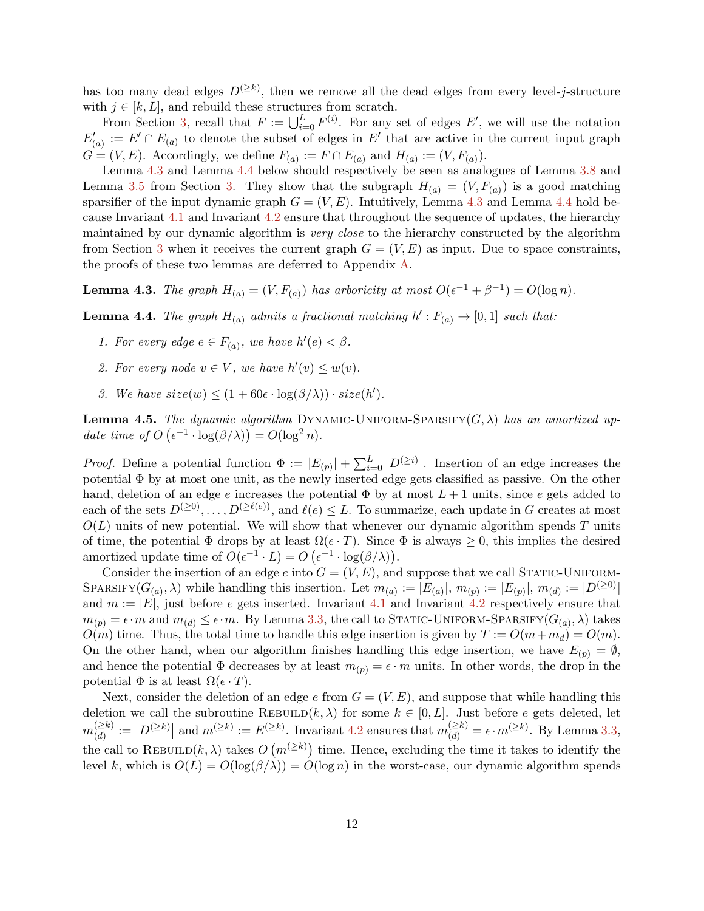has too many dead edges $D^{(\geq k)}$, then we remove all the dead edges from every level-$j$-structure with $j \in [k, L]$, and rebuild these structures from scratch.

From Section 3, recall that $F := \bigcup_{i=0}^{L} F^{(i)}$. For any set of edges $E'$, we will use the notation $E'_{(a)} := E' \cap E_{(a)}$ to denote the subset of edges in $E'$ that are active in the current input graph $G = (V, E)$. Accordingly, we define $F_{(a)} := F \cap E_{(a)}$ and $H_{(a)} := (V, F_{(a)})$.

Lemma 4.3 and Lemma 4.4 below should respectively be seen as analogues of Lemma 3.8 and Lemma 3.5 from Section 3. They show that the subgraph $H_{(a)} = (V, F_{(a)})$ is a good matching sparsifier of the input dynamic graph $G = (V, E)$. Intuitively, Lemma 4.3 and Lemma 4.4 hold because Invariant 4.1 and Invariant 4.2 ensure that throughout the sequence of updates, the hierarchy maintained by our dynamic algorithm is *very close* to the hierarchy constructed by the algorithm from Section 3 when it receives the current graph $G = (V, E)$ as input. Due to space constraints, the proofs of these two lemmas are deferred to Appendix A.

**Lemma 4.3.** *The graph $H_{(a)} = (V, F_{(a)})$ has arboricity at most $O(\epsilon^{-1} + \beta^{-1}) = O(\log n)$.*

**Lemma 4.4.** *The graph $H_{(a)}$ admits a fractional matching $h' : F_{(a)} \to [0, 1]$ such that:*

1. *For every edge $e \in F_{(a)}$, we have $h'(e) < \beta$.*
2. *For every node $v \in V$, we have $h'(v) \leq w(v)$.*
3. *We have $size(w) \leq (1 + 60\epsilon \cdot \log(\beta/\lambda)) \cdot size(h')$.*

**Lemma 4.5.** *The dynamic algorithm* Dynamic-Uniform-Sparsify$(G, \lambda)$ *has an amortized update time of $O\left(\epsilon^{-1} \cdot \log(\beta/\lambda)\right) = O(\log^2 n)$.*

*Proof.* Define a potential function $\Phi := |E_{(p)}| + \sum_{i=0}^{L} \left|D^{(\geq i)}\right|$. Insertion of an edge increases the potential $\Phi$ by at most one unit, as the newly inserted edge gets classified as passive. On the other hand, deletion of an edge $e$ increases the potential $\Phi$ by at most $L + 1$ units, since $e$ gets added to each of the sets $D^{(\geq 0)}, \ldots, D^{(\geq \ell(e))}$, and $\ell(e) \leq L$. To summarize, each update in $G$ creates at most $O(L)$ units of new potential. We will show that whenever our dynamic algorithm spends $T$ units of time, the potential $\Phi$ drops by at least $\Omega(\epsilon \cdot T)$. Since $\Phi$ is always $\geq 0$, this implies the desired amortized update time of $O(\epsilon^{-1} \cdot L) = O\left(\epsilon^{-1} \cdot \log(\beta/\lambda)\right)$.

Consider the insertion of an edge $e$ into $G = (V, E)$, and suppose that we call Static-Uniform-Sparsify$(G_{(a)}, \lambda)$ while handling this insertion. Let $m_{(a)} := |E_{(a)}|$, $m_{(p)} := |E_{(p)}|$, $m_{(d)} := |D^{(\geq 0)}|$ and $m := |E|$, just before $e$ gets inserted. Invariant 4.1 and Invariant 4.2 respectively ensure that $m_{(p)} = \epsilon \cdot m$ and $m_{(d)} \leq \epsilon \cdot m$. By Lemma 3.3, the call to Static-Uniform-Sparsify$(G_{(a)}, \lambda)$ takes $O(m)$ time. Thus, the total time to handle this edge insertion is given by $T := O(m + m_d) = O(m)$. On the other hand, when our algorithm finishes handling this edge insertion, we have $E_{(p)} = \emptyset$, and hence the potential $\Phi$ decreases by at least $m_{(p)} = \epsilon \cdot m$ units. In other words, the drop in the potential $\Phi$ is at least $\Omega(\epsilon \cdot T)$.

Next, consider the deletion of an edge $e$ from $G = (V, E)$, and suppose that while handling this deletion we call the subroutine Rebuild$(k, \lambda)$ for some $k \in [0, L]$. Just before $e$ gets deleted, let $m_{(d)}^{(\geq k)} := \left|D^{(\geq k)}\right|$ and $m^{(\geq k)} := E^{(\geq k)}$. Invariant 4.2 ensures that $m_{(d)}^{(\geq k)} = \epsilon \cdot m^{(\geq k)}$. By Lemma 3.3, the call to Rebuild$(k, \lambda)$ takes $O\left(m^{(\geq k)}\right)$ time. Hence, excluding the time it takes to identify the level $k$, which is $O(L) = O(\log(\beta/\lambda)) = O(\log n)$ in the worst-case, our dynamic algorithm spends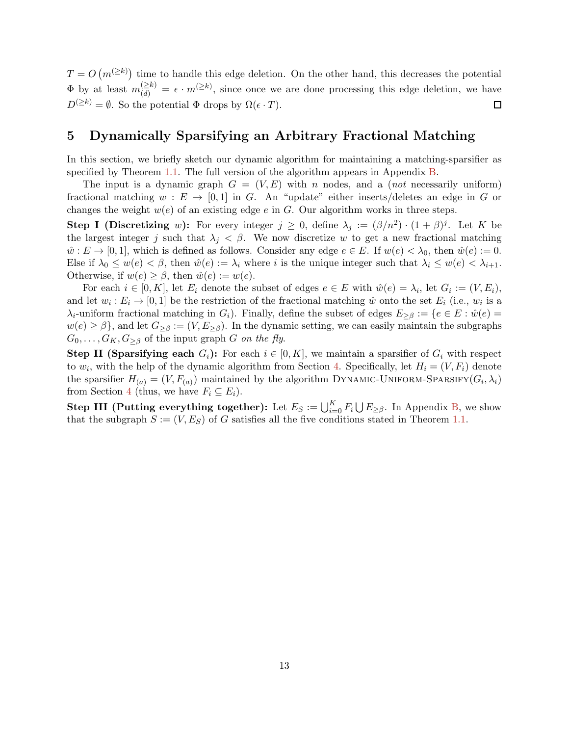$T = O\left(m^{(\geq k)}\right)$ time to handle this edge deletion. On the other hand, this decreases the potential $\Phi$ by at least $m^{(\geq k)}_{(d)} = \epsilon \cdot m^{(\geq k)}$, since once we are done processing this edge deletion, we have $D^{(\geq k)} = \emptyset$. So the potential $\Phi$ drops by $\Omega(\epsilon \cdot T)$. ◻

# 5 Dynamically Sparsifying an Arbitrary Fractional Matching

In this section, we briefly sketch our dynamic algorithm for maintaining a matching-sparsifier as specified by Theorem 1.1. The full version of the algorithm appears in Appendix B.

The input is a dynamic graph $G = (V, E)$ with $n$ nodes, and a (*not* necessarily uniform) fractional matching $w : E \rightarrow [0, 1]$ in $G$. An "update" either inserts/deletes an edge in $G$ or changes the weight $w(e)$ of an existing edge $e$ in $G$. Our algorithm works in three steps.

**Step I (Discretizing $w$):** For every integer $j \geq 0$, define $\lambda_j := (\beta/n^2) \cdot (1+\beta)^j$. Let $K$ be the largest integer $j$ such that $\lambda_j < \beta$. We now discretize $w$ to get a new fractional matching $\hat{w} : E \rightarrow [0, 1]$, which is defined as follows. Consider any edge $e \in E$. If $w(e) < \lambda_0$, then $\hat{w}(e) := 0$. Else if $\lambda_0 \leq w(e) < \beta$, then $\hat{w}(e) := \lambda_i$ where $i$ is the unique integer such that $\lambda_i \leq w(e) < \lambda_{i+1}$. Otherwise, if $w(e) \geq \beta$, then $\hat{w}(e) := w(e)$.

For each $i \in [0, K]$, let $E_i$ denote the subset of edges $e \in E$ with $\hat{w}(e) = \lambda_i$, let $G_i := (V, E_i)$, and let $w_i : E_i \rightarrow [0, 1]$ be the restriction of the fractional matching $\hat{w}$ onto the set $E_i$ (i.e., $w_i$ is a $\lambda_i$-uniform fractional matching in $G_i$). Finally, define the subset of edges $E_{\geq \beta} := \{e \in E : \hat{w}(e) = w(e) \geq \beta\}$, and let $G_{\geq \beta} := (V, E_{\geq \beta})$. In the dynamic setting, we can easily maintain the subgraphs $G_0, \ldots, G_K, G_{\geq \beta}$ of the input graph $G$ *on the fly*.

**Step II (Sparsifying each $G_i$):** For each $i \in [0, K]$, we maintain a sparsifier of $G_i$ with respect to $w_i$, with the help of the dynamic algorithm from Section 4. Specifically, let $H_i = (V, F_i)$ denote the sparsifier $H_{(a)} = (V, F_{(a)})$ maintained by the algorithm Dynamic-Uniform-Sparsify$(G_i, \lambda_i)$ from Section 4 (thus, we have $F_i \subseteq E_i$).

**Step III (Putting everything together):** Let $E_S := \bigcup_{i=0}^{K} F_i \bigcup E_{\geq \beta}$. In Appendix B, we show that the subgraph $S := (V, E_S)$ of $G$ satisfies all the five conditions stated in Theorem 1.1.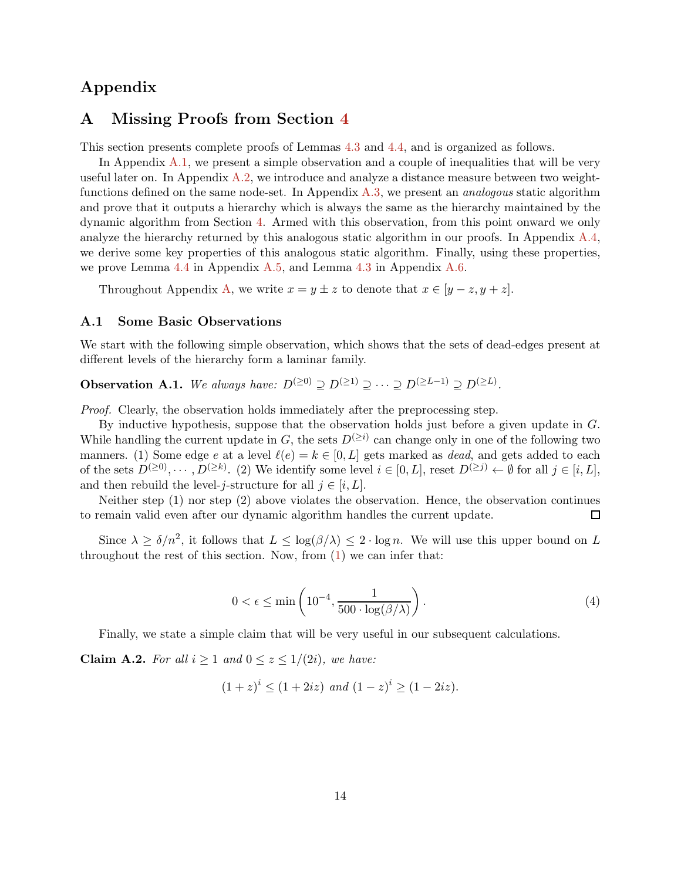# Appendix

## A Missing Proofs from Section 4

This section presents complete proofs of Lemmas 4.3 and 4.4, and is organized as follows.

In Appendix A.1, we present a simple observation and a couple of inequalities that will be very useful later on. In Appendix A.2, we introduce and analyze a distance measure between two weight-functions defined on the same node-set. In Appendix A.3, we present an *analogous* static algorithm and prove that it outputs a hierarchy which is always the same as the hierarchy maintained by the dynamic algorithm from Section 4. Armed with this observation, from this point onward we only analyze the hierarchy returned by this analogous static algorithm in our proofs. In Appendix A.4, we derive some key properties of this analogous static algorithm. Finally, using these properties, we prove Lemma 4.4 in Appendix A.5, and Lemma 4.3 in Appendix A.6.

Throughout Appendix A, we write $x = y \pm z$ to denote that $x \in [y - z, y + z]$.

### A.1 Some Basic Observations

We start with the following simple observation, which shows that the sets of dead-edges present at different levels of the hierarchy form a laminar family.

**Observation A.1.** *We always have:* $D^{(\geq 0)} \supseteq D^{(\geq 1)} \supseteq \cdots \supseteq D^{(\geq L-1)} \supseteq D^{(\geq L)}$.

*Proof.* Clearly, the observation holds immediately after the preprocessing step.

By inductive hypothesis, suppose that the observation holds just before a given update in $G$. While handling the current update in $G$, the sets $D^{(\geq i)}$ can change only in one of the following two manners. (1) Some edge $e$ at a level $\ell(e) = k \in [0, L]$ gets marked as *dead*, and gets added to each of the sets $D^{(\geq 0)}, \cdots, D^{(\geq k)}$. (2) We identify some level $i \in [0, L]$, reset $D^{(\geq j)} \leftarrow \emptyset$ for all $j \in [i, L]$, and then rebuild the level-$j$-structure for all $j \in [i, L]$.

Neither step (1) nor step (2) above violates the observation. Hence, the observation continues to remain valid even after our dynamic algorithm handles the current update. $\square$

Since $\lambda \geq \delta/n^2$, it follows that $L \leq \log(\beta/\lambda) \leq 2 \cdot \log n$. We will use this upper bound on $L$ throughout the rest of this section. Now, from (1) we can infer that:

$$0 < \epsilon \leq \min\left(10^{-4}, \frac{1}{500 \cdot \log(\beta/\lambda)}\right). \tag{4}$$

Finally, we state a simple claim that will be very useful in our subsequent calculations.

**Claim A.2.** *For all $i \geq 1$ and $0 \leq z \leq 1/(2i)$, we have:*

$$(1+z)^i \leq (1 + 2iz) \text{ and } (1-z)^i \geq (1 - 2iz).$$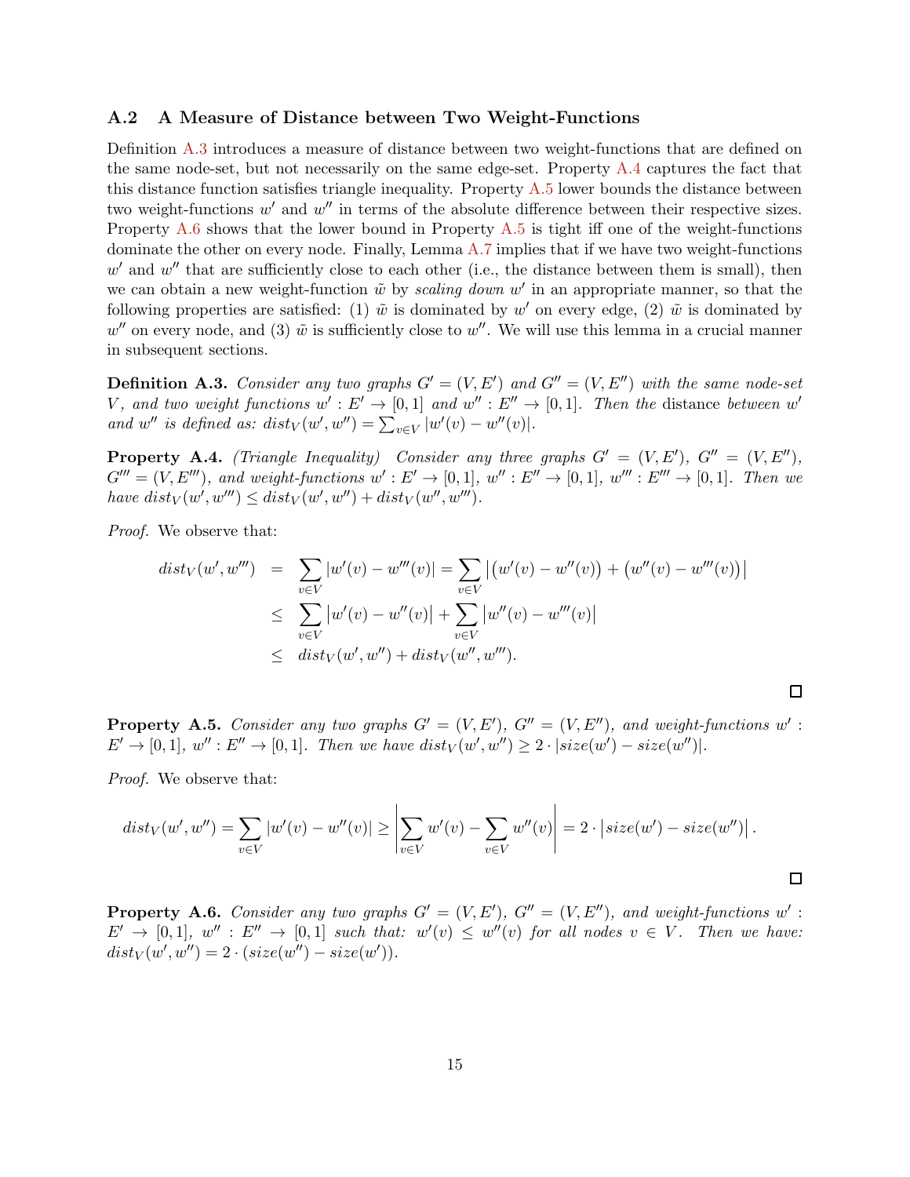### A.2 A Measure of Distance between Two Weight-Functions

Definition A.3 introduces a measure of distance between two weight-functions that are defined on the same node-set, but not necessarily on the same edge-set. Property A.4 captures the fact that this distance function satisfies triangle inequality. Property A.5 lower bounds the distance between two weight-functions $w'$ and $w''$ in terms of the absolute difference between their respective sizes. Property A.6 shows that the lower bound in Property A.5 is tight iff one of the weight-functions dominate the other on every node. Finally, Lemma A.7 implies that if we have two weight-functions $w'$ and $w''$ that are sufficiently close to each other (i.e., the distance between them is small), then we can obtain a new weight-function $\tilde{w}$ by *scaling down* $w'$ in an appropriate manner, so that the following properties are satisfied: (1) $\tilde{w}$ is dominated by $w'$ on every edge, (2) $\tilde{w}$ is dominated by $w''$ on every node, and (3) $\tilde{w}$ is sufficiently close to $w''$. We will use this lemma in a crucial manner in subsequent sections.

**Definition A.3.** *Consider any two graphs $G' = (V, E')$ and $G'' = (V, E'')$ with the same node-set $V$, and two weight functions $w' : E' \to [0, 1]$ and $w'' : E'' \to [0, 1]$. Then the* distance *between $w'$ and $w''$ is defined as: $dist_V(w', w'') = \sum_{v \in V} |w'(v) - w''(v)|$.*

**Property A.4.** *(Triangle Inequality) Consider any three graphs $G' = (V, E')$, $G'' = (V, E'')$, $G''' = (V, E''')$, and weight-functions $w' : E' \to [0, 1]$, $w'' : E'' \to [0, 1]$, $w''' : E''' \to [0, 1]$. Then we have $dist_V(w', w''') \leq dist_V(w', w'') + dist_V(w'', w''')$.*

*Proof.* We observe that:

$$
\begin{aligned}
dist_V(w', w''') &= \sum_{v \in V} |w'(v) - w'''(v)| = \sum_{v \in V} \left| \big(w'(v) - w''(v)\big) + \big(w''(v) - w'''(v)\big) \right| \\
&\leq \sum_{v \in V} \left| w'(v) - w''(v) \right| + \sum_{v \in V} \left| w''(v) - w'''(v) \right| \\
&\leq dist_V(w', w'') + dist_V(w'', w''').
\end{aligned}
$$

□

**Property A.5.** *Consider any two graphs $G' = (V, E')$, $G'' = (V, E'')$, and weight-functions $w' : E' \to [0, 1]$, $w'' : E'' \to [0, 1]$. Then we have $dist_V(w', w'') \geq 2 \cdot |size(w') - size(w'')|$.*

*Proof.* We observe that:

$$
dist_V(w', w'') = \sum_{v \in V} |w'(v) - w''(v)| \geq \left| \sum_{v \in V} w'(v) - \sum_{v \in V} w''(v) \right| = 2 \cdot \left| size(w') - size(w'') \right|.
$$

□

**Property A.6.** *Consider any two graphs $G' = (V, E')$, $G'' = (V, E'')$, and weight-functions $w' : E' \to [0, 1]$, $w'' : E'' \to [0, 1]$ such that: $w'(v) \leq w''(v)$ for all nodes $v \in V$. Then we have: $dist_V(w', w'') = 2 \cdot (size(w'') - size(w'))$.*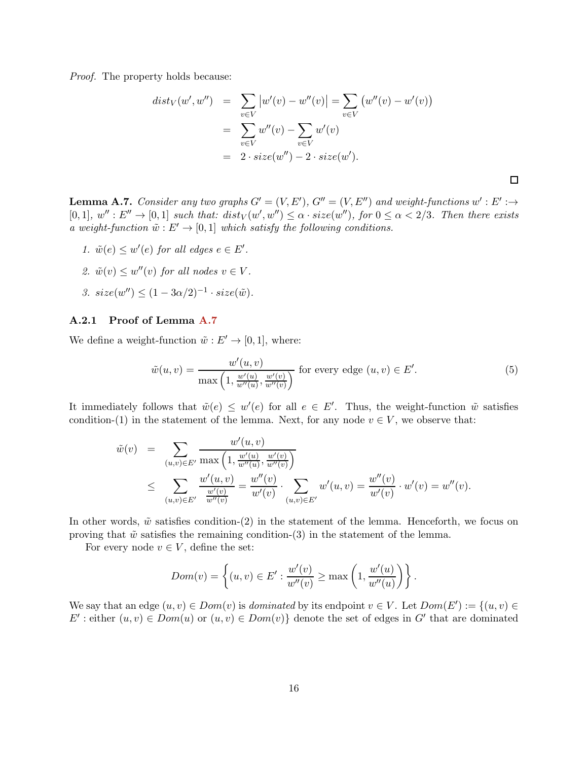*Proof.* The property holds because:

$$
\begin{aligned}
dist_V(w', w'') &= \sum_{v \in V} \left| w'(v) - w''(v) \right| = \sum_{v \in V} \left( w''(v) - w'(v) \right) \\
&= \sum_{v \in V} w''(v) - \sum_{v \in V} w'(v) \\
&= 2 \cdot size(w'') - 2 \cdot size(w').
\end{aligned}
$$

□

**Lemma A.7.** *Consider any two graphs $G' = (V, E')$, $G'' = (V, E'')$ and weight-functions $w' : E' :\to [0,1]$, $w'' : E'' \to [0,1]$ such that: $dist_V(w', w'') \leq \alpha \cdot size(w'')$, for $0 \leq \alpha < 2/3$. Then there exists a weight-function $\tilde{w} : E' \to [0,1]$ which satisfy the following conditions.*

1. *$\tilde{w}(e) \leq w'(e)$ for all edges $e \in E'$.*
2. *$\tilde{w}(v) \leq w''(v)$ for all nodes $v \in V$.*
3. *$size(w'') \leq (1 - 3\alpha/2)^{-1} \cdot size(\tilde{w})$.*

### A.2.1 Proof of Lemma A.7

We define a weight-function $\tilde{w} : E' \to [0,1]$, where:

$$
\tilde{w}(u, v) = \frac{w'(u, v)}{\max\left(1, \frac{w'(u)}{w''(u)}, \frac{w'(v)}{w''(v)}\right)} \text{ for every edge } (u, v) \in E'. \tag{5}
$$

It immediately follows that $\tilde{w}(e) \leq w'(e)$ for all $e \in E'$. Thus, the weight-function $\tilde{w}$ satisfies condition-(1) in the statement of the lemma. Next, for any node $v \in V$, we observe that:

$$
\begin{aligned}
\tilde{w}(v) &= \sum_{(u,v) \in E'} \frac{w'(u, v)}{\max\left(1, \frac{w'(u)}{w''(u)}, \frac{w'(v)}{w''(v)}\right)} \\
&\leq \sum_{(u,v) \in E'} \frac{w'(u, v)}{\frac{w'(v)}{w''(v)}} = \frac{w''(v)}{w'(v)} \cdot \sum_{(u,v) \in E'} w'(u, v) = \frac{w''(v)}{w'(v)} \cdot w'(v) = w''(v).
\end{aligned}
$$

In other words, $\tilde{w}$ satisfies condition-(2) in the statement of the lemma. Henceforth, we focus on proving that $\tilde{w}$ satisfies the remaining condition-(3) in the statement of the lemma.

For every node $v \in V$, define the set:

$$
Dom(v) = \left\{ (u, v) \in E' : \frac{w'(v)}{w''(v)} \geq \max\left(1, \frac{w'(u)}{w''(u)}\right) \right\}.
$$

We say that an edge $(u, v) \in Dom(v)$ is *dominated* by its endpoint $v \in V$. Let $Dom(E') := \{(u, v) \in E' : \text{either } (u, v) \in Dom(u) \text{ or } (u, v) \in Dom(v)\}$ denote the set of edges in $G'$ that are dominated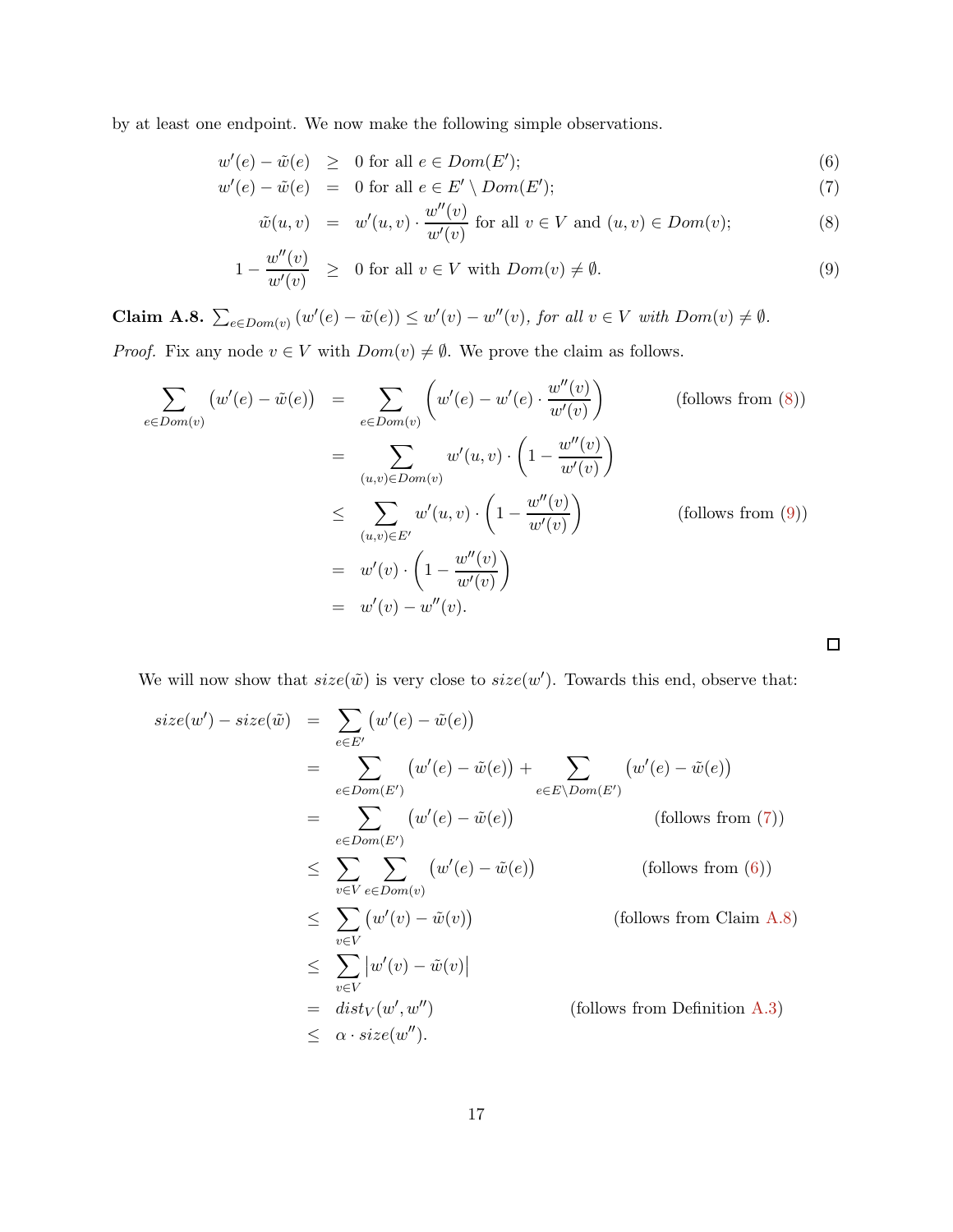by at least one endpoint. We now make the following simple observations.

$$
\begin{aligned}
w'(e) - \tilde{w}(e) &\geq 0 \text{ for all } e \in Dom(E'); & (6)\\
w'(e) - \tilde{w}(e) &= 0 \text{ for all } e \in E' \setminus Dom(E'); & (7)\\
\tilde{w}(u,v) &= w'(u,v) \cdot \frac{w''(v)}{w'(v)} \text{ for all } v \in V \text{ and } (u,v) \in Dom(v); & (8)\\
1 - \frac{w''(v)}{w'(v)} &\geq 0 \text{ for all } v \in V \text{ with } Dom(v) \neq \emptyset. & (9)
\end{aligned}
$$

**Claim A.8.** *$\sum_{e \in Dom(v)} (w'(e) - \tilde{w}(e)) \leq w'(v) - w''(v)$, for all $v \in V$ with $Dom(v) \neq \emptyset$.*

*Proof.* Fix any node $v \in V$ with $Dom(v) \neq \emptyset$. We prove the claim as follows.

$$
\begin{aligned}
\sum_{e \in Dom(v)} \big(w'(e) - \tilde{w}(e)\big) &= \sum_{e \in Dom(v)} \left(w'(e) - w'(e) \cdot \frac{w''(v)}{w'(v)}\right) && \text{(follows from (8))}\\
&= \sum_{(u,v) \in Dom(v)} w'(u,v) \cdot \left(1 - \frac{w''(v)}{w'(v)}\right)\\
&\leq \sum_{(u,v) \in E'} w'(u,v) \cdot \left(1 - \frac{w''(v)}{w'(v)}\right) && \text{(follows from (9))}\\
&= w'(v) \cdot \left(1 - \frac{w''(v)}{w'(v)}\right)\\
&= w'(v) - w''(v).
\end{aligned}
$$

□

We will now show that $size(\tilde{w})$ is very close to $size(w')$. Towards this end, observe that:

$$
\begin{aligned}
size(w') - size(\tilde{w}) &= \sum_{e \in E'} \big(w'(e) - \tilde{w}(e)\big)\\
&= \sum_{e \in Dom(E')} \big(w'(e) - \tilde{w}(e)\big) + \sum_{e \in E' \setminus Dom(E')} \big(w'(e) - \tilde{w}(e)\big)\\
&= \sum_{e \in Dom(E')} \big(w'(e) - \tilde{w}(e)\big) && \text{(follows from (7))}\\
&\leq \sum_{v \in V} \sum_{e \in Dom(v)} \big(w'(e) - \tilde{w}(e)\big) && \text{(follows from (6))}\\
&\leq \sum_{v \in V} \big(w'(v) - \tilde{w}(v)\big) && \text{(follows from Claim A.8)}\\
&\leq \sum_{v \in V} \big|w'(v) - \tilde{w}(v)\big|\\
&= dist_V(w', w'') && \text{(follows from Definition A.3)}\\
&\leq \alpha \cdot size(w'').
\end{aligned}
$$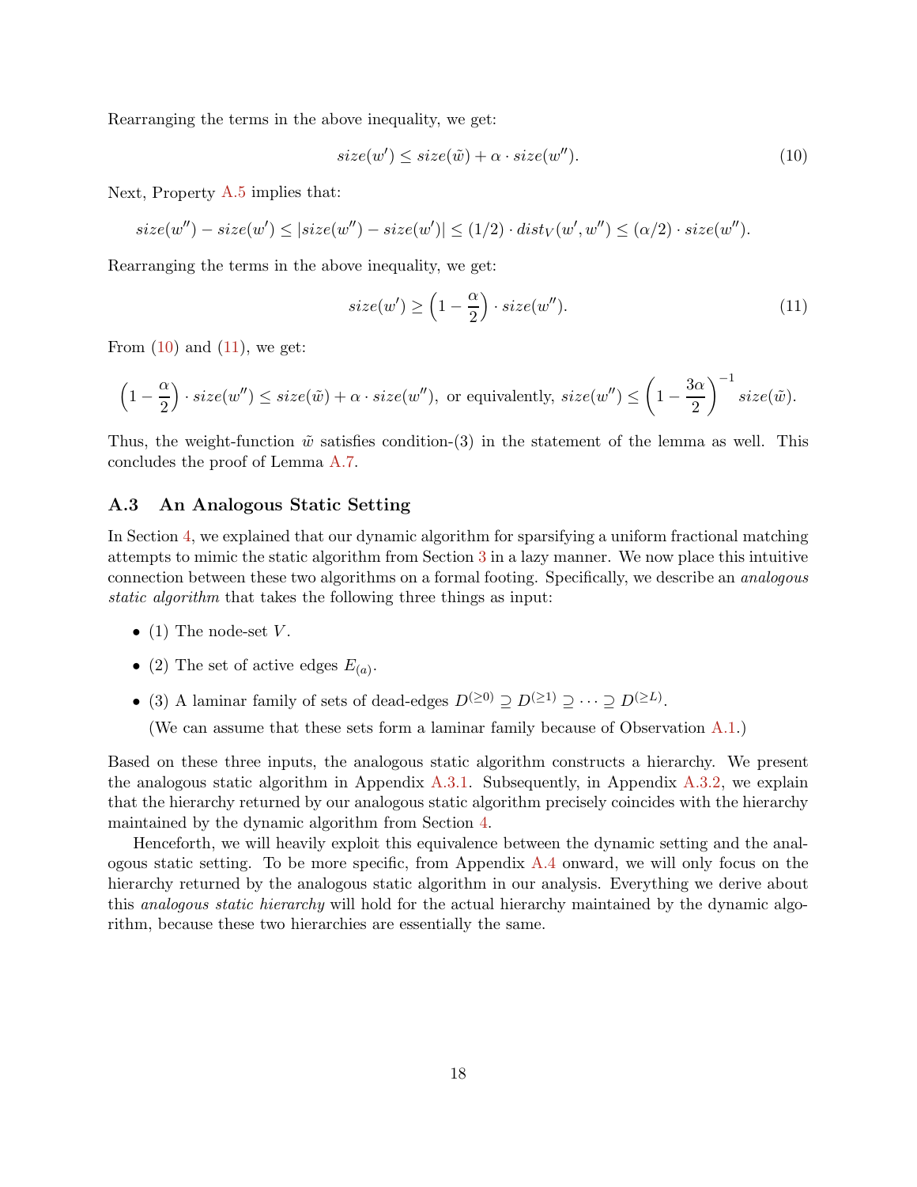Rearranging the terms in the above inequality, we get:

$$size(w') \leq size(\tilde{w}) + \alpha \cdot size(w''). \tag{10}$$

Next, Property A.5 implies that:

$$size(w'') - size(w') \leq |size(w'') - size(w')| \leq (1/2) \cdot dist_V(w', w'') \leq (\alpha/2) \cdot size(w'').$$

Rearranging the terms in the above inequality, we get:

$$size(w') \geq \left(1 - \frac{\alpha}{2}\right) \cdot size(w''). \tag{11}$$

From (10) and (11), we get:

$$\left(1 - \frac{\alpha}{2}\right) \cdot size(w'') \leq size(\tilde{w}) + \alpha \cdot size(w''), \text{ or equivalently, } size(w'') \leq \left(1 - \frac{3\alpha}{2}\right)^{-1} size(\tilde{w}).$$

Thus, the weight-function $\tilde{w}$ satisfies condition-(3) in the statement of the lemma as well. This concludes the proof of Lemma A.7.

### A.3 An Analogous Static Setting

In Section 4, we explained that our dynamic algorithm for sparsifying a uniform fractional matching attempts to mimic the static algorithm from Section 3 in a lazy manner. We now place this intuitive connection between these two algorithms on a formal footing. Specifically, we describe an *analogous static algorithm* that takes the following three things as input:

- (1) The node-set $V$.
- (2) The set of active edges $E_{(a)}$.
- (3) A laminar family of sets of dead-edges $D^{(\geq 0)} \supseteq D^{(\geq 1)} \supseteq \cdots \supseteq D^{(\geq L)}$.

  (We can assume that these sets form a laminar family because of Observation A.1.)

Based on these three inputs, the analogous static algorithm constructs a hierarchy. We present the analogous static algorithm in Appendix A.3.1. Subsequently, in Appendix A.3.2, we explain that the hierarchy returned by our analogous static algorithm precisely coincides with the hierarchy maintained by the dynamic algorithm from Section 4.

Henceforth, we will heavily exploit this equivalence between the dynamic setting and the analogous static setting. To be more specific, from Appendix A.4 onward, we will only focus on the hierarchy returned by the analogous static algorithm in our analysis. Everything we derive about this *analogous static hierarchy* will hold for the actual hierarchy maintained by the dynamic algorithm, because these two hierarchies are essentially the same.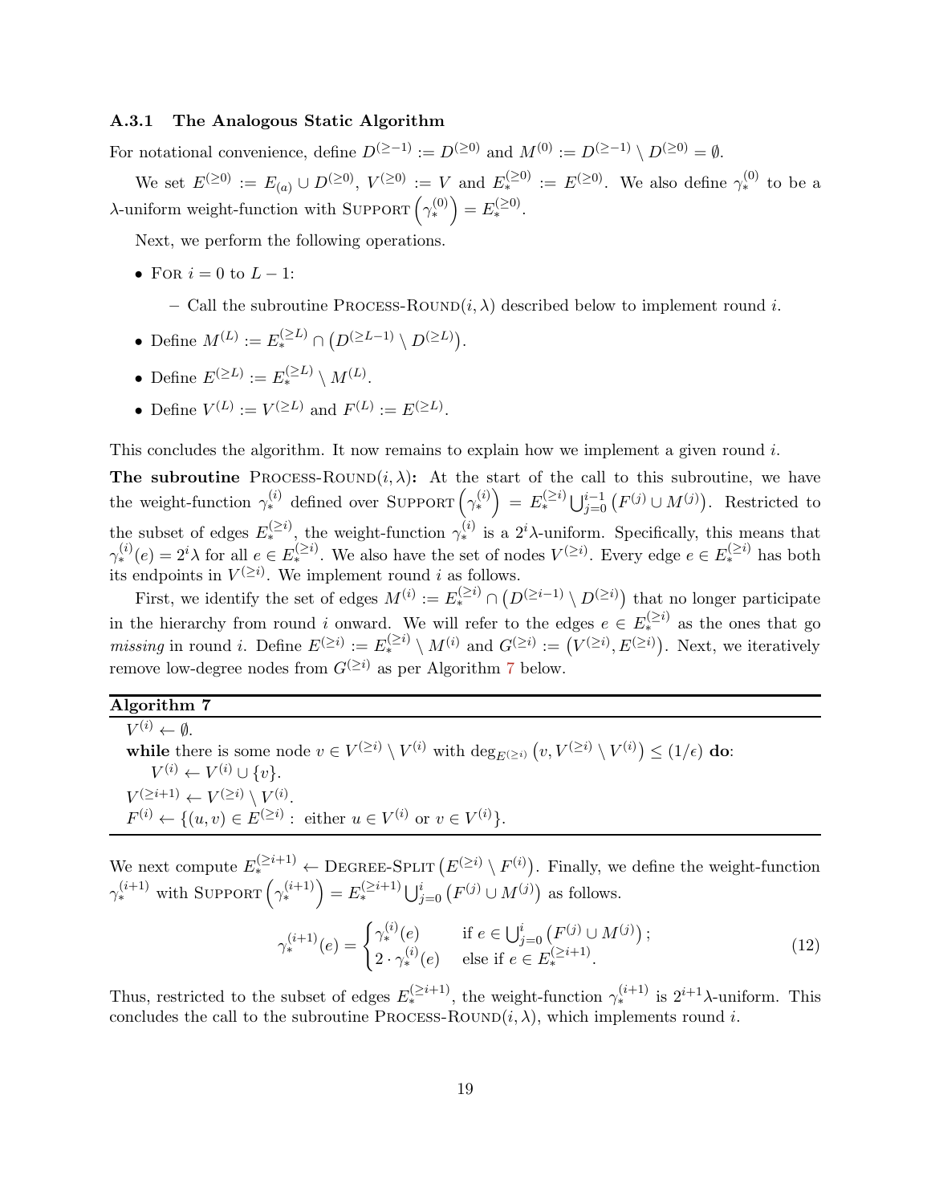#### A.3.1 The Analogous Static Algorithm

For notational convenience, define $D^{(\geq -1)} := D^{(\geq 0)}$ and $M^{(0)} := D^{(\geq -1)} \setminus D^{(\geq 0)} = \emptyset$.

We set $E^{(\geq 0)} := E_{(a)} \cup D^{(\geq 0)}$, $V^{(\geq 0)} := V$ and $E_*^{(\geq 0)} := E^{(\geq 0)}$. We also define $\gamma_*^{(0)}$ to be a $\lambda$-uniform weight-function with $\textsc{Support}\left(\gamma_*^{(0)}\right) = E_*^{(\geq 0)}$.

Next, we perform the following operations.

- For $i = 0$ to $L - 1$:
  - Call the subroutine $\textsc{Process-Round}(i, \lambda)$ described below to implement round $i$.
- Define $M^{(L)} := E_*^{(\geq L)} \cap \left(D^{(\geq L-1)} \setminus D^{(\geq L)}\right)$.
- Define $E^{(\geq L)} := E_*^{(\geq L)} \setminus M^{(L)}$.
- Define $V^{(L)} := V^{(\geq L)}$ and $F^{(L)} := E^{(\geq L)}$.

This concludes the algorithm. It now remains to explain how we implement a given round $i$.

**The subroutine** $\textsc{Process-Round}(i, \lambda)$**:** At the start of the call to this subroutine, we have the weight-function $\gamma_*^{(i)}$ defined over $\textsc{Support}\left(\gamma_*^{(i)}\right) = E_*^{(\geq i)} \bigcup_{j=0}^{i-1} \left(F^{(j)} \cup M^{(j)}\right)$. Restricted to the subset of edges $E_*^{(\geq i)}$, the weight-function $\gamma_*^{(i)}$ is a $2^i\lambda$-uniform. Specifically, this means that $\gamma_*^{(i)}(e) = 2^i\lambda$ for all $e \in E_*^{(\geq i)}$. We also have the set of nodes $V^{(\geq i)}$. Every edge $e \in E_*^{(\geq i)}$ has both its endpoints in $V^{(\geq i)}$. We implement round $i$ as follows.

First, we identify the set of edges $M^{(i)} := E_*^{(\geq i)} \cap \left(D^{(\geq i-1)} \setminus D^{(\geq i)}\right)$ that no longer participate in the hierarchy from round $i$ onward. We will refer to the edges $e \in E_*^{(\geq i)}$ as the ones that go *missing* in round $i$. Define $E^{(\geq i)} := E_*^{(\geq i)} \setminus M^{(i)}$ and $G^{(\geq i)} := \left(V^{(\geq i)}, E^{(\geq i)}\right)$. Next, we iteratively remove low-degree nodes from $G^{(\geq i)}$ as per Algorithm 7 below.

**Algorithm 7**

$V^{(i)} \leftarrow \emptyset$.
**while** there is some node $v \in V^{(\geq i)} \setminus V^{(i)}$ with $\deg_{E^{(\geq i)}}\left(v, V^{(\geq i)} \setminus V^{(i)}\right) \leq (1/\epsilon)$ **do**:
    $V^{(i)} \leftarrow V^{(i)} \cup \{v\}$.
$V^{(\geq i+1)} \leftarrow V^{(\geq i)} \setminus V^{(i)}$.
$F^{(i)} \leftarrow \{(u, v) \in E^{(\geq i)} : \text{ either } u \in V^{(i)} \text{ or } v \in V^{(i)}\}$.

We next compute $E_*^{(\geq i+1)} \leftarrow \textsc{Degree-Split}\left(E^{(\geq i)} \setminus F^{(i)}\right)$. Finally, we define the weight-function $\gamma_*^{(i+1)}$ with $\textsc{Support}\left(\gamma_*^{(i+1)}\right) = E_*^{(\geq i+1)} \bigcup_{j=0}^{i} \left(F^{(j)} \cup M^{(j)}\right)$ as follows.

$$
\gamma_*^{(i+1)}(e) = \begin{cases} \gamma_*^{(i)}(e) & \text{if } e \in \bigcup_{j=0}^{i} \left(F^{(j)} \cup M^{(j)}\right); \\ 2 \cdot \gamma_*^{(i)}(e) & \text{else if } e \in E_*^{(\geq i+1)}. \end{cases} \tag{12}
$$

Thus, restricted to the subset of edges $E_*^{(\geq i+1)}$, the weight-function $\gamma_*^{(i+1)}$ is $2^{i+1}\lambda$-uniform. This concludes the call to the subroutine $\textsc{Process-Round}(i, \lambda)$, which implements round $i$.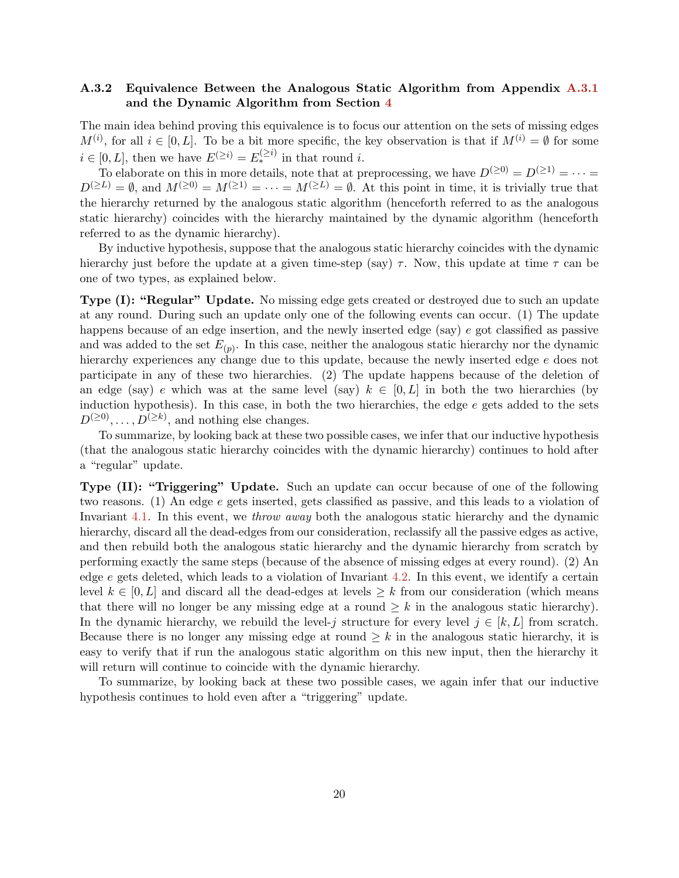### A.3.2 Equivalence Between the Analogous Static Algorithm from Appendix A.3.1 and the Dynamic Algorithm from Section 4

The main idea behind proving this equivalence is to focus our attention on the sets of missing edges $M^{(i)}$, for all $i \in [0, L]$. To be a bit more specific, the key observation is that if $M^{(i)} = \emptyset$ for some $i \in [0, L]$, then we have $E^{(\geq i)} = E_*^{(\geq i)}$ in that round $i$.

To elaborate on this in more details, note that at preprocessing, we have $D^{(\geq 0)} = D^{(\geq 1)} = \cdots = D^{(\geq L)} = \emptyset$, and $M^{(\geq 0)} = M^{(\geq 1)} = \cdots = M^{(\geq L)} = \emptyset$. At this point in time, it is trivially true that the hierarchy returned by the analogous static algorithm (henceforth referred to as the analogous static hierarchy) coincides with the hierarchy maintained by the dynamic algorithm (henceforth referred to as the dynamic hierarchy).

By inductive hypothesis, suppose that the analogous static hierarchy coincides with the dynamic hierarchy just before the update at a given time-step (say) $\tau$. Now, this update at time $\tau$ can be one of two types, as explained below.

**Type (I): "Regular" Update.** No missing edge gets created or destroyed due to such an update at any round. During such an update only one of the following events can occur. (1) The update happens because of an edge insertion, and the newly inserted edge (say) $e$ got classified as passive and was added to the set $E_{(p)}$. In this case, neither the analogous static hierarchy nor the dynamic hierarchy experiences any change due to this update, because the newly inserted edge $e$ does not participate in any of these two hierarchies. (2) The update happens because of the deletion of an edge (say) $e$ which was at the same level (say) $k \in [0, L]$ in both the two hierarchies (by induction hypothesis). In this case, in both the two hierarchies, the edge $e$ gets added to the sets $D^{(\geq 0)}, \ldots, D^{(\geq k)}$, and nothing else changes.

To summarize, by looking back at these two possible cases, we infer that our inductive hypothesis (that the analogous static hierarchy coincides with the dynamic hierarchy) continues to hold after a "regular" update.

**Type (II): "Triggering" Update.** Such an update can occur because of one of the following two reasons. (1) An edge $e$ gets inserted, gets classified as passive, and this leads to a violation of Invariant 4.1. In this event, we *throw away* both the analogous static hierarchy and the dynamic hierarchy, discard all the dead-edges from our consideration, reclassify all the passive edges as active, and then rebuild both the analogous static hierarchy and the dynamic hierarchy from scratch by performing exactly the same steps (because of the absence of missing edges at every round). (2) An edge $e$ gets deleted, which leads to a violation of Invariant 4.2. In this event, we identify a certain level $k \in [0, L]$ and discard all the dead-edges at levels $\geq k$ from our consideration (which means that there will no longer be any missing edge at a round $\geq k$ in the analogous static hierarchy). In the dynamic hierarchy, we rebuild the level-$j$ structure for every level $j \in [k, L]$ from scratch. Because there is no longer any missing edge at round $\geq k$ in the analogous static hierarchy, it is easy to verify that if run the analogous static algorithm on this new input, then the hierarchy it will return will continue to coincide with the dynamic hierarchy.

To summarize, by looking back at these two possible cases, we again infer that our inductive hypothesis continues to hold even after a "triggering" update.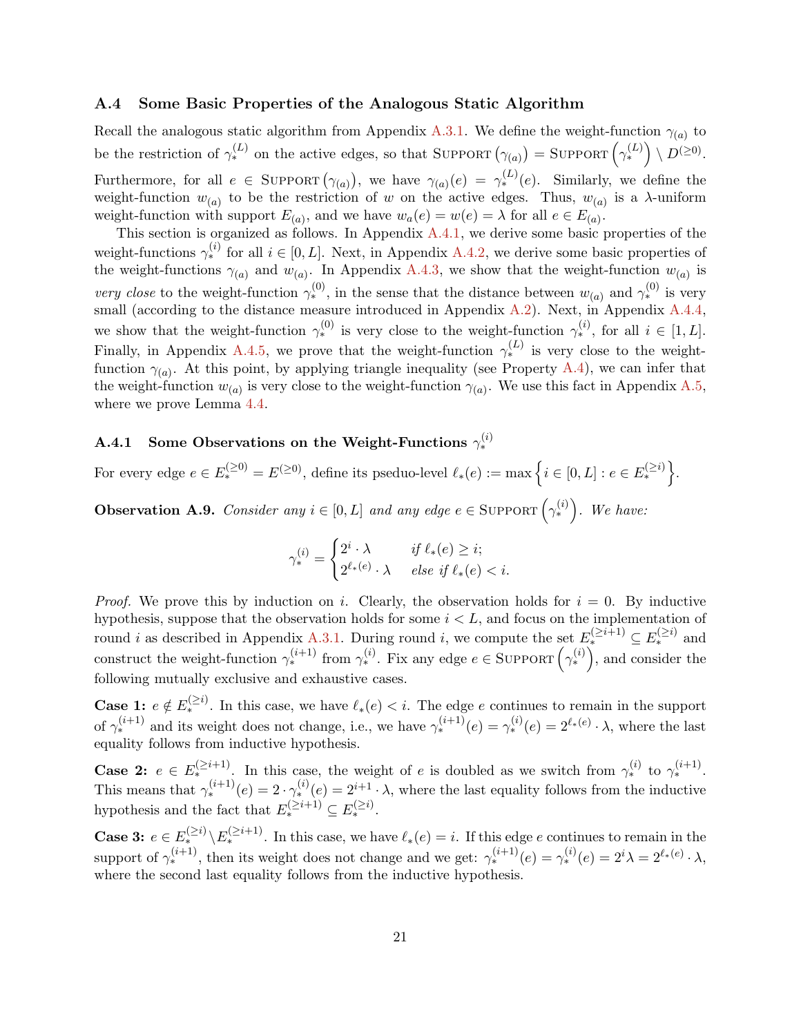### A.4 Some Basic Properties of the Analogous Static Algorithm

Recall the analogous static algorithm from Appendix A.3.1. We define the weight-function $\gamma_{(a)}$ to be the restriction of $\gamma_*^{(L)}$ on the active edges, so that $\text{Support}\left(\gamma_{(a)}\right) = \text{Support}\left(\gamma_*^{(L)}\right) \setminus D^{(\geq 0)}$. Furthermore, for all $e \in \text{Support}\left(\gamma_{(a)}\right)$, we have $\gamma_{(a)}(e) = \gamma_*^{(L)}(e)$. Similarly, we define the weight-function $w_{(a)}$ to be the restriction of $w$ on the active edges. Thus, $w_{(a)}$ is a $\lambda$-uniform weight-function with support $E_{(a)}$, and we have $w_a(e) = w(e) = \lambda$ for all $e \in E_{(a)}$.

This section is organized as follows. In Appendix A.4.1, we derive some basic properties of the weight-functions $\gamma_*^{(i)}$ for all $i \in [0, L]$. Next, in Appendix A.4.2, we derive some basic properties of the weight-functions $\gamma_{(a)}$ and $w_{(a)}$. In Appendix A.4.3, we show that the weight-function $w_{(a)}$ is *very close* to the weight-function $\gamma_*^{(0)}$, in the sense that the distance between $w_{(a)}$ and $\gamma_*^{(0)}$ is very small (according to the distance measure introduced in Appendix A.2). Next, in Appendix A.4.4, we show that the weight-function $\gamma_*^{(0)}$ is very close to the weight-function $\gamma_*^{(i)}$, for all $i \in [1, L]$. Finally, in Appendix A.4.5, we prove that the weight-function $\gamma_*^{(L)}$ is very close to the weight-function $\gamma_{(a)}$. At this point, by applying triangle inequality (see Property A.4), we can infer that the weight-function $w_{(a)}$ is very close to the weight-function $\gamma_{(a)}$. We use this fact in Appendix A.5, where we prove Lemma 4.4.

#### A.4.1 Some Observations on the Weight-Functions $\gamma_*^{(i)}$

For every edge $e \in E_*^{(\geq 0)} = E^{(\geq 0)}$, define its pseudo-level $\ell_*(e) := \max\left\{i \in [0, L] : e \in E_*^{(\geq i)}\right\}$.

**Observation A.9.** *Consider any $i \in [0, L]$ and any edge $e \in \text{Support}\left(\gamma_*^{(i)}\right)$. We have:*

$$\gamma_*^{(i)} = \begin{cases} 2^i \cdot \lambda & \text{if } \ell_*(e) \geq i; \\ 2^{\ell_*(e)} \cdot \lambda & \text{else if } \ell_*(e) < i. \end{cases}$$

*Proof.* We prove this by induction on $i$. Clearly, the observation holds for $i = 0$. By inductive hypothesis, suppose that the observation holds for some $i < L$, and focus on the implementation of round $i$ as described in Appendix A.3.1. During round $i$, we compute the set $E_*^{(\geq i+1)} \subseteq E_*^{(\geq i)}$ and construct the weight-function $\gamma_*^{(i+1)}$ from $\gamma_*^{(i)}$. Fix any edge $e \in \text{Support}\left(\gamma_*^{(i)}\right)$, and consider the following mutually exclusive and exhaustive cases.

**Case 1:** $e \notin E_*^{(\geq i)}$. In this case, we have $\ell_*(e) < i$. The edge $e$ continues to remain in the support of $\gamma_*^{(i+1)}$ and its weight does not change, i.e., we have $\gamma_*^{(i+1)}(e) = \gamma_*^{(i)}(e) = 2^{\ell_*(e)} \cdot \lambda$, where the last equality follows from inductive hypothesis.

**Case 2:** $e \in E_*^{(\geq i+1)}$. In this case, the weight of $e$ is doubled as we switch from $\gamma_*^{(i)}$ to $\gamma_*^{(i+1)}$. This means that $\gamma_*^{(i+1)}(e) = 2 \cdot \gamma_*^{(i)}(e) = 2^{i+1} \cdot \lambda$, where the last equality follows from the inductive hypothesis and the fact that $E_*^{(\geq i+1)} \subseteq E_*^{(\geq i)}$.

**Case 3:** $e \in E_*^{(\geq i)} \setminus E_*^{(\geq i+1)}$. In this case, we have $\ell_*(e) = i$. If this edge $e$ continues to remain in the support of $\gamma_*^{(i+1)}$, then its weight does not change and we get: $\gamma_*^{(i+1)}(e) = \gamma_*^{(i)}(e) = 2^i \lambda = 2^{\ell_*(e)} \cdot \lambda$, where the second last equality follows from the inductive hypothesis.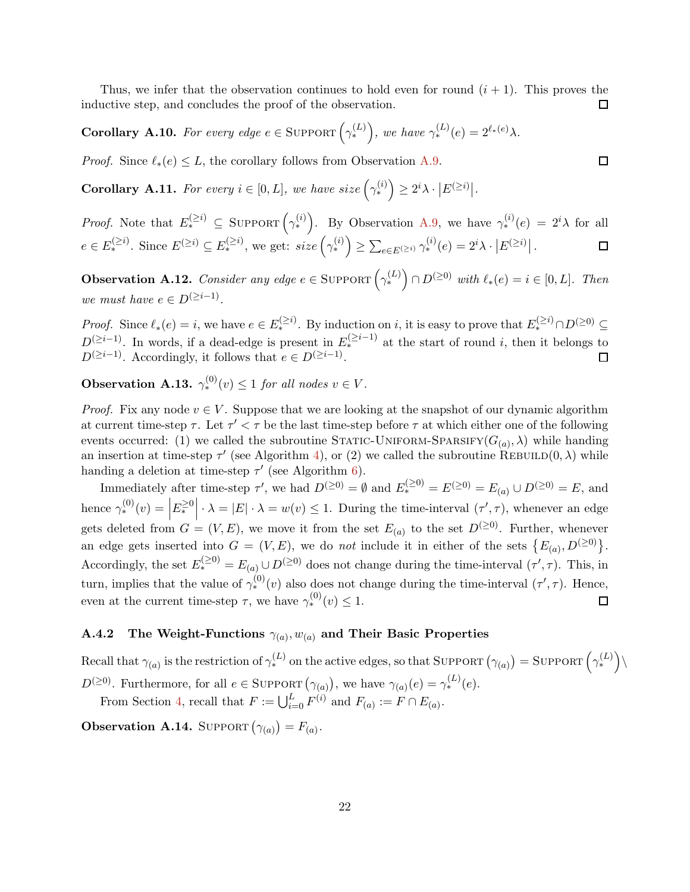Thus, we infer that the observation continues to hold even for round $(i + 1)$. This proves the inductive step, and concludes the proof of the observation. $\square$

**Corollary A.10.** *For every edge $e \in \text{Support}\left(\gamma_*^{(L)}\right)$, we have $\gamma_*^{(L)}(e) = 2^{\ell_*(e)}\lambda$.*

*Proof.* Since $\ell_*(e) \leq L$, the corollary follows from Observation A.9. $\square$

**Corollary A.11.** *For every $i \in [0, L]$, we have $size\left(\gamma_*^{(i)}\right) \geq 2^i\lambda \cdot \left|E^{(\geq i)}\right|$.*

*Proof.* Note that $E_*^{(\geq i)} \subseteq \text{Support}\left(\gamma_*^{(i)}\right)$. By Observation A.9, we have $\gamma_*^{(i)}(e) = 2^i\lambda$ for all $e \in E_*^{(\geq i)}$. Since $E^{(\geq i)} \subseteq E_*^{(\geq i)}$, we get: $size\left(\gamma_*^{(i)}\right) \geq \sum_{e \in E^{(\geq i)}} \gamma_*^{(i)}(e) = 2^i\lambda \cdot \left|E^{(\geq i)}\right|$. $\square$

**Observation A.12.** *Consider any edge $e \in \text{Support}\left(\gamma_*^{(L)}\right) \cap D^{(\geq 0)}$ with $\ell_*(e) = i \in [0, L]$. Then we must have $e \in D^{(\geq i-1)}$.*

*Proof.* Since $\ell_*(e) = i$, we have $e \in E_*^{(\geq i)}$. By induction on $i$, it is easy to prove that $E_*^{(\geq i)} \cap D^{(\geq 0)} \subseteq D^{(\geq i-1)}$. In words, if a dead-edge is present in $E_*^{(\geq i-1)}$ at the start of round $i$, then it belongs to $D^{(\geq i-1)}$. Accordingly, it follows that $e \in D^{(\geq i-1)}$. $\square$

**Observation A.13.** *$\gamma_*^{(0)}(v) \leq 1$ for all nodes $v \in V$.*

*Proof.* Fix any node $v \in V$. Suppose that we are looking at the snapshot of our dynamic algorithm at current time-step $\tau$. Let $\tau' < \tau$ be the last time-step before $\tau$ at which either one of the following events occurred: (1) we called the subroutine Static-Uniform-Sparsify$(G_{(a)}, \lambda)$ while handing an insertion at time-step $\tau'$ (see Algorithm 4), or (2) we called the subroutine Rebuild$(0, \lambda)$ while handing a deletion at time-step $\tau'$ (see Algorithm 6).

Immediately after time-step $\tau'$, we had $D^{(\geq 0)} = \emptyset$ and $E_*^{(\geq 0)} = E^{(\geq 0)} = E_{(a)} \cup D^{(\geq 0)} = E$, and hence $\gamma_*^{(0)}(v) = \left|E_*^{\geq 0}\right| \cdot \lambda = |E| \cdot \lambda = w(v) \leq 1$. During the time-interval $(\tau', \tau)$, whenever an edge gets deleted from $G = (V, E)$, we move it from the set $E_{(a)}$ to the set $D^{(\geq 0)}$. Further, whenever an edge gets inserted into $G = (V, E)$, we do *not* include it in either of the sets $\left\{E_{(a)}, D^{(\geq 0)}\right\}$. Accordingly, the set $E_*^{(\geq 0)} = E_{(a)} \cup D^{(\geq 0)}$ does not change during the time-interval $(\tau', \tau)$. This, in turn, implies that the value of $\gamma_*^{(0)}(v)$ also does not change during the time-interval $(\tau', \tau)$. Hence, even at the current time-step $\tau$, we have $\gamma_*^{(0)}(v) \leq 1$. $\square$

### A.4.2 The Weight-Functions $\gamma_{(a)}, w_{(a)}$ and Their Basic Properties

Recall that $\gamma_{(a)}$ is the restriction of $\gamma_*^{(L)}$ on the active edges, so that $\text{Support}\left(\gamma_{(a)}\right) = \text{Support}\left(\gamma_*^{(L)}\right) \setminus D^{(\geq 0)}$. Furthermore, for all $e \in \text{Support}\left(\gamma_{(a)}\right)$, we have $\gamma_{(a)}(e) = \gamma_*^{(L)}(e)$.

From Section 4, recall that $F := \bigcup_{i=0}^{L} F^{(i)}$ and $F_{(a)} := F \cap E_{(a)}$.

**Observation A.14.** $\text{Support}\left(\gamma_{(a)}\right) = F_{(a)}$.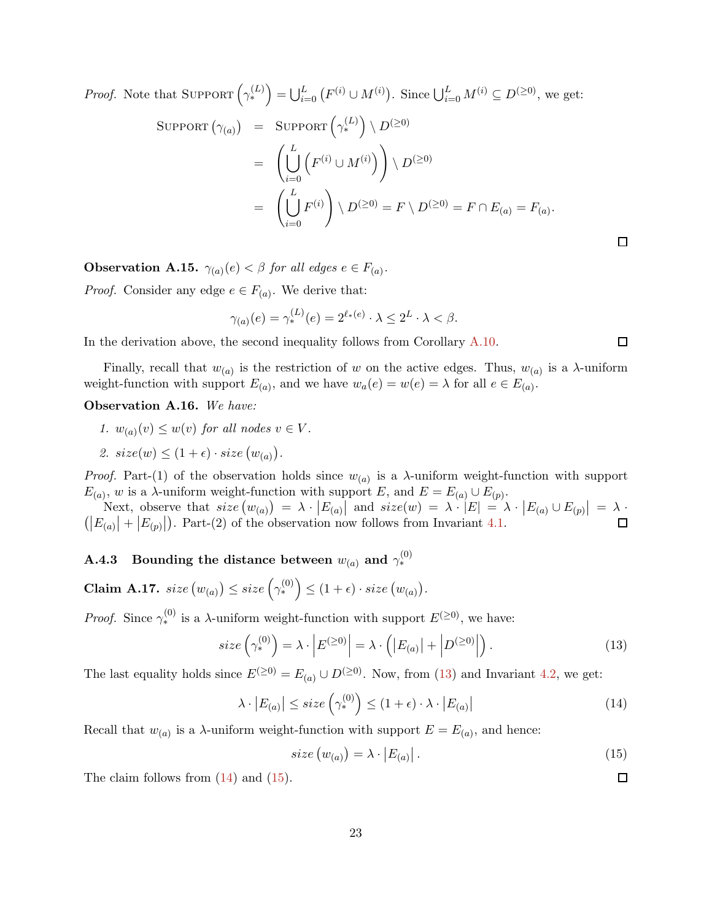*Proof.* Note that $\textsc{Support}\left(\gamma_*^{(L)}\right) = \bigcup_{i=0}^{L}\left(F^{(i)} \cup M^{(i)}\right)$. Since $\bigcup_{i=0}^{L} M^{(i)} \subseteq D^{(\geq 0)}$, we get:

$$\begin{aligned}
\textsc{Support}\left(\gamma_{(a)}\right) &= \textsc{Support}\left(\gamma_*^{(L)}\right) \setminus D^{(\geq 0)} \\
&= \left(\bigcup_{i=0}^{L}\left(F^{(i)} \cup M^{(i)}\right)\right) \setminus D^{(\geq 0)} \\
&= \left(\bigcup_{i=0}^{L} F^{(i)}\right) \setminus D^{(\geq 0)} = F \setminus D^{(\geq 0)} = F \cap E_{(a)} = F_{(a)}.
\end{aligned}$$

□

**Observation A.15.** *$\gamma_{(a)}(e) < \beta$ for all edges $e \in F_{(a)}$.*

*Proof.* Consider any edge $e \in F_{(a)}$. We derive that:

$$\gamma_{(a)}(e) = \gamma_*^{(L)}(e) = 2^{\ell_*(e)} \cdot \lambda \leq 2^L \cdot \lambda < \beta.$$

In the derivation above, the second inequality follows from Corollary A.10. □

Finally, recall that $w_{(a)}$ is the restriction of $w$ on the active edges. Thus, $w_{(a)}$ is a $\lambda$-uniform weight-function with support $E_{(a)}$, and we have $w_a(e) = w(e) = \lambda$ for all $e \in E_{(a)}$.

**Observation A.16.** *We have:*

1. *$w_{(a)}(v) \leq w(v)$ for all nodes $v \in V$.*
2. *$size(w) \leq (1+\epsilon) \cdot size\left(w_{(a)}\right)$.*

*Proof.* Part-(1) of the observation holds since $w_{(a)}$ is a $\lambda$-uniform weight-function with support $E_{(a)}$, $w$ is a $\lambda$-uniform weight-function with support $E$, and $E = E_{(a)} \cup E_{(p)}$.

Next, observe that $size\left(w_{(a)}\right) = \lambda \cdot \left|E_{(a)}\right|$ and $size(w) = \lambda \cdot |E| = \lambda \cdot \left|E_{(a)} \cup E_{(p)}\right| = \lambda \cdot \left(\left|E_{(a)}\right| + \left|E_{(p)}\right|\right)$. Part-(2) of the observation now follows from Invariant 4.1. □

### A.4.3 Bounding the distance between $w_{(a)}$ and $\gamma_*^{(0)}$

**Claim A.17.** *$size\left(w_{(a)}\right) \leq size\left(\gamma_*^{(0)}\right) \leq (1+\epsilon) \cdot size\left(w_{(a)}\right)$.*

*Proof.* Since $\gamma_*^{(0)}$ is a $\lambda$-uniform weight-function with support $E^{(\geq 0)}$, we have:

$$size\left(\gamma_*^{(0)}\right) = \lambda \cdot \left|E^{(\geq 0)}\right| = \lambda \cdot \left(\left|E_{(a)}\right| + \left|D^{(\geq 0)}\right|\right). \tag{13}$$

The last equality holds since $E^{(\geq 0)} = E_{(a)} \cup D^{(\geq 0)}$. Now, from (13) and Invariant 4.2, we get:

$$\lambda \cdot \left|E_{(a)}\right| \leq size\left(\gamma_*^{(0)}\right) \leq (1+\epsilon) \cdot \lambda \cdot \left|E_{(a)}\right| \tag{14}$$

Recall that $w_{(a)}$ is a $\lambda$-uniform weight-function with support $E = E_{(a)}$, and hence:

$$size\left(w_{(a)}\right) = \lambda \cdot \left|E_{(a)}\right|. \tag{15}$$

The claim follows from (14) and (15). □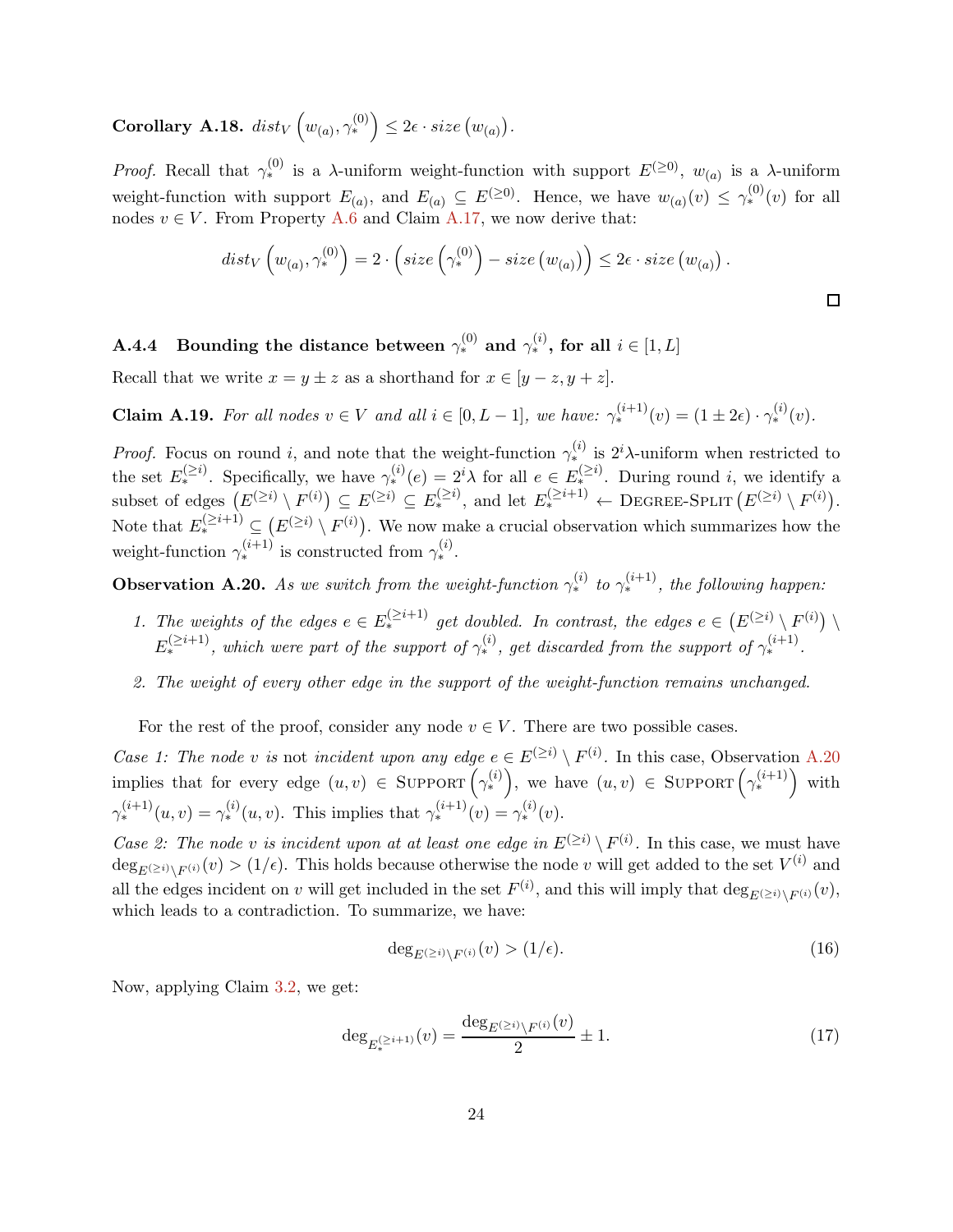**Corollary A.18.** $dist_V\left(w_{(a)}, \gamma_*^{(0)}\right) \leq 2\epsilon \cdot size\left(w_{(a)}\right)$.

*Proof.* Recall that $\gamma_*^{(0)}$ is a $\lambda$-uniform weight-function with support $E^{(\geq 0)}$, $w_{(a)}$ is a $\lambda$-uniform weight-function with support $E_{(a)}$, and $E_{(a)} \subseteq E^{(\geq 0)}$. Hence, we have $w_{(a)}(v) \leq \gamma_*^{(0)}(v)$ for all nodes $v \in V$. From Property A.6 and Claim A.17, we now derive that:

$$dist_V\left(w_{(a)}, \gamma_*^{(0)}\right) = 2 \cdot \left(size\left(\gamma_*^{(0)}\right) - size\left(w_{(a)}\right)\right) \leq 2\epsilon \cdot size\left(w_{(a)}\right).$$

□

### A.4.4 Bounding the distance between $\gamma_*^{(0)}$ and $\gamma_*^{(i)}$, for all $i \in [1, L]$

Recall that we write $x = y \pm z$ as a shorthand for $x \in [y - z, y + z]$.

**Claim A.19.** *For all nodes $v \in V$ and all $i \in [0, L-1]$, we have: $\gamma_*^{(i+1)}(v) = (1 \pm 2\epsilon) \cdot \gamma_*^{(i)}(v)$.*

*Proof.* Focus on round $i$, and note that the weight-function $\gamma_*^{(i)}$ is $2^i\lambda$-uniform when restricted to the set $E_*^{(\geq i)}$. Specifically, we have $\gamma_*^{(i)}(e) = 2^i\lambda$ for all $e \in E_*^{(\geq i)}$. During round $i$, we identify a subset of edges $\left(E^{(\geq i)} \setminus F^{(i)}\right) \subseteq E^{(\geq i)} \subseteq E_*^{(\geq i)}$, and let $E_*^{(\geq i+1)} \leftarrow$ DEGREE-SPLIT$\left(E^{(\geq i)} \setminus F^{(i)}\right)$. Note that $E_*^{(\geq i+1)} \subseteq \left(E^{(\geq i)} \setminus F^{(i)}\right)$. We now make a crucial observation which summarizes how the weight-function $\gamma_*^{(i+1)}$ is constructed from $\gamma_*^{(i)}$.

**Observation A.20.** *As we switch from the weight-function $\gamma_*^{(i)}$ to $\gamma_*^{(i+1)}$, the following happen:*

1. *The weights of the edges $e \in E_*^{(\geq i+1)}$ get doubled. In contrast, the edges $e \in \left(E^{(\geq i)} \setminus F^{(i)}\right) \setminus E_*^{(\geq i+1)}$, which were part of the support of $\gamma_*^{(i)}$, get discarded from the support of $\gamma_*^{(i+1)}$.*
2. *The weight of every other edge in the support of the weight-function remains unchanged.*

For the rest of the proof, consider any node $v \in V$. There are two possible cases.

*Case 1: The node $v$ is* not *incident upon any edge $e \in E^{(\geq i)} \setminus F^{(i)}$.* In this case, Observation A.20 implies that for every edge $(u, v) \in$ SUPPORT$\left(\gamma_*^{(i)}\right)$, we have $(u, v) \in$ SUPPORT$\left(\gamma_*^{(i+1)}\right)$ with $\gamma_*^{(i+1)}(u, v) = \gamma_*^{(i)}(u, v)$. This implies that $\gamma_*^{(i+1)}(v) = \gamma_*^{(i)}(v)$.

*Case 2: The node $v$ is incident upon at at least one edge in $E^{(\geq i)} \setminus F^{(i)}$.* In this case, we must have $\deg_{E^{(\geq i)} \setminus F^{(i)}}(v) > (1/\epsilon)$. This holds because otherwise the node $v$ will get added to the set $V^{(i)}$ and all the edges incident on $v$ will get included in the set $F^{(i)}$, and this will imply that $\deg_{E^{(\geq i)} \setminus F^{(i)}}(v)$, which leads to a contradiction. To summarize, we have:

$$\deg_{E^{(\geq i)} \setminus F^{(i)}}(v) > (1/\epsilon). \tag{16}$$

Now, applying Claim 3.2, we get:

$$\deg_{E_*^{(\geq i+1)}}(v) = \frac{\deg_{E^{(\geq i)} \setminus F^{(i)}}(v)}{2} \pm 1. \tag{17}$$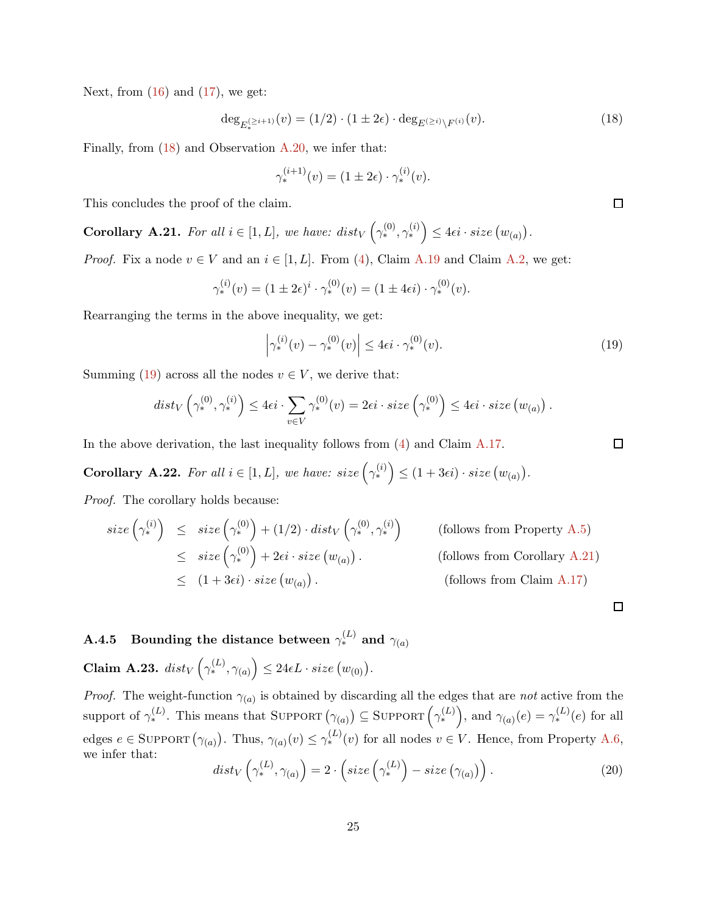Next, from (16) and (17), we get:

$$\deg_{E_*^{(\geq i+1)}}(v) = (1/2) \cdot (1 \pm 2\epsilon) \cdot \deg_{E^{(\geq i)} \setminus F^{(i)}}(v). \tag{18}$$

Finally, from (18) and Observation A.20, we infer that:

$$\gamma_*^{(i+1)}(v) = (1 \pm 2\epsilon) \cdot \gamma_*^{(i)}(v).$$

This concludes the proof of the claim. □

**Corollary A.21.** *For all $i \in [1, L]$, we have: $dist_V\left(\gamma_*^{(0)}, \gamma_*^{(i)}\right) \leq 4\epsilon i \cdot size\left(w_{(a)}\right)$.*

*Proof.* Fix a node $v \in V$ and an $i \in [1, L]$. From (4), Claim A.19 and Claim A.2, we get:

$$\gamma_*^{(i)}(v) = (1 \pm 2\epsilon)^i \cdot \gamma_*^{(0)}(v) = (1 \pm 4\epsilon i) \cdot \gamma_*^{(0)}(v).$$

Rearranging the terms in the above inequality, we get:

$$\left|\gamma_*^{(i)}(v) - \gamma_*^{(0)}(v)\right| \leq 4\epsilon i \cdot \gamma_*^{(0)}(v). \tag{19}$$

Summing (19) across all the nodes $v \in V$, we derive that:

$$dist_V\left(\gamma_*^{(0)}, \gamma_*^{(i)}\right) \leq 4\epsilon i \cdot \sum_{v \in V} \gamma_*^{(0)}(v) = 2\epsilon i \cdot size\left(\gamma_*^{(0)}\right) \leq 4\epsilon i \cdot size\left(w_{(a)}\right).$$

In the above derivation, the last inequality follows from (4) and Claim A.17. □

**Corollary A.22.** *For all $i \in [1, L]$, we have: $size\left(\gamma_*^{(i)}\right) \leq (1 + 3\epsilon i) \cdot size\left(w_{(a)}\right)$.*

*Proof.* The corollary holds because:

$$\begin{aligned}
size\left(\gamma_*^{(i)}\right) &\leq size\left(\gamma_*^{(0)}\right) + (1/2) \cdot dist_V\left(\gamma_*^{(0)}, \gamma_*^{(i)}\right) && \text{(follows from Property A.5)} \\
&\leq size\left(\gamma_*^{(0)}\right) + 2\epsilon i \cdot size\left(w_{(a)}\right). && \text{(follows from Corollary A.21)} \\
&\leq (1 + 3\epsilon i) \cdot size\left(w_{(a)}\right). && \text{(follows from Claim A.17)}
\end{aligned}$$

□

### A.4.5 Bounding the distance between $\gamma_*^{(L)}$ and $\gamma_{(a)}$

**Claim A.23.** $dist_V\left(\gamma_*^{(L)}, \gamma_{(a)}\right) \leq 24\epsilon L \cdot size\left(w_{(0)}\right)$.

*Proof.* The weight-function $\gamma_{(a)}$ is obtained by discarding all the edges that are *not* active from the support of $\gamma_*^{(L)}$. This means that $\text{SUPPORT}\left(\gamma_{(a)}\right) \subseteq \text{SUPPORT}\left(\gamma_*^{(L)}\right)$, and $\gamma_{(a)}(e) = \gamma_*^{(L)}(e)$ for all edges $e \in \text{SUPPORT}\left(\gamma_{(a)}\right)$. Thus, $\gamma_{(a)}(v) \leq \gamma_*^{(L)}(v)$ for all nodes $v \in V$. Hence, from Property A.6, we infer that:

$$dist_V\left(\gamma_*^{(L)}, \gamma_{(a)}\right) = 2 \cdot \left(size\left(\gamma_*^{(L)}\right) - size\left(\gamma_{(a)}\right)\right). \tag{20}$$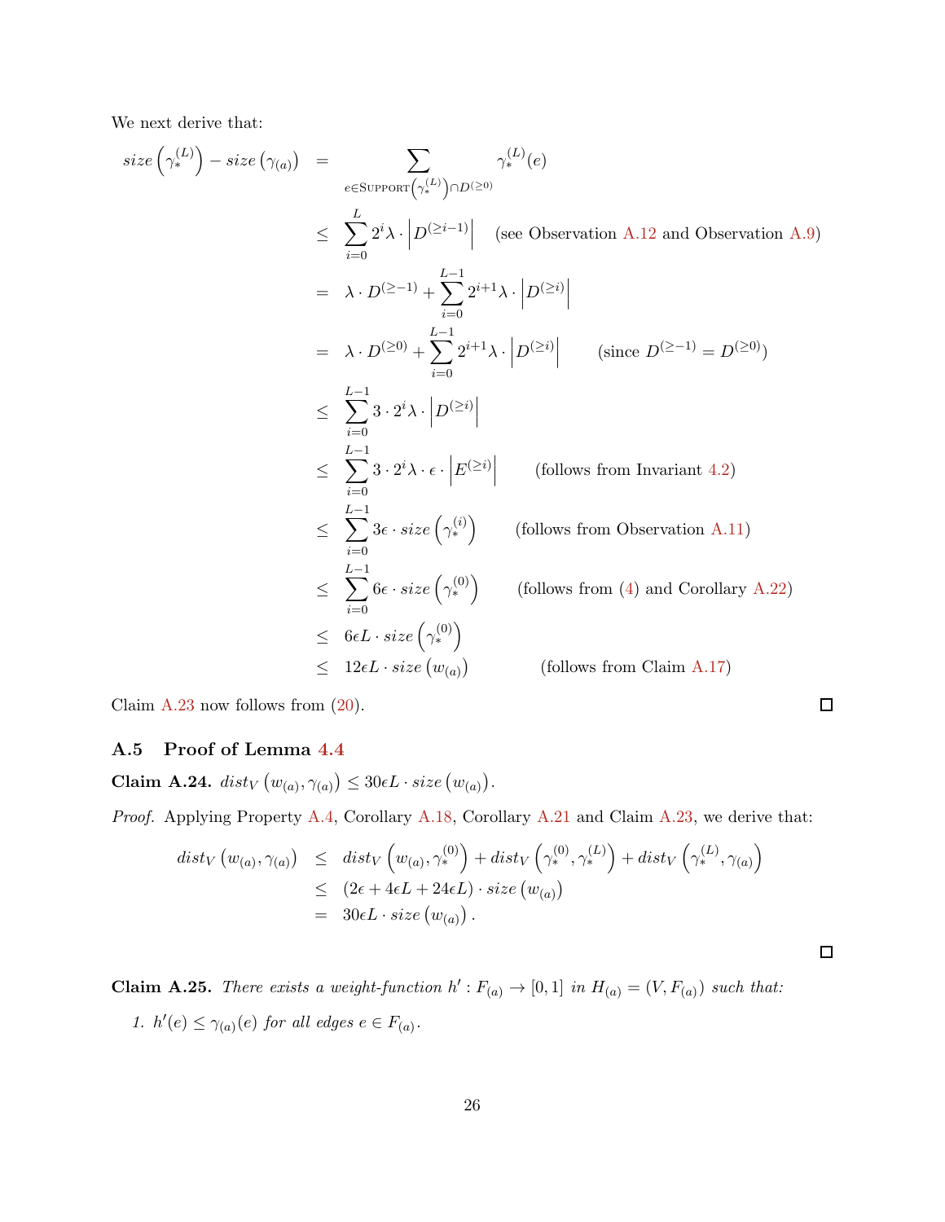We next derive that:

$$
\begin{aligned}
size\left(\gamma_*^{(L)}\right) - size\left(\gamma_{(a)}\right) &= \sum_{e \in \textsc{Support}\left(\gamma_*^{(L)}\right) \cap D^{(\geq 0)}} \gamma_*^{(L)}(e) \\
&\leq \sum_{i=0}^{L} 2^i \lambda \cdot \left| D^{(\geq i-1)} \right| \quad \text{(see Observation A.12 and Observation A.9)} \\
&= \lambda \cdot D^{(\geq -1)} + \sum_{i=0}^{L-1} 2^{i+1} \lambda \cdot \left| D^{(\geq i)} \right| \\
&= \lambda \cdot D^{(\geq 0)} + \sum_{i=0}^{L-1} 2^{i+1} \lambda \cdot \left| D^{(\geq i)} \right| \qquad \text{(since } D^{(\geq -1)} = D^{(\geq 0)}\text{)} \\
&\leq \sum_{i=0}^{L-1} 3 \cdot 2^i \lambda \cdot \left| D^{(\geq i)} \right| \\
&\leq \sum_{i=0}^{L-1} 3 \cdot 2^i \lambda \cdot \epsilon \cdot \left| E^{(\geq i)} \right| \qquad \text{(follows from Invariant 4.2)} \\
&\leq \sum_{i=0}^{L-1} 3\epsilon \cdot size\left(\gamma_*^{(i)}\right) \qquad \text{(follows from Observation A.11)} \\
&\leq \sum_{i=0}^{L-1} 6\epsilon \cdot size\left(\gamma_*^{(0)}\right) \qquad \text{(follows from (4) and Corollary A.22)} \\
&\leq 6\epsilon L \cdot size\left(\gamma_*^{(0)}\right) \\
&\leq 12\epsilon L \cdot size\left(w_{(a)}\right) \qquad \text{(follows from Claim A.17)}
\end{aligned}
$$

Claim A.23 now follows from (20). □

## A.5 Proof of Lemma 4.4

**Claim A.24.** *$dist_V\left(w_{(a)}, \gamma_{(a)}\right) \leq 30\epsilon L \cdot size\left(w_{(a)}\right)$.*

*Proof.* Applying Property A.4, Corollary A.18, Corollary A.21 and Claim A.23, we derive that:

$$
\begin{aligned}
dist_V\left(w_{(a)}, \gamma_{(a)}\right) &\leq dist_V\left(w_{(a)}, \gamma_*^{(0)}\right) + dist_V\left(\gamma_*^{(0)}, \gamma_*^{(L)}\right) + dist_V\left(\gamma_*^{(L)}, \gamma_{(a)}\right) \\
&\leq (2\epsilon + 4\epsilon L + 24\epsilon L) \cdot size\left(w_{(a)}\right) \\
&= 30\epsilon L \cdot size\left(w_{(a)}\right).
\end{aligned}
$$

□

**Claim A.25.** *There exists a weight-function $h' : F_{(a)} \to [0,1]$ in $H_{(a)} = (V, F_{(a)})$ such that:*

1. *$h'(e) \leq \gamma_{(a)}(e)$ for all edges $e \in F_{(a)}$.*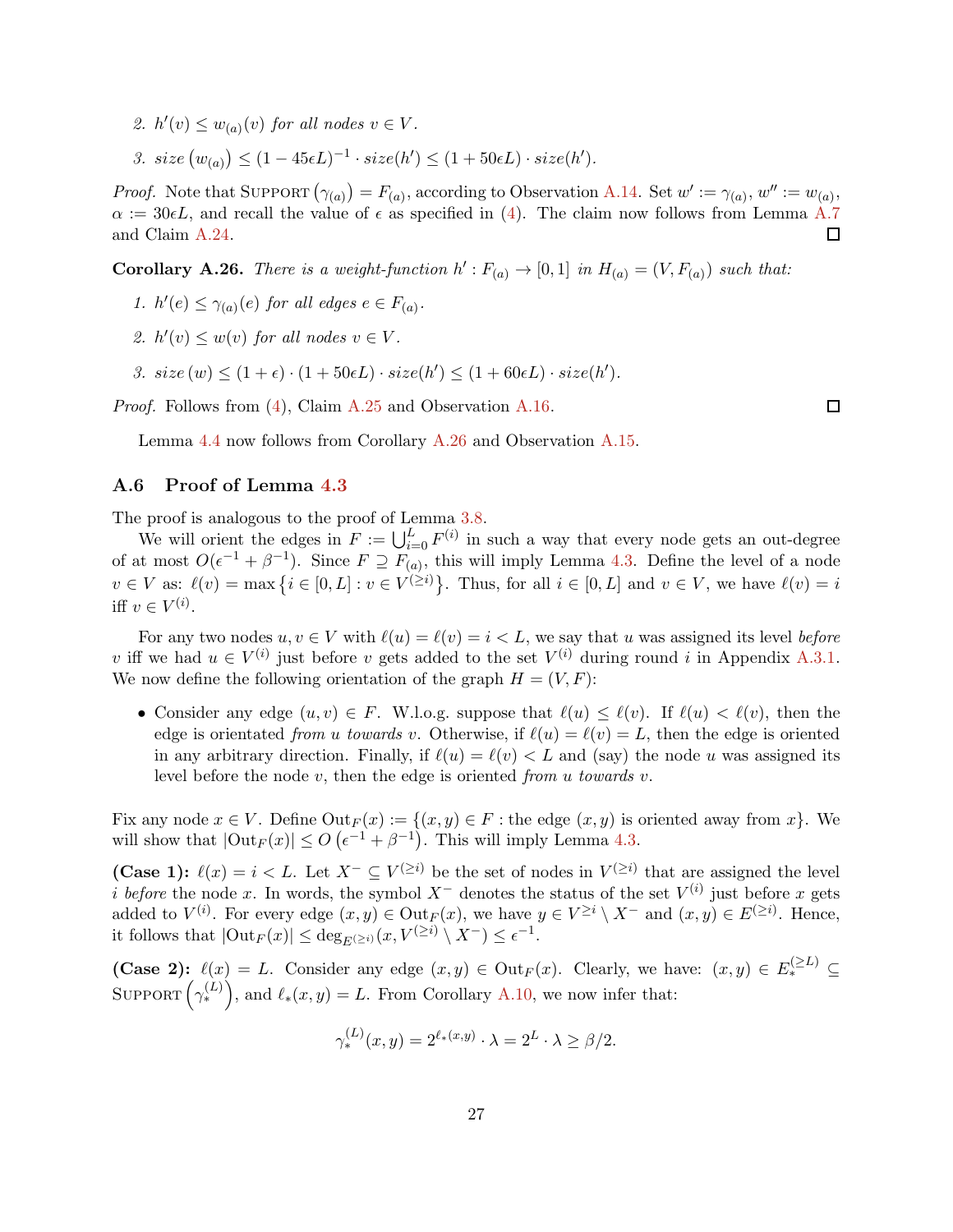2. $h'(v) \leq w_{(a)}(v)$ for all nodes $v \in V$.

3. $size\left(w_{(a)}\right) \leq (1 - 45\epsilon L)^{-1} \cdot size(h') \leq (1 + 50\epsilon L) \cdot size(h')$.

*Proof.* Note that $\text{Support}\left(\gamma_{(a)}\right) = F_{(a)}$, according to Observation A.14. Set $w' := \gamma_{(a)}$, $w'' := w_{(a)}$, $\alpha := 30\epsilon L$, and recall the value of $\epsilon$ as specified in (4). The claim now follows from Lemma A.7 and Claim A.24. □

**Corollary A.26.** *There is a weight-function $h' : F_{(a)} \rightarrow [0, 1]$ in $H_{(a)} = (V, F_{(a)})$ such that:*

1. $h'(e) \leq \gamma_{(a)}(e)$ for all edges $e \in F_{(a)}$.

2. $h'(v) \leq w(v)$ for all nodes $v \in V$.

3. $size\,(w) \leq (1 + \epsilon) \cdot (1 + 50\epsilon L) \cdot size(h') \leq (1 + 60\epsilon L) \cdot size(h')$.

*Proof.* Follows from (4), Claim A.25 and Observation A.16. □

Lemma 4.4 now follows from Corollary A.26 and Observation A.15.

## A.6 Proof of Lemma 4.3

The proof is analogous to the proof of Lemma 3.8.

We will orient the edges in $F := \bigcup_{i=0}^{L} F^{(i)}$ in such a way that every node gets an out-degree of at most $O(\epsilon^{-1} + \beta^{-1})$. Since $F \supseteq F_{(a)}$, this will imply Lemma 4.3. Define the level of a node $v \in V$ as: $\ell(v) = \max\left\{i \in [0, L] : v \in V^{(\geq i)}\right\}$. Thus, for all $i \in [0, L]$ and $v \in V$, we have $\ell(v) = i$ iff $v \in V^{(i)}$.

For any two nodes $u, v \in V$ with $\ell(u) = \ell(v) = i < L$, we say that $u$ was assigned its level *before* $v$ iff we had $u \in V^{(i)}$ just before $v$ gets added to the set $V^{(i)}$ during round $i$ in Appendix A.3.1. We now define the following orientation of the graph $H = (V, F)$:

- Consider any edge $(u, v) \in F$. W.l.o.g. suppose that $\ell(u) \leq \ell(v)$. If $\ell(u) < \ell(v)$, then the edge is orientated *from $u$ towards $v$*. Otherwise, if $\ell(u) = \ell(v) = L$, then the edge is oriented in any arbitrary direction. Finally, if $\ell(u) = \ell(v) < L$ and (say) the node $u$ was assigned its level before the node $v$, then the edge is oriented *from $u$ towards $v$*.

Fix any node $x \in V$. Define $\text{Out}_F(x) := \{(x, y) \in F : \text{the edge } (x, y) \text{ is oriented away from } x\}$. We will show that $|\text{Out}_F(x)| \leq O\left(\epsilon^{-1} + \beta^{-1}\right)$. This will imply Lemma 4.3.

**(Case 1):** $\ell(x) = i < L$. Let $X^- \subseteq V^{(\geq i)}$ be the set of nodes in $V^{(\geq i)}$ that are assigned the level $i$ *before* the node $x$. In words, the symbol $X^-$ denotes the status of the set $V^{(i)}$ just before $x$ gets added to $V^{(i)}$. For every edge $(x, y) \in \text{Out}_F(x)$, we have $y \in V^{\geq i} \setminus X^-$ and $(x, y) \in E^{(\geq i)}$. Hence, it follows that $|\text{Out}_F(x)| \leq \deg_{E^{(\geq i)}}(x, V^{(\geq i)} \setminus X^-) \leq \epsilon^{-1}$.

**(Case 2):** $\ell(x) = L$. Consider any edge $(x, y) \in \text{Out}_F(x)$. Clearly, we have: $(x, y) \in E_*^{(\geq L)} \subseteq \text{Support}\left(\gamma_*^{(L)}\right)$, and $\ell_*(x, y) = L$. From Corollary A.10, we now infer that:

$$\gamma_*^{(L)}(x, y) = 2^{\ell_*(x,y)} \cdot \lambda = 2^L \cdot \lambda \geq \beta/2.$$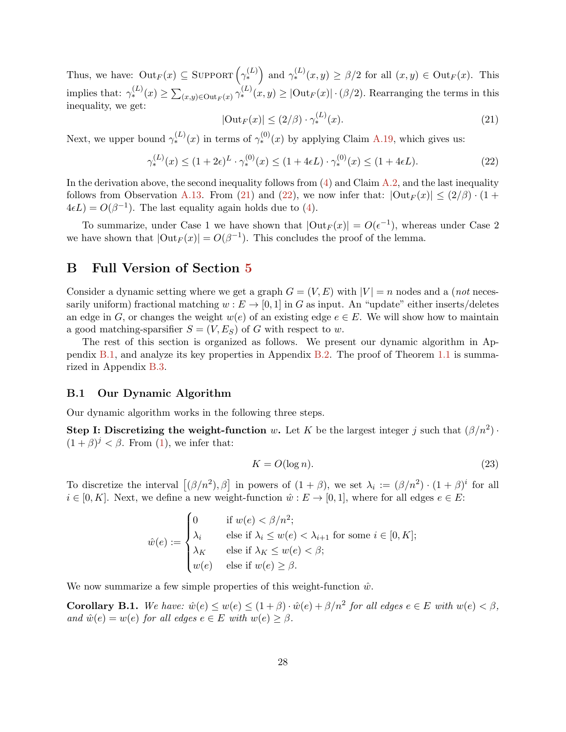Thus, we have: $\text{Out}_F(x) \subseteq \text{SUPPORT}\left(\gamma_*^{(L)}\right)$ and $\gamma_*^{(L)}(x,y) \geq \beta/2$ for all $(x,y) \in \text{Out}_F(x)$. This implies that: $\gamma_*^{(L)}(x) \geq \sum_{(x,y)\in \text{Out}_F(x)} \gamma_*^{(L)}(x,y) \geq |\text{Out}_F(x)| \cdot (\beta/2)$. Rearranging the terms in this inequality, we get:

$$|\text{Out}_F(x)| \leq (2/\beta) \cdot \gamma_*^{(L)}(x). \tag{21}$$

Next, we upper bound $\gamma_*^{(L)}(x)$ in terms of $\gamma_*^{(0)}(x)$ by applying Claim A.19, which gives us:

$$\gamma_*^{(L)}(x) \leq (1+2\epsilon)^L \cdot \gamma_*^{(0)}(x) \leq (1+4\epsilon L) \cdot \gamma_*^{(0)}(x) \leq (1+4\epsilon L). \tag{22}$$

In the derivation above, the second inequality follows from (4) and Claim A.2, and the last inequality follows from Observation A.13. From (21) and (22), we now infer that: $|\text{Out}_F(x)| \leq (2/\beta) \cdot (1+4\epsilon L) = O(\beta^{-1})$. The last equality again holds due to (4).

To summarize, under Case 1 we have shown that $|\text{Out}_F(x)| = O(\epsilon^{-1})$, whereas under Case 2 we have shown that $|\text{Out}_F(x)| = O(\beta^{-1})$. This concludes the proof of the lemma.

# B Full Version of Section 5

Consider a dynamic setting where we get a graph $G = (V, E)$ with $|V| = n$ nodes and a (*not* necessarily uniform) fractional matching $w : E \to [0,1]$ in $G$ as input. An "update" either inserts/deletes an edge in $G$, or changes the weight $w(e)$ of an existing edge $e \in E$. We will show how to maintain a good matching-sparsifier $S = (V, E_S)$ of $G$ with respect to $w$.

The rest of this section is organized as follows. We present our dynamic algorithm in Appendix B.1, and analyze its key properties in Appendix B.2. The proof of Theorem 1.1 is summarized in Appendix B.3.

## B.1 Our Dynamic Algorithm

Our dynamic algorithm works in the following three steps.

**Step I: Discretizing the weight-function $w$.** Let $K$ be the largest integer $j$ such that $(\beta/n^2) \cdot (1+\beta)^j < \beta$. From (1), we infer that:

$$K = O(\log n). \tag{23}$$

To discretize the interval $\left[(\beta/n^2), \beta\right]$ in powers of $(1+\beta)$, we set $\lambda_i := (\beta/n^2) \cdot (1+\beta)^i$ for all $i \in [0, K]$. Next, we define a new weight-function $\hat{w} : E \to [0,1]$, where for all edges $e \in E$:

$$\hat{w}(e) := \begin{cases} 0 & \text{if } w(e) < \beta/n^2; \\ \lambda_i & \text{else if } \lambda_i \leq w(e) < \lambda_{i+1} \text{ for some } i \in [0,K]; \\ \lambda_K & \text{else if } \lambda_K \leq w(e) < \beta; \\ w(e) & \text{else if } w(e) \geq \beta. \end{cases}$$

We now summarize a few simple properties of this weight-function $\hat{w}$.

**Corollary B.1.** *We have: $\hat{w}(e) \leq w(e) \leq (1+\beta) \cdot \hat{w}(e) + \beta/n^2$ for all edges $e \in E$ with $w(e) < \beta$, and $\hat{w}(e) = w(e)$ for all edges $e \in E$ with $w(e) \geq \beta$.*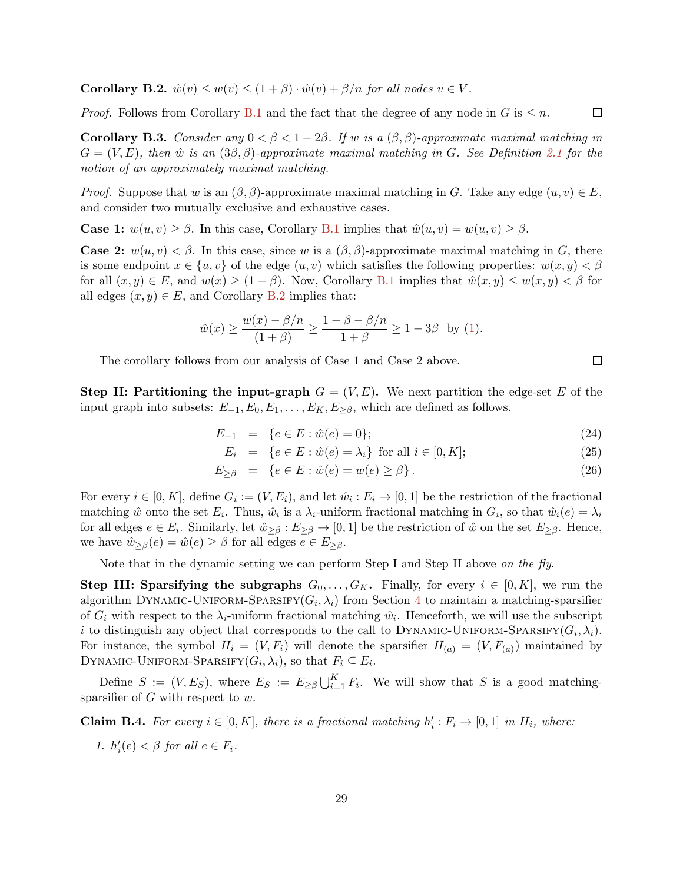**Corollary B.2.** *$\hat{w}(v) \leq w(v) \leq (1+\beta) \cdot \hat{w}(v) + \beta/n$ for all nodes $v \in V$.*

*Proof.* Follows from Corollary B.1 and the fact that the degree of any node in $G$ is $\leq n$. ☐

**Corollary B.3.** *Consider any $0 < \beta < 1 - 2\beta$. If $w$ is a $(\beta, \beta)$-approximate maximal matching in $G = (V, E)$, then $\hat{w}$ is an $(3\beta, \beta)$-approximate maximal matching in $G$. See Definition 2.1 for the notion of an approximately maximal matching.*

*Proof.* Suppose that $w$ is an $(\beta, \beta)$-approximate maximal matching in $G$. Take any edge $(u, v) \in E$, and consider two mutually exclusive and exhaustive cases.

**Case 1:** $w(u, v) \geq \beta$. In this case, Corollary B.1 implies that $\hat{w}(u, v) = w(u, v) \geq \beta$.

**Case 2:** $w(u, v) < \beta$. In this case, since $w$ is a $(\beta, \beta)$-approximate maximal matching in $G$, there is some endpoint $x \in \{u, v\}$ of the edge $(u, v)$ which satisfies the following properties: $w(x, y) < \beta$ for all $(x, y) \in E$, and $w(x) \geq (1 - \beta)$. Now, Corollary B.1 implies that $\hat{w}(x, y) \leq w(x, y) < \beta$ for all edges $(x, y) \in E$, and Corollary B.2 implies that:

$$\hat{w}(x) \geq \frac{w(x) - \beta/n}{(1+\beta)} \geq \frac{1 - \beta - \beta/n}{1+\beta} \geq 1 - 3\beta \text{ by (1).}$$

The corollary follows from our analysis of Case 1 and Case 2 above. ☐

**Step II: Partitioning the input-graph $G = (V, E)$.** We next partition the edge-set $E$ of the input graph into subsets: $E_{-1}, E_0, E_1, \ldots, E_K, E_{\geq \beta}$, which are defined as follows.

$$E_{-1} = \{e \in E : \hat{w}(e) = 0\}; \tag{24}$$

$$E_i = \{e \in E : \hat{w}(e) = \lambda_i\} \text{ for all } i \in [0, K]; \tag{25}$$

$$E_{\geq \beta} = \{e \in E : \hat{w}(e) = w(e) \geq \beta\}. \tag{26}$$

For every $i \in [0, K]$, define $G_i := (V, E_i)$, and let $\hat{w}_i : E_i \to [0, 1]$ be the restriction of the fractional matching $\hat{w}$ onto the set $E_i$. Thus, $\hat{w}_i$ is a $\lambda_i$-uniform fractional matching in $G_i$, so that $\hat{w}_i(e) = \lambda_i$ for all edges $e \in E_i$. Similarly, let $\hat{w}_{\geq \beta} : E_{\geq \beta} \to [0, 1]$ be the restriction of $\hat{w}$ on the set $E_{\geq \beta}$. Hence, we have $\hat{w}_{\geq \beta}(e) = \hat{w}(e) \geq \beta$ for all edges $e \in E_{\geq \beta}$.

Note that in the dynamic setting we can perform Step I and Step II above *on the fly*.

**Step III: Sparsifying the subgraphs $G_0, \ldots, G_K$.** Finally, for every $i \in [0, K]$, we run the algorithm Dynamic-Uniform-Sparsify$(G_i, \lambda_i)$ from Section 4 to maintain a matching-sparsifier of $G_i$ with respect to the $\lambda_i$-uniform fractional matching $\hat{w}_i$. Henceforth, we will use the subscript $i$ to distinguish any object that corresponds to the call to Dynamic-Uniform-Sparsify$(G_i, \lambda_i)$. For instance, the symbol $H_i = (V, F_i)$ will denote the sparsifier $H_{(a)} = (V, F_{(a)})$ maintained by Dynamic-Uniform-Sparsify$(G_i, \lambda_i)$, so that $F_i \subseteq E_i$.

Define $S := (V, E_S)$, where $E_S := E_{\geq \beta} \bigcup_{i=1}^{K} F_i$. We will show that $S$ is a good matching-sparsifier of $G$ with respect to $w$.

**Claim B.4.** *For every $i \in [0, K]$, there is a fractional matching $h'_i : F_i \to [0, 1]$ in $H_i$, where:*

1. *$h'_i(e) < \beta$ for all $e \in F_i$.*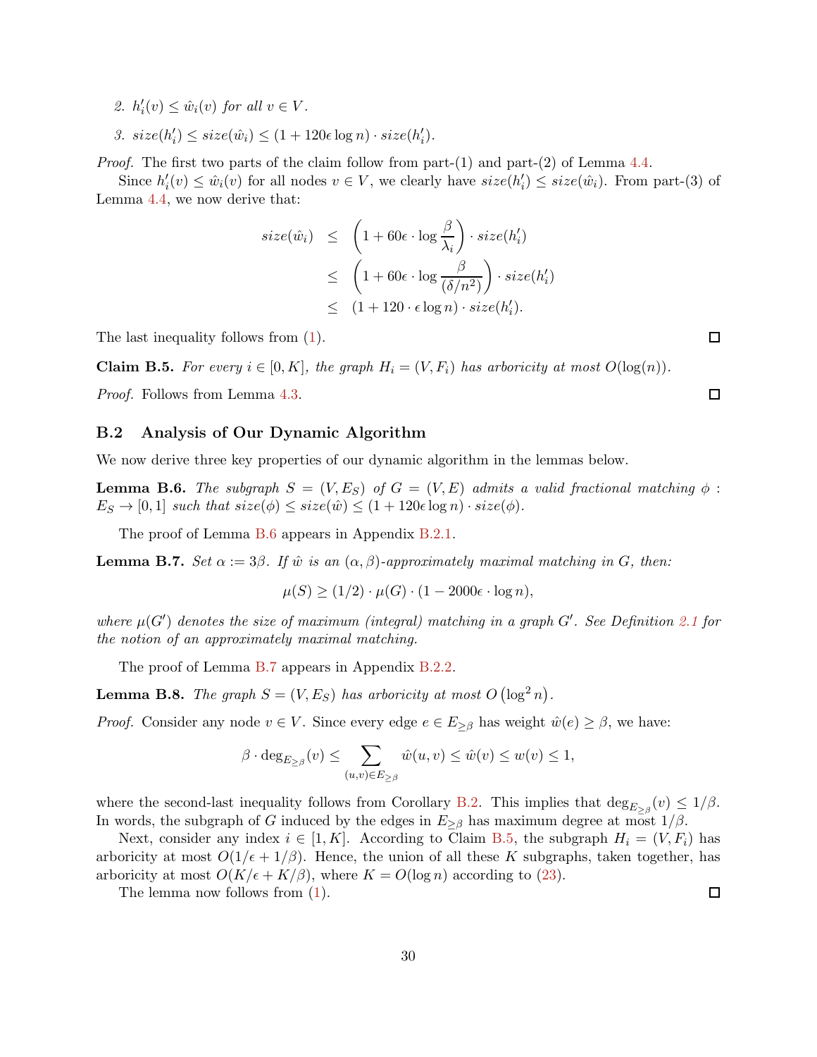2. $h'_i(v) \leq \hat{w}_i(v)$ *for all* $v \in V$.

3. $size(h'_i) \leq size(\hat{w}_i) \leq (1 + 120\epsilon \log n) \cdot size(h'_i)$.

*Proof.* The first two parts of the claim follow from part-(1) and part-(2) of Lemma 4.4.

Since $h'_i(v) \leq \hat{w}_i(v)$ for all nodes $v \in V$, we clearly have $size(h'_i) \leq size(\hat{w}_i)$. From part-(3) of Lemma 4.4, we now derive that:

$$
\begin{aligned}
size(\hat{w}_i) &\leq \left(1 + 60\epsilon \cdot \log \frac{\beta}{\lambda_i}\right) \cdot size(h'_i) \\
&\leq \left(1 + 60\epsilon \cdot \log \frac{\beta}{(\delta/n^2)}\right) \cdot size(h'_i) \\
&\leq (1 + 120 \cdot \epsilon \log n) \cdot size(h'_i).
\end{aligned}
$$

The last inequality follows from (1). ◻

**Claim B.5.** *For every* $i \in [0, K]$, *the graph* $H_i = (V, F_i)$ *has arboricity at most* $O(\log(n))$.

*Proof.* Follows from Lemma 4.3. ◻

## B.2 Analysis of Our Dynamic Algorithm

We now derive three key properties of our dynamic algorithm in the lemmas below.

**Lemma B.6.** *The subgraph* $S = (V, E_S)$ *of* $G = (V, E)$ *admits a valid fractional matching* $\phi : E_S \to [0, 1]$ *such that* $size(\phi) \leq size(\hat{w}) \leq (1 + 120\epsilon \log n) \cdot size(\phi)$.

The proof of Lemma B.6 appears in Appendix B.2.1.

**Lemma B.7.** *Set* $\alpha := 3\beta$. *If* $\hat{w}$ *is an* $(\alpha, \beta)$*-approximately maximal matching in* $G$, *then:*

$$\mu(S) \geq (1/2) \cdot \mu(G) \cdot (1 - 2000\epsilon \cdot \log n),$$

*where* $\mu(G')$ *denotes the size of maximum (integral) matching in a graph* $G'$. *See Definition 2.1 for the notion of an approximately maximal matching.*

The proof of Lemma B.7 appears in Appendix B.2.2.

**Lemma B.8.** *The graph* $S = (V, E_S)$ *has arboricity at most* $O\left(\log^2 n\right)$.

*Proof.* Consider any node $v \in V$. Since every edge $e \in E_{\geq \beta}$ has weight $\hat{w}(e) \geq \beta$, we have:

$$\beta \cdot \deg_{E_{\geq \beta}}(v) \leq \sum_{(u,v) \in E_{\geq \beta}} \hat{w}(u, v) \leq \hat{w}(v) \leq w(v) \leq 1,$$

where the second-last inequality follows from Corollary B.2. This implies that $\deg_{E_{\geq \beta}}(v) \leq 1/\beta$. In words, the subgraph of $G$ induced by the edges in $E_{\geq \beta}$ has maximum degree at most $1/\beta$.

Next, consider any index $i \in [1, K]$. According to Claim B.5, the subgraph $H_i = (V, F_i)$ has arboricity at most $O(1/\epsilon + 1/\beta)$. Hence, the union of all these $K$ subgraphs, taken together, has arboricity at most $O(K/\epsilon + K/\beta)$, where $K = O(\log n)$ according to (23).

The lemma now follows from (1). ◻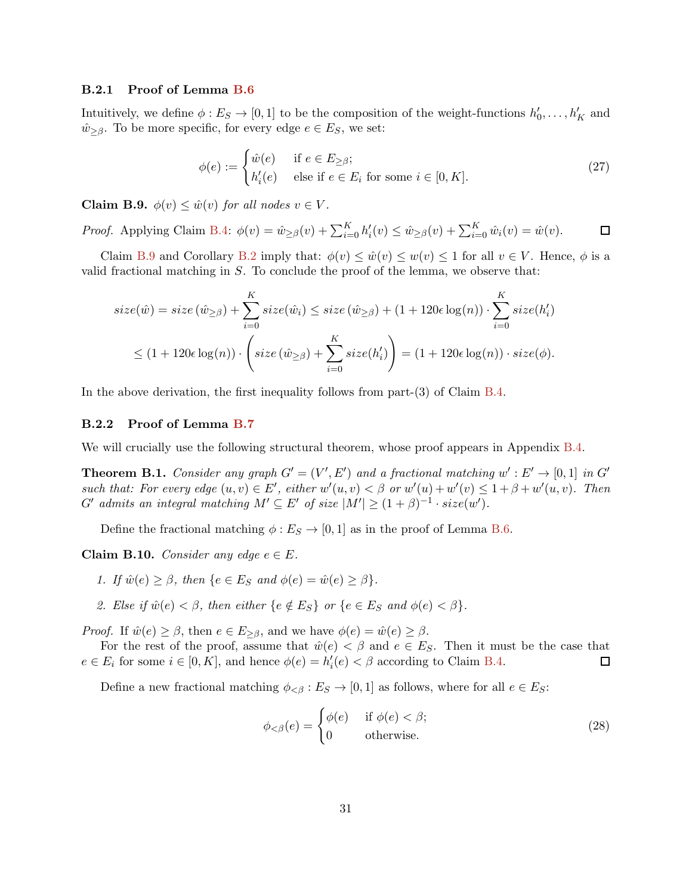### B.2.1 Proof of Lemma B.6

Intuitively, we define $\phi : E_S \to [0, 1]$ to be the composition of the weight-functions $h'_0, \ldots, h'_K$ and $\hat{w}_{\geq \beta}$. To be more specific, for every edge $e \in E_S$, we set:

$$\phi(e) := \begin{cases} \hat{w}(e) & \text{if } e \in E_{\geq \beta}; \\ h'_i(e) & \text{else if } e \in E_i \text{ for some } i \in [0, K]. \end{cases} \tag{27}$$

**Claim B.9.** *$\phi(v) \leq \hat{w}(v)$ for all nodes $v \in V$.*

*Proof.* Applying Claim B.4: $\phi(v) = \hat{w}_{\geq \beta}(v) + \sum_{i=0}^{K} h'_i(v) \leq \hat{w}_{\geq \beta}(v) + \sum_{i=0}^{K} \hat{w}_i(v) = \hat{w}(v)$. $\square$

Claim B.9 and Corollary B.2 imply that: $\phi(v) \leq \hat{w}(v) \leq w(v) \leq 1$ for all $v \in V$. Hence, $\phi$ is a valid fractional matching in $S$. To conclude the proof of the lemma, we observe that:

$$\begin{aligned} size(\hat{w}) &= size(\hat{w}_{\geq \beta}) + \sum_{i=0}^{K} size(\hat{w}_i) \leq size(\hat{w}_{\geq \beta}) + (1 + 120\epsilon \log(n)) \cdot \sum_{i=0}^{K} size(h'_i) \\ &\leq (1 + 120\epsilon \log(n)) \cdot \left( size(\hat{w}_{\geq \beta}) + \sum_{i=0}^{K} size(h'_i) \right) = (1 + 120\epsilon \log(n)) \cdot size(\phi). \end{aligned}$$

In the above derivation, the first inequality follows from part-(3) of Claim B.4.

### B.2.2 Proof of Lemma B.7

We will crucially use the following structural theorem, whose proof appears in Appendix B.4.

**Theorem B.1.** *Consider any graph $G' = (V', E')$ and a fractional matching $w' : E' \to [0, 1]$ in $G'$ such that: For every edge $(u, v) \in E'$, either $w'(u, v) < \beta$ or $w'(u) + w'(v) \leq 1 + \beta + w'(u, v)$. Then $G'$ admits an integral matching $M' \subseteq E'$ of size $|M'| \geq (1 + \beta)^{-1} \cdot size(w')$.*

Define the fractional matching $\phi : E_S \to [0, 1]$ as in the proof of Lemma B.6.

**Claim B.10.** *Consider any edge $e \in E$.*

1. *If $\hat{w}(e) \geq \beta$, then $\{e \in E_S$ and $\phi(e) = \hat{w}(e) \geq \beta\}$.*
2. *Else if $\hat{w}(e) < \beta$, then either $\{e \notin E_S\}$ or $\{e \in E_S$ and $\phi(e) < \beta\}$.*

*Proof.* If $\hat{w}(e) \geq \beta$, then $e \in E_{\geq \beta}$, and we have $\phi(e) = \hat{w}(e) \geq \beta$.

For the rest of the proof, assume that $\hat{w}(e) < \beta$ and $e \in E_S$. Then it must be the case that $e \in E_i$ for some $i \in [0, K]$, and hence $\phi(e) = h'_i(e) < \beta$ according to Claim B.4. $\square$

Define a new fractional matching $\phi_{<\beta} : E_S \to [0, 1]$ as follows, where for all $e \in E_S$:

$$\phi_{<\beta}(e) = \begin{cases} \phi(e) & \text{if } \phi(e) < \beta; \\ 0 & \text{otherwise.} \end{cases} \tag{28}$$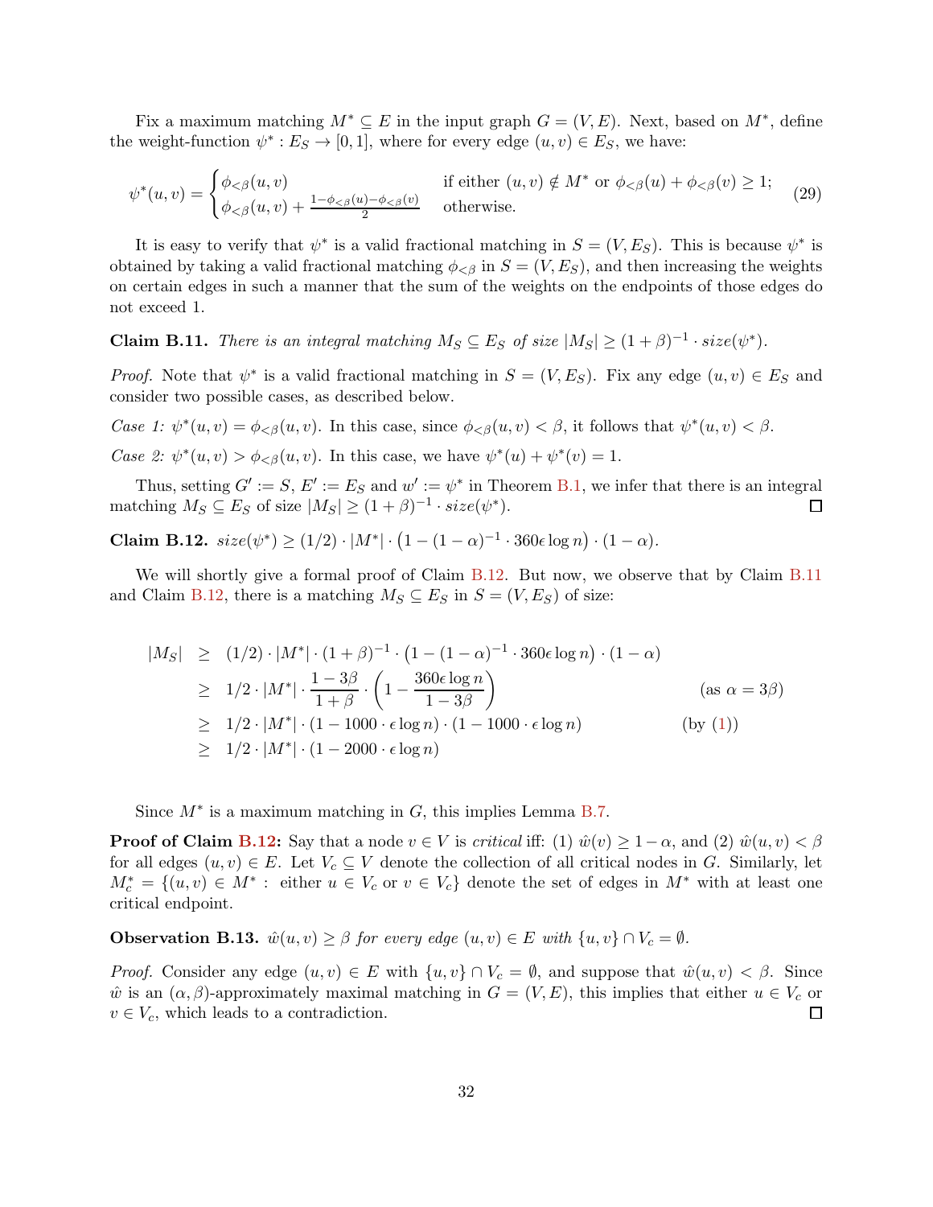Fix a maximum matching $M^* \subseteq E$ in the input graph $G = (V, E)$. Next, based on $M^*$, define the weight-function $\psi^* : E_S \to [0, 1]$, where for every edge $(u, v) \in E_S$, we have:

$$\psi^*(u,v) = \begin{cases} \phi_{<\beta}(u,v) & \text{if either } (u,v) \notin M^* \text{ or } \phi_{<\beta}(u) + \phi_{<\beta}(v) \geq 1; \\ \phi_{<\beta}(u,v) + \frac{1 - \phi_{<\beta}(u) - \phi_{<\beta}(v)}{2} & \text{otherwise.} \end{cases} \tag{29}$$

It is easy to verify that $\psi^*$ is a valid fractional matching in $S = (V, E_S)$. This is because $\psi^*$ is obtained by taking a valid fractional matching $\phi_{<\beta}$ in $S = (V, E_S)$, and then increasing the weights on certain edges in such a manner that the sum of the weights on the endpoints of those edges do not exceed 1.

**Claim B.11.** *There is an integral matching $M_S \subseteq E_S$ of size $|M_S| \geq (1+\beta)^{-1} \cdot size(\psi^*)$.*

*Proof.* Note that $\psi^*$ is a valid fractional matching in $S = (V, E_S)$. Fix any edge $(u, v) \in E_S$ and consider two possible cases, as described below.

*Case 1: $\psi^*(u, v) = \phi_{<\beta}(u, v)$.* In this case, since $\phi_{<\beta}(u, v) < \beta$, it follows that $\psi^*(u, v) < \beta$.

*Case 2: $\psi^*(u, v) > \phi_{<\beta}(u, v)$.* In this case, we have $\psi^*(u) + \psi^*(v) = 1$.

Thus, setting $G' := S$, $E' := E_S$ and $w' := \psi^*$ in Theorem B.1, we infer that there is an integral matching $M_S \subseteq E_S$ of size $|M_S| \geq (1+\beta)^{-1} \cdot size(\psi^*)$. □

**Claim B.12.** $size(\psi^*) \geq (1/2) \cdot |M^*| \cdot \left(1 - (1-\alpha)^{-1} \cdot 360\epsilon \log n\right) \cdot (1 - \alpha)$.

We will shortly give a formal proof of Claim B.12. But now, we observe that by Claim B.11 and Claim B.12, there is a matching $M_S \subseteq E_S$ in $S = (V, E_S)$ of size:

$$\begin{aligned}
|M_S| &\geq (1/2) \cdot |M^*| \cdot (1+\beta)^{-1} \cdot \left(1 - (1-\alpha)^{-1} \cdot 360\epsilon \log n\right) \cdot (1-\alpha) \\
&\geq 1/2 \cdot |M^*| \cdot \frac{1 - 3\beta}{1+\beta} \cdot \left(1 - \frac{360\epsilon \log n}{1 - 3\beta}\right) & (\text{as } \alpha = 3\beta) \\
&\geq 1/2 \cdot |M^*| \cdot (1 - 1000 \cdot \epsilon \log n) \cdot (1 - 1000 \cdot \epsilon \log n) & (\text{by } (1)) \\
&\geq 1/2 \cdot |M^*| \cdot (1 - 2000 \cdot \epsilon \log n)
\end{aligned}$$

Since $M^*$ is a maximum matching in $G$, this implies Lemma B.7.

**Proof of Claim B.12:** Say that a node $v \in V$ is *critical* iff: (1) $\hat{w}(v) \geq 1 - \alpha$, and (2) $\hat{w}(u, v) < \beta$ for all edges $(u, v) \in E$. Let $V_c \subseteq V$ denote the collection of all critical nodes in $G$. Similarly, let $M^*_c = \{(u, v) \in M^* : \text{ either } u \in V_c \text{ or } v \in V_c\}$ denote the set of edges in $M^*$ with at least one critical endpoint.

**Observation B.13.** *$\hat{w}(u, v) \geq \beta$ for every edge $(u, v) \in E$ with $\{u, v\} \cap V_c = \emptyset$.*

*Proof.* Consider any edge $(u, v) \in E$ with $\{u, v\} \cap V_c = \emptyset$, and suppose that $\hat{w}(u, v) < \beta$. Since $\hat{w}$ is an $(\alpha, \beta)$-approximately maximal matching in $G = (V, E)$, this implies that either $u \in V_c$ or $v \in V_c$, which leads to a contradiction. □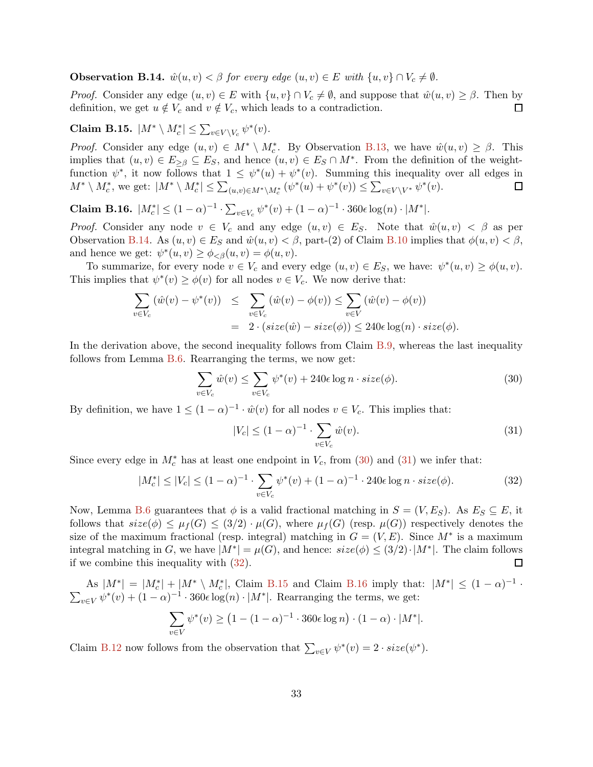**Observation B.14.** *$\hat{w}(u, v) < \beta$ for every edge $(u, v) \in E$ with $\{u, v\} \cap V_c \neq \emptyset$.*

*Proof.* Consider any edge $(u, v) \in E$ with $\{u, v\} \cap V_c \neq \emptyset$, and suppose that $\hat{w}(u, v) \geq \beta$. Then by definition, we get $u \notin V_c$ and $v \notin V_c$, which leads to a contradiction. $\square$

**Claim B.15.** $|M^* \setminus M_c^*| \leq \sum_{v \in V \setminus V_c} \psi^*(v)$.

*Proof.* Consider any edge $(u, v) \in M^* \setminus M_c^*$. By Observation B.13, we have $\hat{w}(u, v) \geq \beta$. This implies that $(u, v) \in E_{\geq \beta} \subseteq E_S$, and hence $(u, v) \in E_S \cap M^*$. From the definition of the weight-function $\psi^*$, it now follows that $1 \leq \psi^*(u) + \psi^*(v)$. Summing this inequality over all edges in $M^* \setminus M_c^*$, we get: $|M^* \setminus M_c^*| \leq \sum_{(u,v) \in M^* \setminus M_c^*} (\psi^*(u) + \psi^*(v)) \leq \sum_{v \in V \setminus V^*} \psi^*(v)$. $\square$

**Claim B.16.** $|M_c^*| \leq (1-\alpha)^{-1} \cdot \sum_{v \in V_c} \psi^*(v) + (1-\alpha)^{-1} \cdot 360\epsilon \log(n) \cdot |M^*|$.

*Proof.* Consider any node $v \in V_c$ and any edge $(u, v) \in E_S$. Note that $\hat{w}(u, v) < \beta$ as per Observation B.14. As $(u, v) \in E_S$ and $\hat{w}(u, v) < \beta$, part-(2) of Claim B.10 implies that $\phi(u, v) < \beta$, and hence we get: $\psi^*(u, v) \geq \phi_{<\beta}(u, v) = \phi(u, v)$.

To summarize, for every node $v \in V_c$ and every edge $(u, v) \in E_S$, we have: $\psi^*(u, v) \geq \phi(u, v)$. This implies that $\psi^*(v) \geq \phi(v)$ for all nodes $v \in V_c$. We now derive that:

$$
\begin{aligned}
\sum_{v \in V_c} (\hat{w}(v) - \psi^*(v)) &\leq \sum_{v \in V_c} (\hat{w}(v) - \phi(v)) \leq \sum_{v \in V} (\hat{w}(v) - \phi(v)) \\
&= 2 \cdot (size(\hat{w}) - size(\phi)) \leq 240\epsilon \log(n) \cdot size(\phi).
\end{aligned}
$$

In the derivation above, the second inequality follows from Claim B.9, whereas the last inequality follows from Lemma B.6. Rearranging the terms, we now get:

$$
\sum_{v \in V_c} \hat{w}(v) \leq \sum_{v \in V_c} \psi^*(v) + 240\epsilon \log n \cdot size(\phi). \tag{30}
$$

By definition, we have $1 \leq (1-\alpha)^{-1} \cdot \hat{w}(v)$ for all nodes $v \in V_c$. This implies that:

$$
|V_c| \leq (1-\alpha)^{-1} \cdot \sum_{v \in V_c} \hat{w}(v). \tag{31}
$$

Since every edge in $M_c^*$ has at least one endpoint in $V_c$, from (30) and (31) we infer that:

$$
|M_c^*| \leq |V_c| \leq (1-\alpha)^{-1} \cdot \sum_{v \in V_c} \psi^*(v) + (1-\alpha)^{-1} \cdot 240\epsilon \log n \cdot size(\phi). \tag{32}
$$

Now, Lemma B.6 guarantees that $\phi$ is a valid fractional matching in $S = (V, E_S)$. As $E_S \subseteq E$, it follows that $size(\phi) \leq \mu_f(G) \leq (3/2) \cdot \mu(G)$, where $\mu_f(G)$ (resp. $\mu(G)$) respectively denotes the size of the maximum fractional (resp. integral) matching in $G = (V, E)$. Since $M^*$ is a maximum integral matching in $G$, we have $|M^*| = \mu(G)$, and hence: $size(\phi) \leq (3/2) \cdot |M^*|$. The claim follows if we combine this inequality with (32). $\square$

As $|M^*| = |M_c^*| + |M^* \setminus M_c^*|$, Claim B.15 and Claim B.16 imply that: $|M^*| \leq (1-\alpha)^{-1} \cdot \sum_{v \in V} \psi^*(v) + (1-\alpha)^{-1} \cdot 360\epsilon \log(n) \cdot |M^*|$. Rearranging the terms, we get:

$$
\sum_{v \in V} \psi^*(v) \geq \left(1 - (1-\alpha)^{-1} \cdot 360\epsilon \log n\right) \cdot (1-\alpha) \cdot |M^*|.
$$

Claim B.12 now follows from the observation that $\sum_{v \in V} \psi^*(v) = 2 \cdot size(\psi^*)$.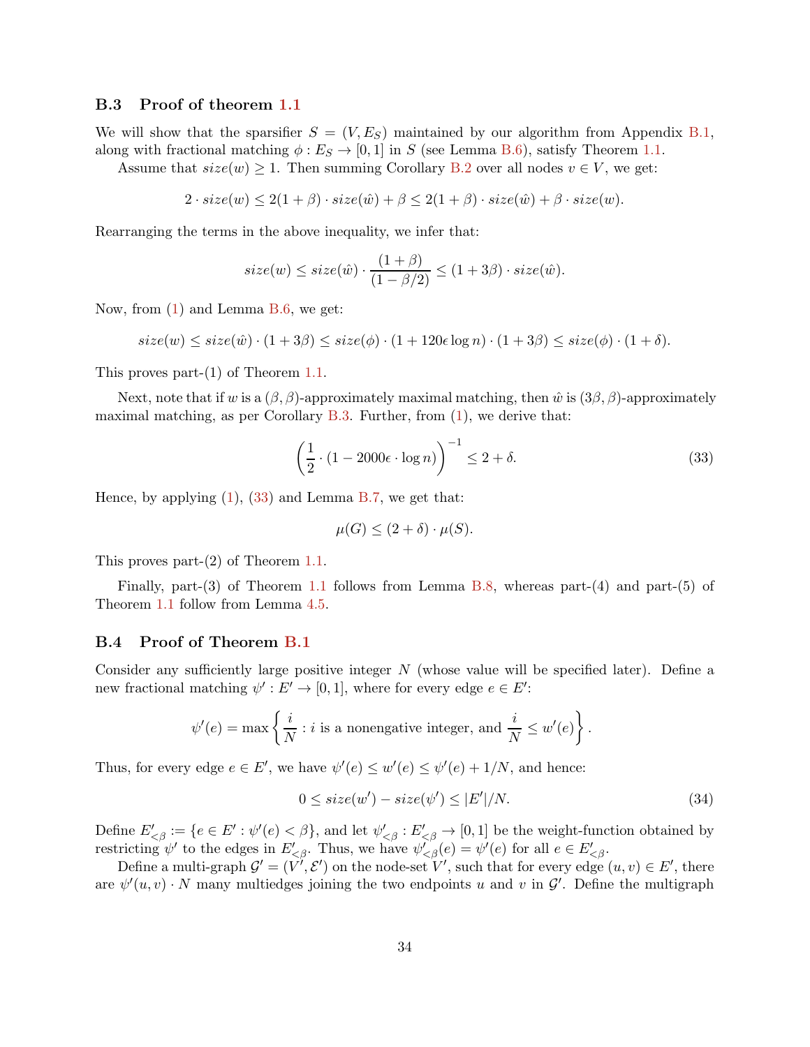### B.3 Proof of theorem 1.1

We will show that the sparsifier $S = (V, E_S)$ maintained by our algorithm from Appendix B.1, along with fractional matching $\phi : E_S \to [0, 1]$ in $S$ (see Lemma B.6), satisfy Theorem 1.1.

Assume that $size(w) \geq 1$. Then summing Corollary B.2 over all nodes $v \in V$, we get:

$$2 \cdot size(w) \leq 2(1 + \beta) \cdot size(\hat{w}) + \beta \leq 2(1 + \beta) \cdot size(\hat{w}) + \beta \cdot size(w).$$

Rearranging the terms in the above inequality, we infer that:

$$size(w) \leq size(\hat{w}) \cdot \frac{(1 + \beta)}{(1 - \beta/2)} \leq (1 + 3\beta) \cdot size(\hat{w}).$$

Now, from (1) and Lemma B.6, we get:

$$size(w) \leq size(\hat{w}) \cdot (1 + 3\beta) \leq size(\phi) \cdot (1 + 120\epsilon \log n) \cdot (1 + 3\beta) \leq size(\phi) \cdot (1 + \delta).$$

This proves part-(1) of Theorem 1.1.

Next, note that if $w$ is a $(\beta, \beta)$-approximately maximal matching, then $\hat{w}$ is $(3\beta, \beta)$-approximately maximal matching, as per Corollary B.3. Further, from (1), we derive that:

$$\left(\frac{1}{2} \cdot (1 - 2000\epsilon \cdot \log n)\right)^{-1} \leq 2 + \delta. \tag{33}$$

Hence, by applying (1), (33) and Lemma B.7, we get that:

$$\mu(G) \leq (2 + \delta) \cdot \mu(S).$$

This proves part-(2) of Theorem 1.1.

Finally, part-(3) of Theorem 1.1 follows from Lemma B.8, whereas part-(4) and part-(5) of Theorem 1.1 follow from Lemma 4.5.

### B.4 Proof of Theorem B.1

Consider any sufficiently large positive integer $N$ (whose value will be specified later). Define a new fractional matching $\psi' : E' \to [0, 1]$, where for every edge $e \in E'$:

$$\psi'(e) = \max\left\{\frac{i}{N} : i \text{ is a nonengative integer, and } \frac{i}{N} \leq w'(e)\right\}.$$

Thus, for every edge $e \in E'$, we have $\psi'(e) \leq w'(e) \leq \psi'(e) + 1/N$, and hence:

$$0 \leq size(w') - size(\psi') \leq |E'|/N. \tag{34}$$

Define $E'_{<\beta} := \{e \in E' : \psi'(e) < \beta\}$, and let $\psi'_{<\beta} : E'_{<\beta} \to [0, 1]$ be the weight-function obtained by restricting $\psi'$ to the edges in $E'_{<\beta}$. Thus, we have $\psi'_{<\beta}(e) = \psi'(e)$ for all $e \in E'_{<\beta}$.

Define a multi-graph $\mathcal{G}' = (V', \mathcal{E}')$ on the node-set $V'$, such that for every edge $(u, v) \in E'$, there are $\psi'(u, v) \cdot N$ many multiedges joining the two endpoints $u$ and $v$ in $\mathcal{G}'$. Define the multigraph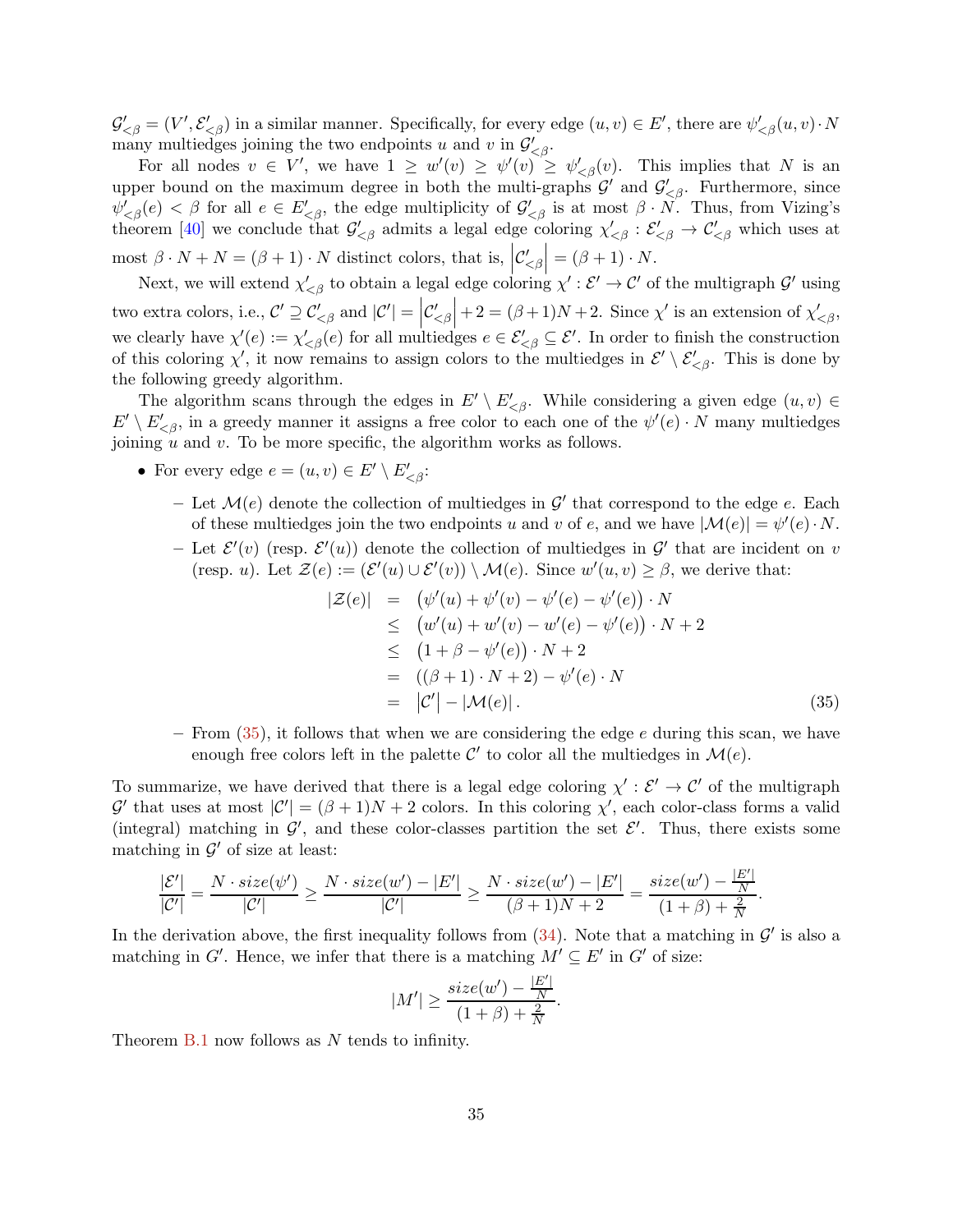$\mathcal{G}'_{<\beta} = (V', \mathcal{E}'_{<\beta})$ in a similar manner. Specifically, for every edge $(u, v) \in E'$, there are $\psi'_{<\beta}(u, v) \cdot N$ many multiedges joining the two endpoints $u$ and $v$ in $\mathcal{G}'_{<\beta}$.

For all nodes $v \in V'$, we have $1 \geq w'(v) \geq \psi'(v) \geq \psi'_{<\beta}(v)$. This implies that $N$ is an upper bound on the maximum degree in both the multi-graphs $\mathcal{G}'$ and $\mathcal{G}'_{<\beta}$. Furthermore, since $\psi'_{<\beta}(e) < \beta$ for all $e \in E'_{<\beta}$, the edge multiplicity of $\mathcal{G}'_{<\beta}$ is at most $\beta \cdot N$. Thus, from Vizing's theorem [40] we conclude that $\mathcal{G}'_{<\beta}$ admits a legal edge coloring $\chi'_{<\beta} : \mathcal{E}'_{<\beta} \to \mathcal{C}'_{<\beta}$ which uses at most $\beta \cdot N + N = (\beta + 1) \cdot N$ distinct colors, that is, $\left|\mathcal{C}'_{<\beta}\right| = (\beta + 1) \cdot N$.

Next, we will extend $\chi'_{<\beta}$ to obtain a legal edge coloring $\chi' : \mathcal{E}' \to \mathcal{C}'$ of the multigraph $\mathcal{G}'$ using two extra colors, i.e., $\mathcal{C}' \supseteq \mathcal{C}'_{<\beta}$ and $|\mathcal{C}'| = \left|\mathcal{C}'_{<\beta}\right| + 2 = (\beta + 1)N + 2$. Since $\chi'$ is an extension of $\chi'_{<\beta}$, we clearly have $\chi'(e) := \chi'_{<\beta}(e)$ for all multiedges $e \in \mathcal{E}'_{<\beta} \subseteq \mathcal{E}'$. In order to finish the construction of this coloring $\chi'$, it now remains to assign colors to the multiedges in $\mathcal{E}' \setminus \mathcal{E}'_{<\beta}$. This is done by the following greedy algorithm.

The algorithm scans through the edges in $E' \setminus E'_{<\beta}$. While considering a given edge $(u, v) \in E' \setminus E'_{<\beta}$, in a greedy manner it assigns a free color to each one of the $\psi'(e) \cdot N$ many multiedges joining $u$ and $v$. To be more specific, the algorithm works as follows.

- For every edge $e = (u, v) \in E' \setminus E'_{<\beta}$:
  - Let $\mathcal{M}(e)$ denote the collection of multiedges in $\mathcal{G}'$ that correspond to the edge $e$. Each of these multiedges join the two endpoints $u$ and $v$ of $e$, and we have $|\mathcal{M}(e)| = \psi'(e) \cdot N$.
  - Let $\mathcal{E}'(v)$ (resp. $\mathcal{E}'(u)$) denote the collection of multiedges in $\mathcal{G}'$ that are incident on $v$ (resp. $u$). Let $\mathcal{Z}(e) := (\mathcal{E}'(u) \cup \mathcal{E}'(v)) \setminus \mathcal{M}(e)$. Since $w'(u, v) \geq \beta$, we derive that:

$$
\begin{aligned}
|\mathcal{Z}(e)| &= \big(\psi'(u) + \psi'(v) - \psi'(e) - \psi'(e)\big) \cdot N \\
&\leq \big(w'(u) + w'(v) - w'(e) - \psi'(e)\big) \cdot N + 2 \\
&\leq \big(1 + \beta - \psi'(e)\big) \cdot N + 2 \\
&= ((\beta + 1) \cdot N + 2) - \psi'(e) \cdot N \\
&= \left|\mathcal{C}'\right| - |\mathcal{M}(e)|. \qquad (35)
\end{aligned}
$$

  - From (35), it follows that when we are considering the edge $e$ during this scan, we have enough free colors left in the palette $\mathcal{C}'$ to color all the multiedges in $\mathcal{M}(e)$.

To summarize, we have derived that there is a legal edge coloring $\chi' : \mathcal{E}' \to \mathcal{C}'$ of the multigraph $\mathcal{G}'$ that uses at most $|\mathcal{C}'| = (\beta + 1)N + 2$ colors. In this coloring $\chi'$, each color-class forms a valid (integral) matching in $\mathcal{G}'$, and these color-classes partition the set $\mathcal{E}'$. Thus, there exists some matching in $\mathcal{G}'$ of size at least:

$$
\frac{|\mathcal{E}'|}{|\mathcal{C}'|} = \frac{N \cdot size(\psi')}{|\mathcal{C}'|} \geq \frac{N \cdot size(w') - |E'|}{|\mathcal{C}'|} \geq \frac{N \cdot size(w') - |E'|}{(\beta + 1)N + 2} = \frac{size(w') - \frac{|E'|}{N}}{(1 + \beta) + \frac{2}{N}}.
$$

In the derivation above, the first inequality follows from (34). Note that a matching in $\mathcal{G}'$ is also a matching in $G'$. Hence, we infer that there is a matching $M' \subseteq E'$ in $G'$ of size:

$$
|M'| \geq \frac{size(w') - \frac{|E'|}{N}}{(1 + \beta) + \frac{2}{N}}.
$$

Theorem B.1 now follows as $N$ tends to infinity.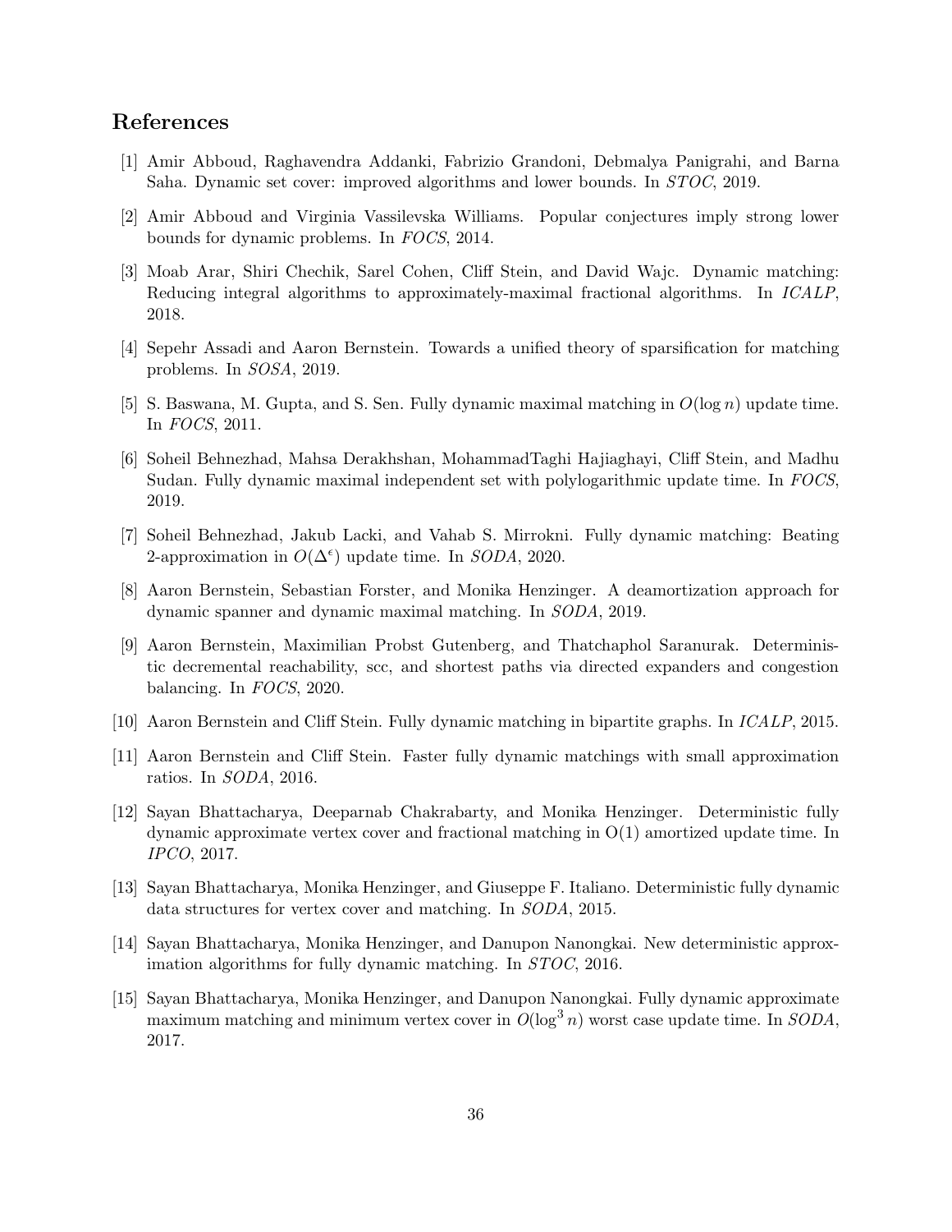## References

[1] Amir Abboud, Raghavendra Addanki, Fabrizio Grandoni, Debmalya Panigrahi, and Barna Saha. Dynamic set cover: improved algorithms and lower bounds. In *STOC*, 2019.

[2] Amir Abboud and Virginia Vassilevska Williams. Popular conjectures imply strong lower bounds for dynamic problems. In *FOCS*, 2014.

[3] Moab Arar, Shiri Chechik, Sarel Cohen, Cliff Stein, and David Wajc. Dynamic matching: Reducing integral algorithms to approximately-maximal fractional algorithms. In *ICALP*, 2018.

[4] Sepehr Assadi and Aaron Bernstein. Towards a unified theory of sparsification for matching problems. In *SOSA*, 2019.

[5] S. Baswana, M. Gupta, and S. Sen. Fully dynamic maximal matching in $O(\log n)$ update time. In *FOCS*, 2011.

[6] Soheil Behnezhad, Mahsa Derakhshan, MohammadTaghi Hajiaghayi, Cliff Stein, and Madhu Sudan. Fully dynamic maximal independent set with polylogarithmic update time. In *FOCS*, 2019.

[7] Soheil Behnezhad, Jakub Lacki, and Vahab S. Mirrokni. Fully dynamic matching: Beating 2-approximation in $O(\Delta^\epsilon)$ update time. In *SODA*, 2020.

[8] Aaron Bernstein, Sebastian Forster, and Monika Henzinger. A deamortization approach for dynamic spanner and dynamic maximal matching. In *SODA*, 2019.

[9] Aaron Bernstein, Maximilian Probst Gutenberg, and Thatchaphol Saranurak. Deterministic decremental reachability, scc, and shortest paths via directed expanders and congestion balancing. In *FOCS*, 2020.

[10] Aaron Bernstein and Cliff Stein. Fully dynamic matching in bipartite graphs. In *ICALP*, 2015.

[11] Aaron Bernstein and Cliff Stein. Faster fully dynamic matchings with small approximation ratios. In *SODA*, 2016.

[12] Sayan Bhattacharya, Deeparnab Chakrabarty, and Monika Henzinger. Deterministic fully dynamic approximate vertex cover and fractional matching in O(1) amortized update time. In *IPCO*, 2017.

[13] Sayan Bhattacharya, Monika Henzinger, and Giuseppe F. Italiano. Deterministic fully dynamic data structures for vertex cover and matching. In *SODA*, 2015.

[14] Sayan Bhattacharya, Monika Henzinger, and Danupon Nanongkai. New deterministic approximation algorithms for fully dynamic matching. In *STOC*, 2016.

[15] Sayan Bhattacharya, Monika Henzinger, and Danupon Nanongkai. Fully dynamic approximate maximum matching and minimum vertex cover in $O(\log^3 n)$ worst case update time. In *SODA*, 2017.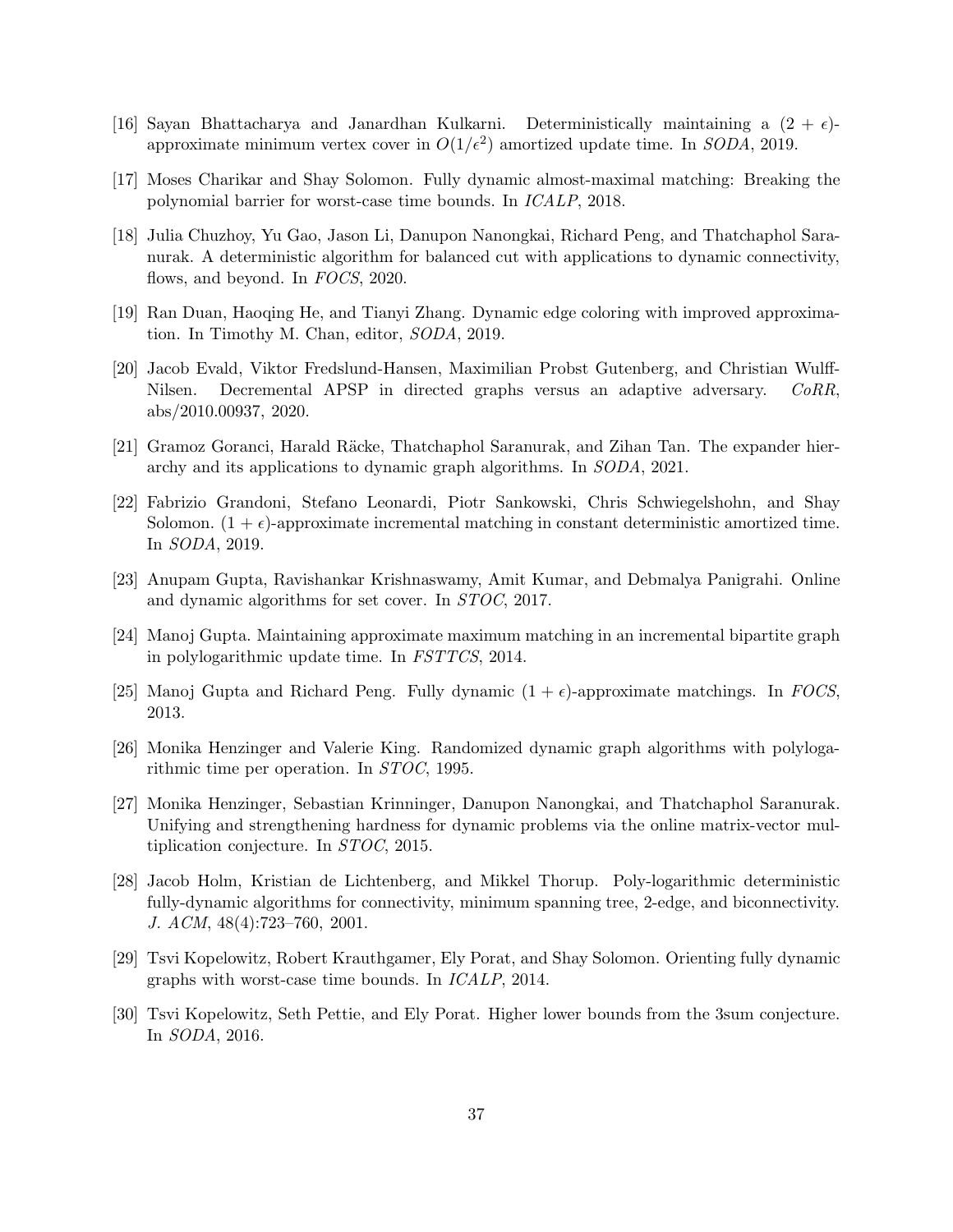[16] Sayan Bhattacharya and Janardhan Kulkarni. Deterministically maintaining a $(2 + \epsilon)$-approximate minimum vertex cover in $O(1/\epsilon^2)$ amortized update time. In *SODA*, 2019.

[17] Moses Charikar and Shay Solomon. Fully dynamic almost-maximal matching: Breaking the polynomial barrier for worst-case time bounds. In *ICALP*, 2018.

[18] Julia Chuzhoy, Yu Gao, Jason Li, Danupon Nanongkai, Richard Peng, and Thatchaphol Saranurak. A deterministic algorithm for balanced cut with applications to dynamic connectivity, flows, and beyond. In *FOCS*, 2020.

[19] Ran Duan, Haoqing He, and Tianyi Zhang. Dynamic edge coloring with improved approximation. In Timothy M. Chan, editor, *SODA*, 2019.

[20] Jacob Evald, Viktor Fredslund-Hansen, Maximilian Probst Gutenberg, and Christian Wulff-Nilsen. Decremental APSP in directed graphs versus an adaptive adversary. *CoRR*, abs/2010.00937, 2020.

[21] Gramoz Goranci, Harald Räcke, Thatchaphol Saranurak, and Zihan Tan. The expander hierarchy and its applications to dynamic graph algorithms. In *SODA*, 2021.

[22] Fabrizio Grandoni, Stefano Leonardi, Piotr Sankowski, Chris Schwiegelshohn, and Shay Solomon. $(1 + \epsilon)$-approximate incremental matching in constant deterministic amortized time. In *SODA*, 2019.

[23] Anupam Gupta, Ravishankar Krishnaswamy, Amit Kumar, and Debmalya Panigrahi. Online and dynamic algorithms for set cover. In *STOC*, 2017.

[24] Manoj Gupta. Maintaining approximate maximum matching in an incremental bipartite graph in polylogarithmic update time. In *FSTTCS*, 2014.

[25] Manoj Gupta and Richard Peng. Fully dynamic $(1 + \epsilon)$-approximate matchings. In *FOCS*, 2013.

[26] Monika Henzinger and Valerie King. Randomized dynamic graph algorithms with polylogarithmic time per operation. In *STOC*, 1995.

[27] Monika Henzinger, Sebastian Krinninger, Danupon Nanongkai, and Thatchaphol Saranurak. Unifying and strengthening hardness for dynamic problems via the online matrix-vector multiplication conjecture. In *STOC*, 2015.

[28] Jacob Holm, Kristian de Lichtenberg, and Mikkel Thorup. Poly-logarithmic deterministic fully-dynamic algorithms for connectivity, minimum spanning tree, 2-edge, and biconnectivity. *J. ACM*, 48(4):723–760, 2001.

[29] Tsvi Kopelowitz, Robert Krauthgamer, Ely Porat, and Shay Solomon. Orienting fully dynamic graphs with worst-case time bounds. In *ICALP*, 2014.

[30] Tsvi Kopelowitz, Seth Pettie, and Ely Porat. Higher lower bounds from the 3sum conjecture. In *SODA*, 2016.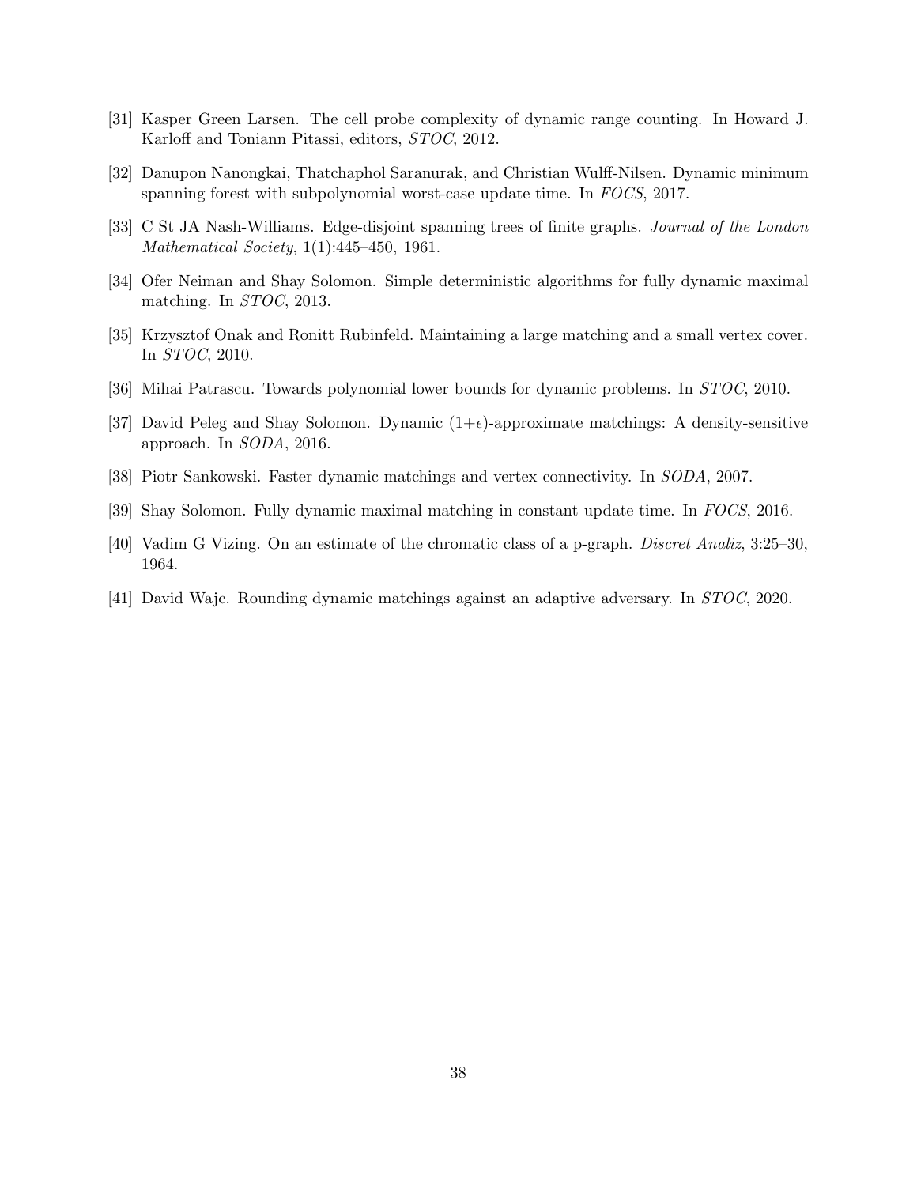[31] Kasper Green Larsen. The cell probe complexity of dynamic range counting. In Howard J. Karloff and Toniann Pitassi, editors, *STOC*, 2012.

[32] Danupon Nanongkai, Thatchaphol Saranurak, and Christian Wulff-Nilsen. Dynamic minimum spanning forest with subpolynomial worst-case update time. In *FOCS*, 2017.

[33] C St JA Nash-Williams. Edge-disjoint spanning trees of finite graphs. *Journal of the London Mathematical Society*, 1(1):445–450, 1961.

[34] Ofer Neiman and Shay Solomon. Simple deterministic algorithms for fully dynamic maximal matching. In *STOC*, 2013.

[35] Krzysztof Onak and Ronitt Rubinfeld. Maintaining a large matching and a small vertex cover. In *STOC*, 2010.

[36] Mihai Patrascu. Towards polynomial lower bounds for dynamic problems. In *STOC*, 2010.

[37] David Peleg and Shay Solomon. Dynamic $(1+\epsilon)$-approximate matchings: A density-sensitive approach. In *SODA*, 2016.

[38] Piotr Sankowski. Faster dynamic matchings and vertex connectivity. In *SODA*, 2007.

[39] Shay Solomon. Fully dynamic maximal matching in constant update time. In *FOCS*, 2016.

[40] Vadim G Vizing. On an estimate of the chromatic class of a p-graph. *Discret Analiz*, 3:25–30, 1964.

[41] David Wajc. Rounding dynamic matchings against an adaptive adversary. In *STOC*, 2020.